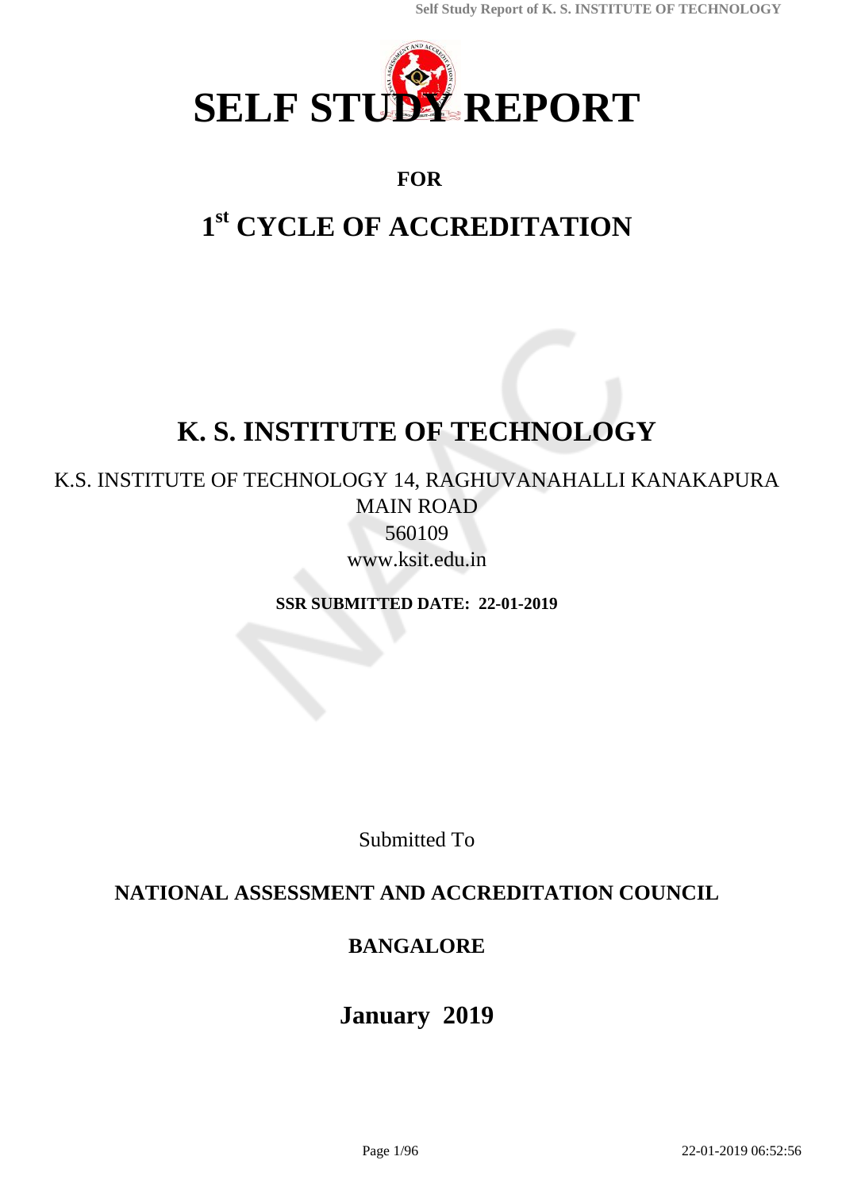# SELF STUDY REPORT

**FOR**

## 1st CYCLE OF ACCREDITATION

# K. S. INSTITUTE OF TECHNOLOGY

K.S. INSTITUTE OF TECHNOLOGY 14, RAGHUVANAHALLI KANAKAPURA MAIN ROAD

560109

www.ksit.edu.in

**SSR SUBMITTED DATE: 22-01-2019**

Submitted To

**NATIONAL ASSESSMENT AND ACCREDITATION COUNCIL**

**BANGALORE**

**January 2019**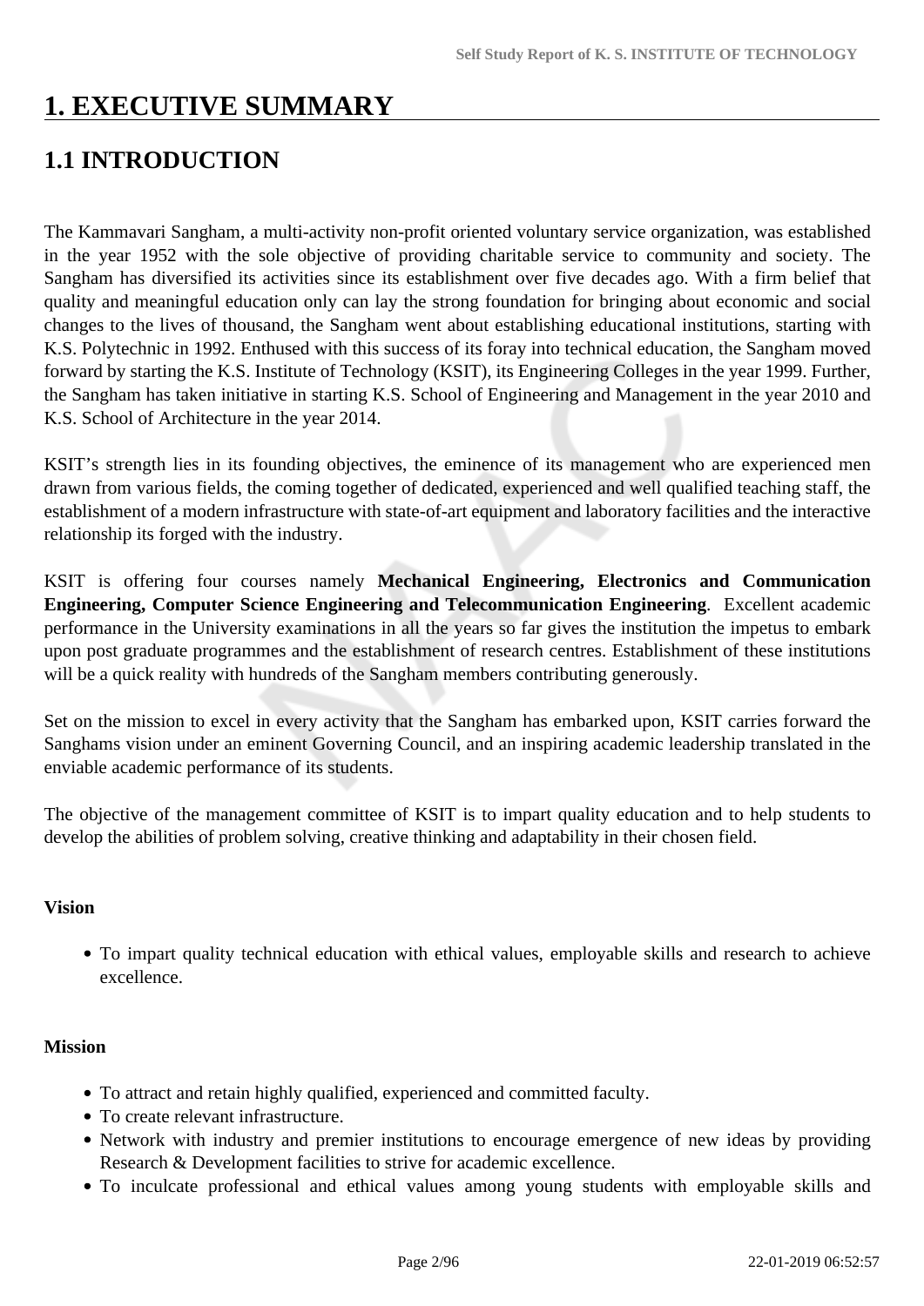# 1. EXECUTIVE SUMMARY

## 1.1 INTRODUCTION

The Kammavari Sangham, a multi-activity non-profit oriented voluntary service organization, was established in the year 1952 with the sole objective of providing charitable service to community and society. The Sangham has diversified its activities since its establishment over five decades ago. With a firm belief that quality and meaningful education only can lay the strong foundation for bringing about economic and social changes to the lives of thousand, the Sangham went about establishing educational institutions, starting with K.S. Polytechnic in 1992. Enthused with this success of its foray into technical education, the Sangham moved forward by starting the K.S. Institute of Technology (KSIT), its Engineering Colleges in the year 1999. Further, the Sangham has taken initiative in starting K.S. School of Engineering and Management in the year 2010 and K.S. School of Architecture in the year 2014.

KSIT's strength lies in its founding objectives, the eminence of its management who are experienced men drawn from various fields, the coming together of dedicated, experienced and well qualified teaching staff, the establishment of a modern infrastructure with state-of-art equipment and laboratory facilities and the interactive relationship its forged with the industry.

KSIT is offering four courses namely **Mechanical Engineering, Electronics and Communication Engineering, Computer Science Engineering and Telecommunication Engineering**. Excellent academic performance in the University examinations in all the years so far gives the institution the impetus to embark upon post graduate programmes and the establishment of research centres. Establishment of these institutions will be a quick reality with hundreds of the Sangham members contributing generously.

Set on the mission to excel in every activity that the Sangham has embarked upon, KSIT carries forward the Sanghams vision under an eminent Governing Council, and an inspiring academic leadership translated in the enviable academic performance of its students.

The objective of the management committee of KSIT is to impart quality education and to help students to develop the abilities of problem solving, creative thinking and adaptability in their chosen field.

**Vision**

- To impart quality technical education with ethical values, employable skills and research to achieve excellence.

**Mission**

- To attract and retain highly qualified, experienced and committed faculty.
- To create relevant infrastructure.
- Network with industry and premier institutions to encourage emergence of new ideas by providing Research & Development facilities to strive for academic excellence.
- To inculcate professional and ethical values among young students with employable skills and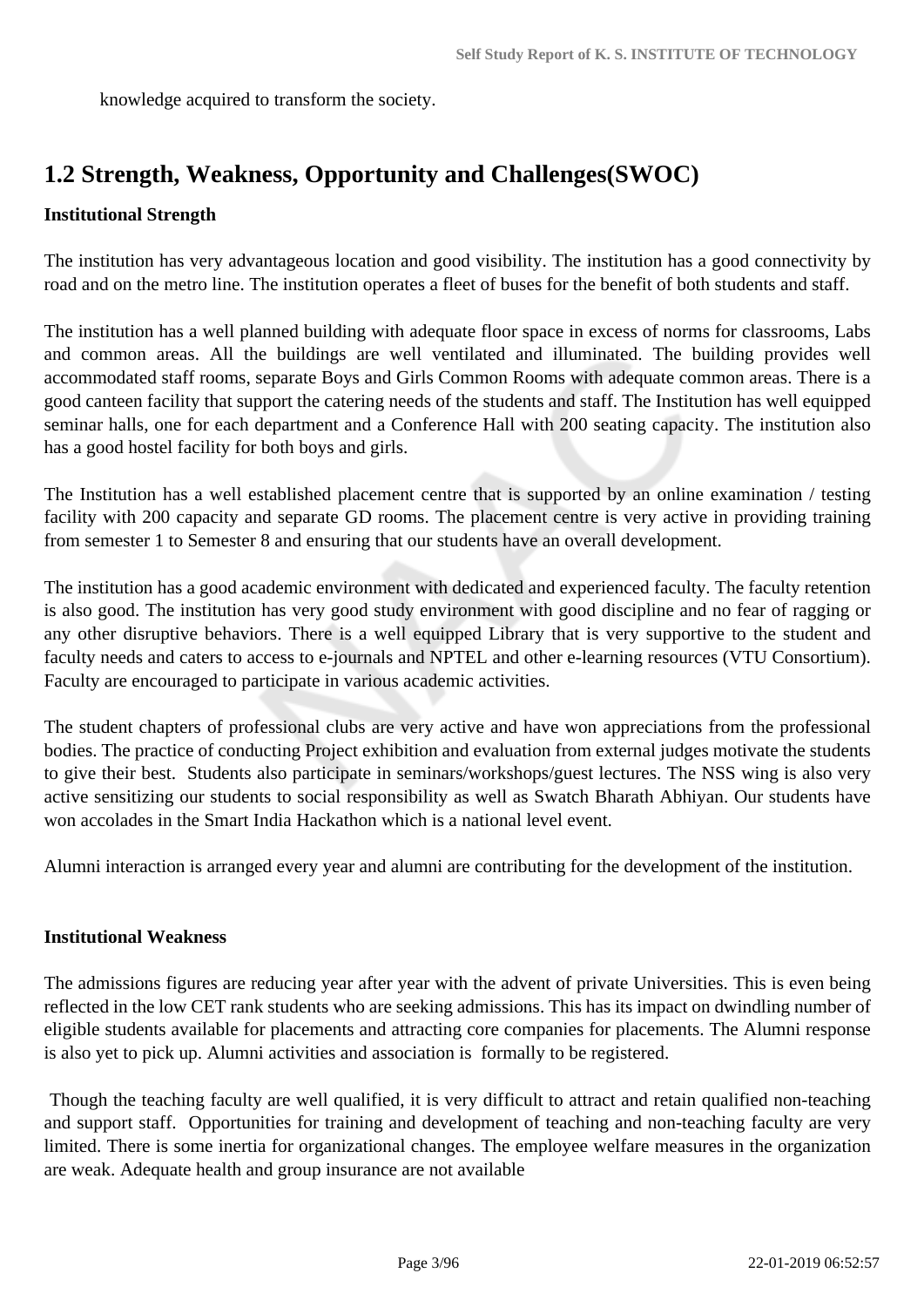knowledge acquired to transform the society.

## 1.2 Strength, Weakness, Opportunity and Challenges(SWOC)

**Institutional Strength**

The institution has very advantageous location and good visibility. The institution has a good connectivity by road and on the metro line. The institution operates a fleet of buses for the benefit of both students and staff.

The institution has a well planned building with adequate floor space in excess of norms for classrooms, Labs and common areas. All the buildings are well ventilated and illuminated. The building provides well accommodated staff rooms, separate Boys and Girls Common Rooms with adequate common areas. There is a good canteen facility that support the catering needs of the students and staff. The Institution has well equipped seminar halls, one for each department and a Conference Hall with 200 seating capacity. The institution also has a good hostel facility for both boys and girls.

The Institution has a well established placement centre that is supported by an online examination / testing facility with 200 capacity and separate GD rooms. The placement centre is very active in providing training from semester 1 to Semester 8 and ensuring that our students have an overall development.

The institution has a good academic environment with dedicated and experienced faculty. The faculty retention is also good. The institution has very good study environment with good discipline and no fear of ragging or any other disruptive behaviors. There is a well equipped Library that is very supportive to the student and faculty needs and caters to access to e-journals and NPTEL and other e-learning resources (VTU Consortium). Faculty are encouraged to participate in various academic activities.

The student chapters of professional clubs are very active and have won appreciations from the professional bodies. The practice of conducting Project exhibition and evaluation from external judges motivate the students to give their best. Students also participate in seminars/workshops/guest lectures. The NSS wing is also very active sensitizing our students to social responsibility as well as Swatch Bharath Abhiyan. Our students have won accolades in the Smart India Hackathon which is a national level event.

Alumni interaction is arranged every year and alumni are contributing for the development of the institution.

**Institutional Weakness**

The admissions figures are reducing year after year with the advent of private Universities. This is even being reflected in the low CET rank students who are seeking admissions. This has its impact on dwindling number of eligible students available for placements and attracting core companies for placements. The Alumni response is also yet to pick up. Alumni activities and association is formally to be registered.

Though the teaching faculty are well qualified, it is very difficult to attract and retain qualified non-teaching and support staff. Opportunities for training and development of teaching and non-teaching faculty are very limited. There is some inertia for organizational changes. The employee welfare measures in the organization are weak. Adequate health and group insurance are not available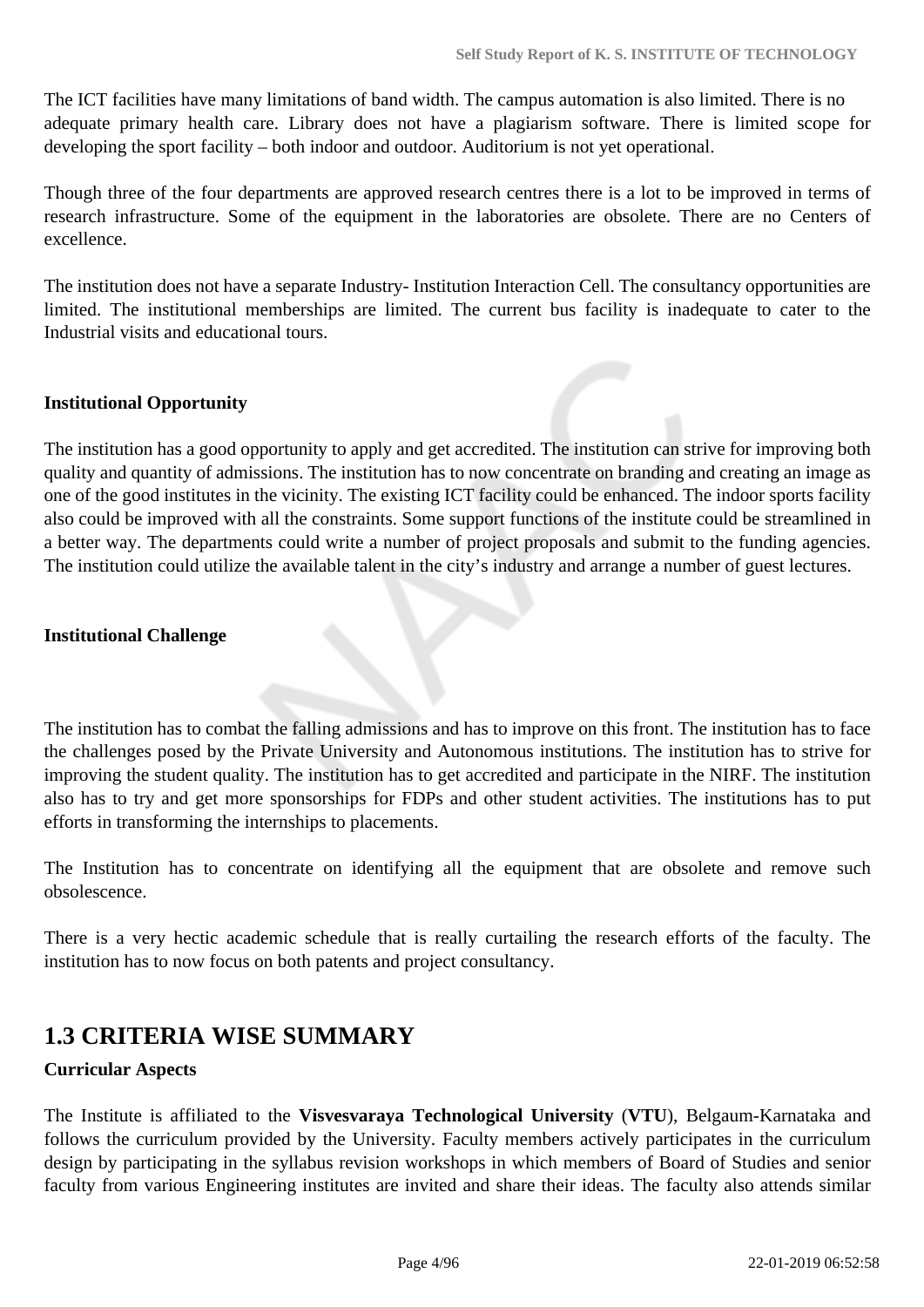The ICT facilities have many limitations of band width. The campus automation is also limited. There is no adequate primary health care. Library does not have a plagiarism software. There is limited scope for developing the sport facility – both indoor and outdoor. Auditorium is not yet operational.

Though three of the four departments are approved research centres there is a lot to be improved in terms of research infrastructure. Some of the equipment in the laboratories are obsolete. There are no Centers of excellence.

The institution does not have a separate Industry- Institution Interaction Cell. The consultancy opportunities are limited. The institutional memberships are limited. The current bus facility is inadequate to cater to the Industrial visits and educational tours.

**Institutional Opportunity**

The institution has a good opportunity to apply and get accredited. The institution can strive for improving both quality and quantity of admissions. The institution has to now concentrate on branding and creating an image as one of the good institutes in the vicinity. The existing ICT facility could be enhanced. The indoor sports facility also could be improved with all the constraints. Some support functions of the institute could be streamlined in a better way. The departments could write a number of project proposals and submit to the funding agencies. The institution could utilize the available talent in the city's industry and arrange a number of guest lectures.

**Institutional Challenge**

The institution has to combat the falling admissions and has to improve on this front. The institution has to face the challenges posed by the Private University and Autonomous institutions. The institution has to strive for improving the student quality. The institution has to get accredited and participate in the NIRF. The institution also has to try and get more sponsorships for FDPs and other student activities. The institutions has to put efforts in transforming the internships to placements.

The Institution has to concentrate on identifying all the equipment that are obsolete and remove such obsolescence.

There is a very hectic academic schedule that is really curtailing the research efforts of the faculty. The institution has to now focus on both patents and project consultancy.

## 1.3 CRITERIA WISE SUMMARY

**Curricular Aspects**

The Institute is affiliated to the **Visvesvaraya Technological University** (**VTU**), Belgaum-Karnataka and follows the curriculum provided by the University. Faculty members actively participates in the curriculum design by participating in the syllabus revision workshops in which members of Board of Studies and senior faculty from various Engineering institutes are invited and share their ideas. The faculty also attends similar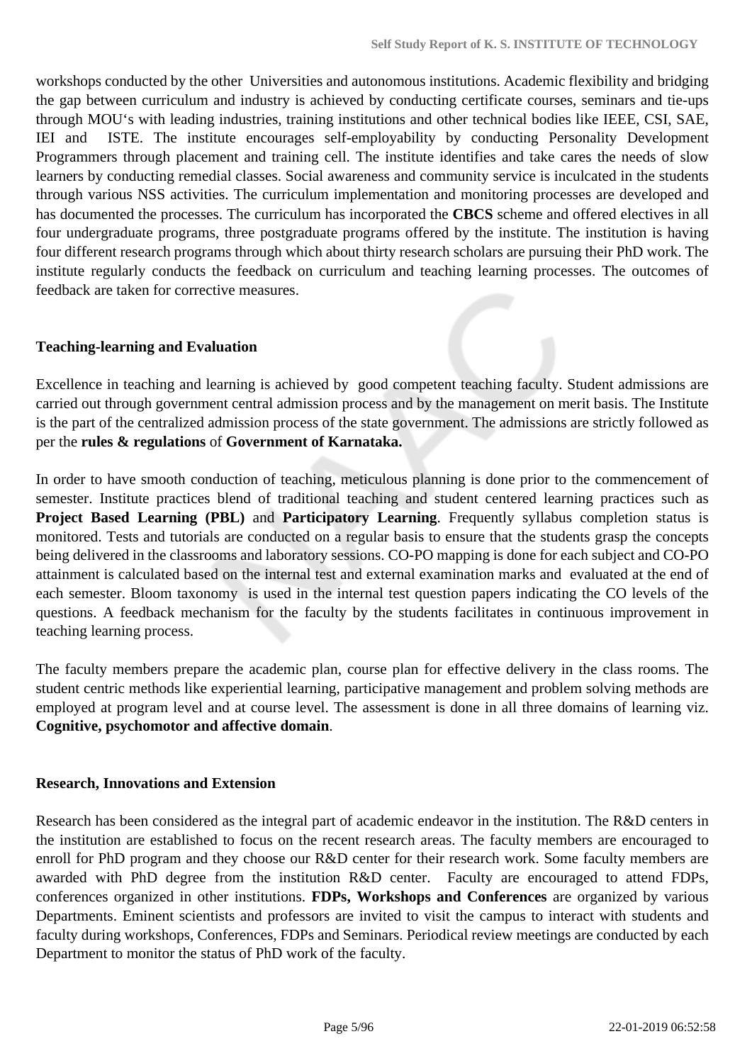workshops conducted by the other Universities and autonomous institutions. Academic flexibility and bridging the gap between curriculum and industry is achieved by conducting certificate courses, seminars and tie-ups through MOU's with leading industries, training institutions and other technical bodies like IEEE, CSI, SAE, IEI and ISTE. The institute encourages self-employability by conducting Personality Development Programmers through placement and training cell. The institute identifies and take cares the needs of slow learners by conducting remedial classes. Social awareness and community service is inculcated in the students through various NSS activities. The curriculum implementation and monitoring processes are developed and has documented the processes. The curriculum has incorporated the **CBCS** scheme and offered electives in all four undergraduate programs, three postgraduate programs offered by the institute. The institution is having four different research programs through which about thirty research scholars are pursuing their PhD work. The institute regularly conducts the feedback on curriculum and teaching learning processes. The outcomes of feedback are taken for corrective measures.

**Teaching-learning and Evaluation**

Excellence in teaching and learning is achieved by good competent teaching faculty. Student admissions are carried out through government central admission process and by the management on merit basis. The Institute is the part of the centralized admission process of the state government. The admissions are strictly followed as per the **rules & regulations** of **Government of Karnataka.**

In order to have smooth conduction of teaching, meticulous planning is done prior to the commencement of semester. Institute practices blend of traditional teaching and student centered learning practices such as **Project Based Learning (PBL)** and **Participatory Learning**. Frequently syllabus completion status is monitored. Tests and tutorials are conducted on a regular basis to ensure that the students grasp the concepts being delivered in the classrooms and laboratory sessions. CO-PO mapping is done for each subject and CO-PO attainment is calculated based on the internal test and external examination marks and evaluated at the end of each semester. Bloom taxonomy is used in the internal test question papers indicating the CO levels of the questions. A feedback mechanism for the faculty by the students facilitates in continuous improvement in teaching learning process.

The faculty members prepare the academic plan, course plan for effective delivery in the class rooms. The student centric methods like experiential learning, participative management and problem solving methods are employed at program level and at course level. The assessment is done in all three domains of learning viz. **Cognitive, psychomotor and affective domain**.

**Research, Innovations and Extension**

Research has been considered as the integral part of academic endeavor in the institution. The R&D centers in the institution are established to focus on the recent research areas. The faculty members are encouraged to enroll for PhD program and they choose our R&D center for their research work. Some faculty members are awarded with PhD degree from the institution R&D center. Faculty are encouraged to attend FDPs, conferences organized in other institutions. **FDPs, Workshops and Conferences** are organized by various Departments. Eminent scientists and professors are invited to visit the campus to interact with students and faculty during workshops, Conferences, FDPs and Seminars. Periodical review meetings are conducted by each Department to monitor the status of PhD work of the faculty.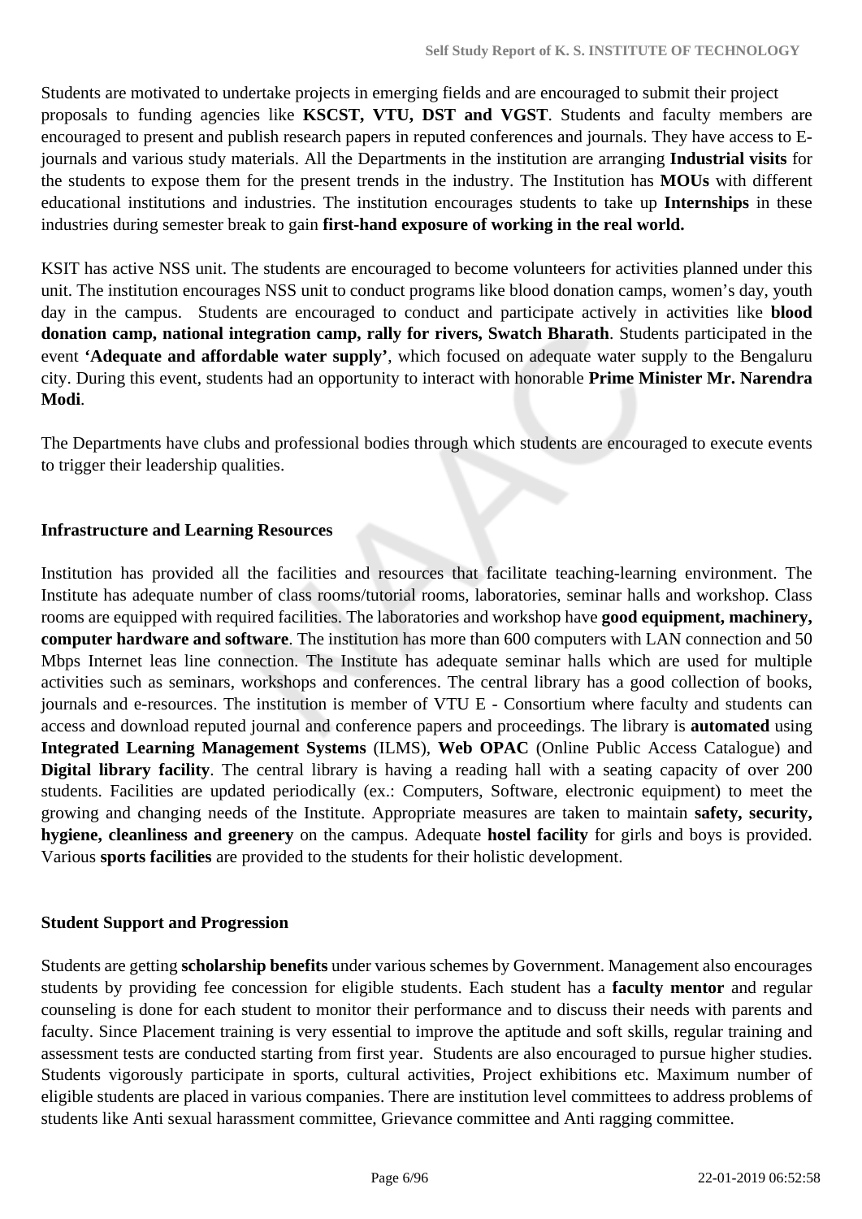Students are motivated to undertake projects in emerging fields and are encouraged to submit their project proposals to funding agencies like **KSCST, VTU, DST and VGST**. Students and faculty members are encouraged to present and publish research papers in reputed conferences and journals. They have access to E-journals and various study materials. All the Departments in the institution are arranging **Industrial visits** for the students to expose them for the present trends in the industry. The Institution has **MOUs** with different educational institutions and industries. The institution encourages students to take up **Internships** in these industries during semester break to gain **first-hand exposure of working in the real world.**

KSIT has active NSS unit. The students are encouraged to become volunteers for activities planned under this unit. The institution encourages NSS unit to conduct programs like blood donation camps, women's day, youth day in the campus. Students are encouraged to conduct and participate actively in activities like **blood donation camp, national integration camp, rally for rivers, Swatch Bharath**. Students participated in the event **'Adequate and affordable water supply'**, which focused on adequate water supply to the Bengaluru city. During this event, students had an opportunity to interact with honorable **Prime Minister Mr. Narendra Modi**.

The Departments have clubs and professional bodies through which students are encouraged to execute events to trigger their leadership qualities.

**Infrastructure and Learning Resources**

Institution has provided all the facilities and resources that facilitate teaching-learning environment. The Institute has adequate number of class rooms/tutorial rooms, laboratories, seminar halls and workshop. Class rooms are equipped with required facilities. The laboratories and workshop have **good equipment, machinery, computer hardware and software**. The institution has more than 600 computers with LAN connection and 50 Mbps Internet leas line connection. The Institute has adequate seminar halls which are used for multiple activities such as seminars, workshops and conferences. The central library has a good collection of books, journals and e-resources. The institution is member of VTU E - Consortium where faculty and students can access and download reputed journal and conference papers and proceedings. The library is **automated** using **Integrated Learning Management Systems** (ILMS), **Web OPAC** (Online Public Access Catalogue) and **Digital library facility**. The central library is having a reading hall with a seating capacity of over 200 students. Facilities are updated periodically (ex.: Computers, Software, electronic equipment) to meet the growing and changing needs of the Institute. Appropriate measures are taken to maintain **safety, security, hygiene, cleanliness and greenery** on the campus. Adequate **hostel facility** for girls and boys is provided. Various **sports facilities** are provided to the students for their holistic development.

**Student Support and Progression**

Students are getting **scholarship benefits** under various schemes by Government. Management also encourages students by providing fee concession for eligible students. Each student has a **faculty mentor** and regular counseling is done for each student to monitor their performance and to discuss their needs with parents and faculty. Since Placement training is very essential to improve the aptitude and soft skills, regular training and assessment tests are conducted starting from first year. Students are also encouraged to pursue higher studies. Students vigorously participate in sports, cultural activities, Project exhibitions etc. Maximum number of eligible students are placed in various companies. There are institution level committees to address problems of students like Anti sexual harassment committee, Grievance committee and Anti ragging committee.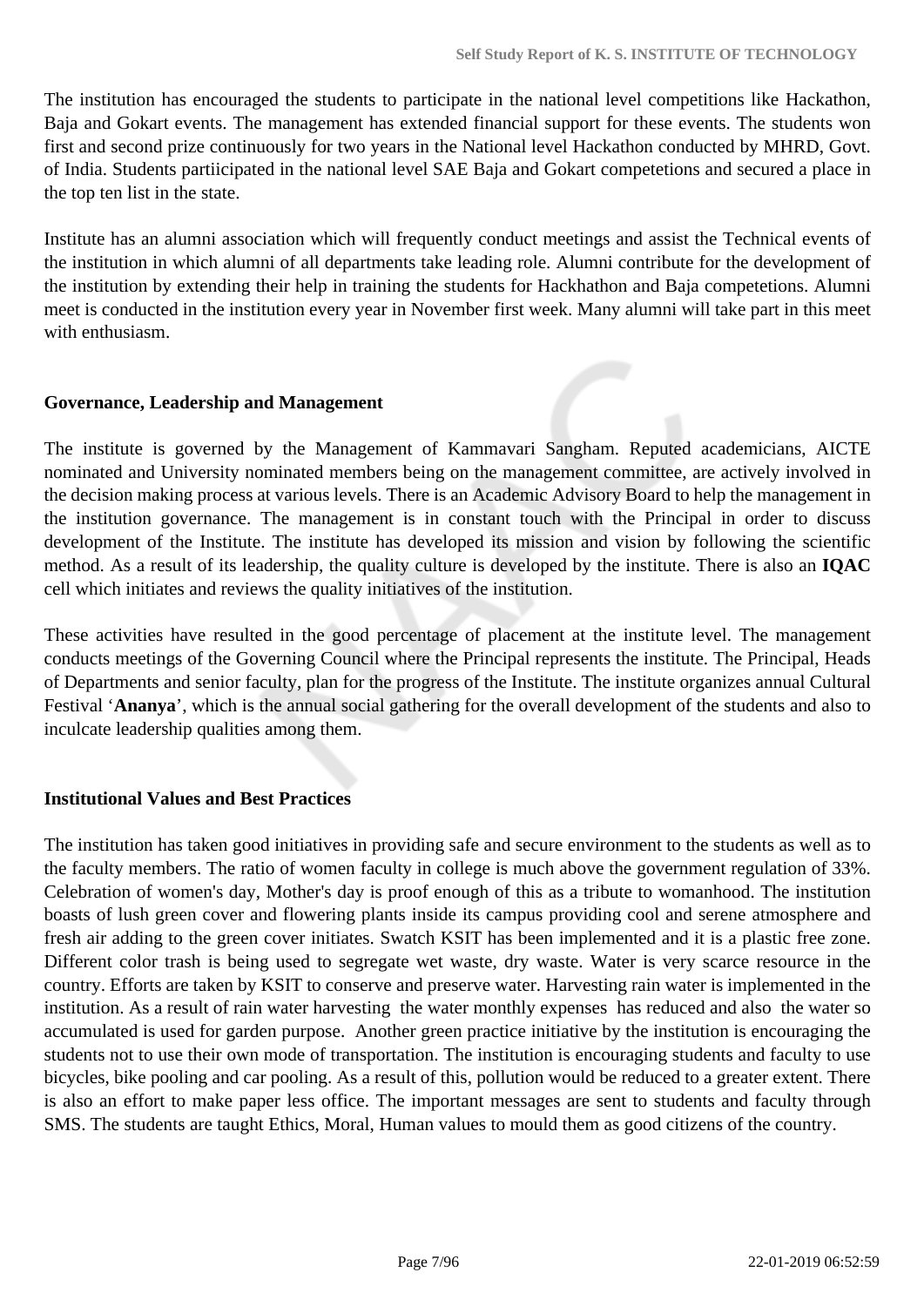The institution has encouraged the students to participate in the national level competitions like Hackathon, Baja and Gokart events. The management has extended financial support for these events. The students won first and second prize continuously for two years in the National level Hackathon conducted by MHRD, Govt. of India. Students partiicipated in the national level SAE Baja and Gokart competetions and secured a place in the top ten list in the state.

Institute has an alumni association which will frequently conduct meetings and assist the Technical events of the institution in which alumni of all departments take leading role. Alumni contribute for the development of the institution by extending their help in training the students for Hackhathon and Baja competetions. Alumni meet is conducted in the institution every year in November first week. Many alumni will take part in this meet with enthusiasm.

**Governance, Leadership and Management**

The institute is governed by the Management of Kammavari Sangham. Reputed academicians, AICTE nominated and University nominated members being on the management committee, are actively involved in the decision making process at various levels. There is an Academic Advisory Board to help the management in the institution governance. The management is in constant touch with the Principal in order to discuss development of the Institute. The institute has developed its mission and vision by following the scientific method. As a result of its leadership, the quality culture is developed by the institute. There is also an **IQAC** cell which initiates and reviews the quality initiatives of the institution.

These activities have resulted in the good percentage of placement at the institute level. The management conducts meetings of the Governing Council where the Principal represents the institute. The Principal, Heads of Departments and senior faculty, plan for the progress of the Institute. The institute organizes annual Cultural Festival '**Ananya**', which is the annual social gathering for the overall development of the students and also to inculcate leadership qualities among them.

**Institutional Values and Best Practices**

The institution has taken good initiatives in providing safe and secure environment to the students as well as to the faculty members. The ratio of women faculty in college is much above the government regulation of 33%. Celebration of women's day, Mother's day is proof enough of this as a tribute to womanhood. The institution boasts of lush green cover and flowering plants inside its campus providing cool and serene atmosphere and fresh air adding to the green cover initiates. Swatch KSIT has been implemented and it is a plastic free zone. Different color trash is being used to segregate wet waste, dry waste. Water is very scarce resource in the country. Efforts are taken by KSIT to conserve and preserve water. Harvesting rain water is implemented in the institution. As a result of rain water harvesting the water monthly expenses has reduced and also the water so accumulated is used for garden purpose. Another green practice initiative by the institution is encouraging the students not to use their own mode of transportation. The institution is encouraging students and faculty to use bicycles, bike pooling and car pooling. As a result of this, pollution would be reduced to a greater extent. There is also an effort to make paper less office. The important messages are sent to students and faculty through SMS. The students are taught Ethics, Moral, Human values to mould them as good citizens of the country.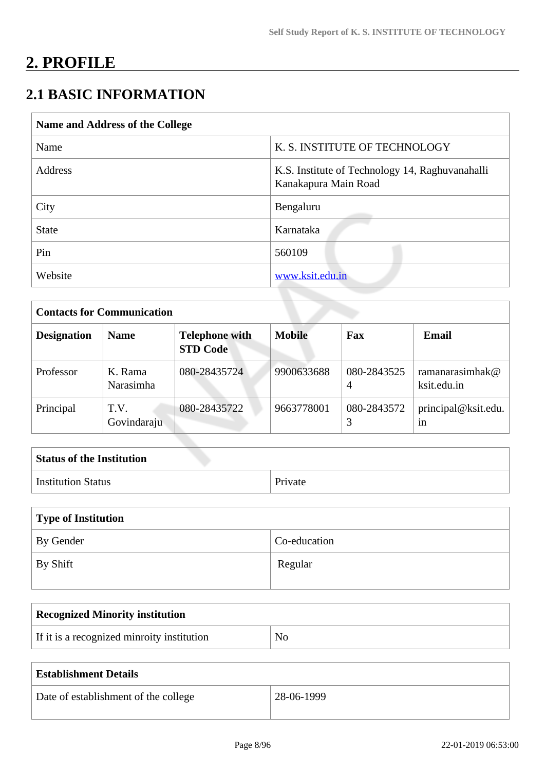# 2. PROFILE

## 2.1 BASIC INFORMATION

| Name and Address of the College | |
|---|---|
| Name | K. S. INSTITUTE OF TECHNOLOGY |
| Address | K.S. Institute of Technology 14, Raghuvanahalli Kanakapura Main Road |
| City | Bengaluru |
| State | Karnataka |
| Pin | 560109 |
| Website | www.ksit.edu.in |

| Contacts for Communication | | | | | |
|---|---|---|---|---|---|
| **Designation** | **Name** | **Telephone with STD Code** | **Mobile** | **Fax** | **Email** |
| Professor | K. Rama Narasimha | 080-28435724 | 9900633688 | 080-28435254 | ramanarasimhak@ksit.edu.in |
| Principal | T.V. Govindaraju | 080-28435722 | 9663778001 | 080-28435723 | principal@ksit.edu.in |

| Status of the Institution | |
|---|---|
| Institution Status | Private |

| Type of Institution | |
|---|---|
| By Gender | Co-education |
| By Shift | Regular |

| Recognized Minority institution | |
|---|---|
| If it is a recognized minroity institution | No |

| Establishment Details | |
|---|---|
| Date of establishment of the college | 28-06-1999 |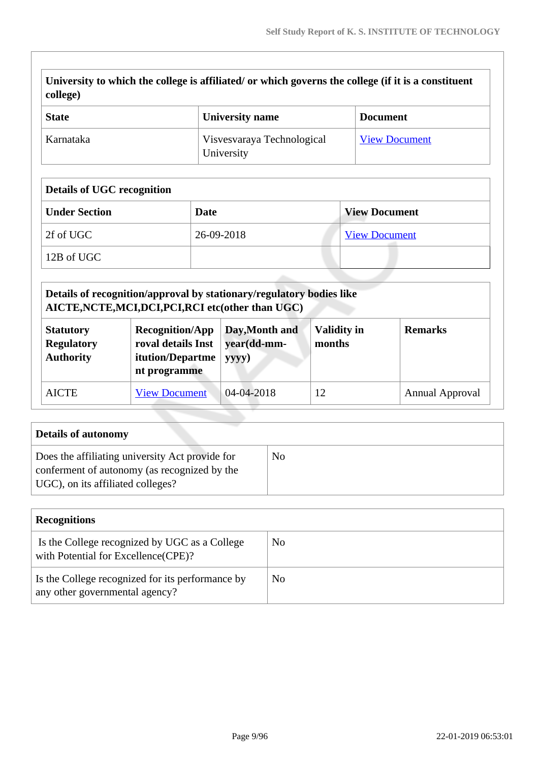| University to which the college is affiliated/ or which governs the college (if it is a constituent college) | | |
|---|---|---|
| **State** | **University name** | **Document** |
| Karnataka | Visvesvaraya Technological University | View Document |

| Details of UGC recognition | | |
|---|---|---|
| **Under Section** | **Date** | **View Document** |
| 2f of UGC | 26-09-2018 | View Document |
| 12B of UGC | | |

| Details of recognition/approval by stationary/regulatory bodies like AICTE,NCTE,MCI,DCI,PCI,RCI etc(other than UGC) | | | | |
|---|---|---|---|---|
| **Statutory Regulatory Authority** | **Recognition/Approval details Institution/Department programme** | **Day,Month and year(dd-mm-yyyy)** | **Validity in months** | **Remarks** |
| AICTE | View Document | 04-04-2018 | 12 | Annual Approval |

| Details of autonomy | |
|---|---|
| Does the affiliating university Act provide for conferment of autonomy (as recognized by the UGC), on its affiliated colleges? | No |

| Recognitions | |
|---|---|
| Is the College recognized by UGC as a College with Potential for Excellence(CPE)? | No |
| Is the College recognized for its performance by any other governmental agency? | No |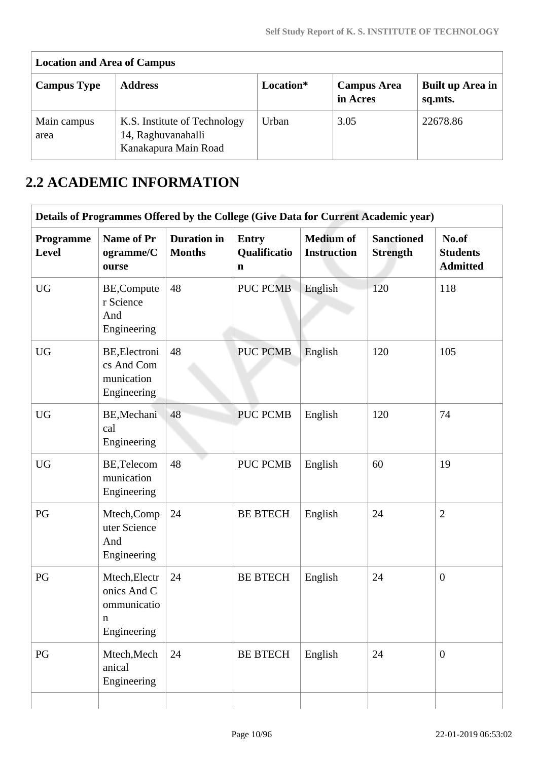| Location and Area of Campus | | | | |
|---|---|---|---|---|
| **Campus Type** | **Address** | **Location*** | **Campus Area in Acres** | **Built up Area in sq.mts.** |
| Main campus area | K.S. Institute of Technology 14, Raghuvanahalli Kanakapura Main Road | Urban | 3.05 | 22678.86 |

## 2.2 ACADEMIC INFORMATION

| Details of Programmes Offered by the College (Give Data for Current Academic year) | | | | | | |
|---|---|---|---|---|---|---|
| **Programme Level** | **Name of Programme/Course** | **Duration in Months** | **Entry Qualification** | **Medium of Instruction** | **Sanctioned Strength** | **No.of Students Admitted** |
| UG | BE,Computer Science And Engineering | 48 | PUC PCMB | English | 120 | 118 |
| UG | BE,Electronics And Communication Engineering | 48 | PUC PCMB | English | 120 | 105 |
| UG | BE,Mechanical Engineering | 48 | PUC PCMB | English | 120 | 74 |
| UG | BE,Telecommunication Engineering | 48 | PUC PCMB | English | 60 | 19 |
| PG | Mtech,Computer Science And Engineering | 24 | BE BTECH | English | 24 | 2 |
| PG | Mtech,Electronics And Communication Engineering | 24 | BE BTECH | English | 24 | 0 |
| PG | Mtech,Mechanical Engineering | 24 | BE BTECH | English | 24 | 0 |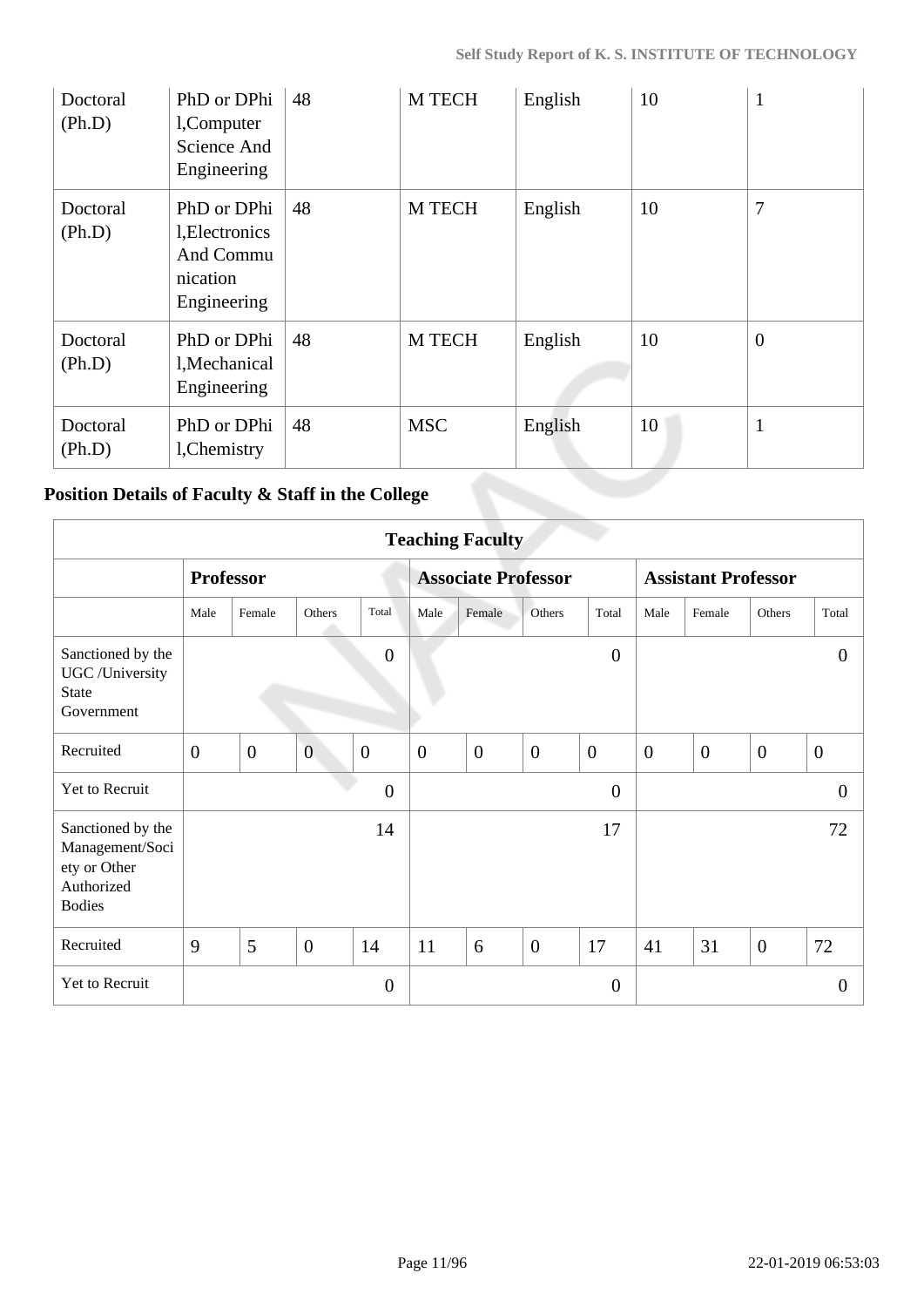| Doctoral (Ph.D) | PhD or DPhil,Computer Science And Engineering | 48 | M TECH | English | 10 | 1 |
|---|---|---|---|---|---|---|
| Doctoral (Ph.D) | PhD or DPhil,Electronics And Communication Engineering | 48 | M TECH | English | 10 | 7 |
| Doctoral (Ph.D) | PhD or DPhil,Mechanical Engineering | 48 | M TECH | English | 10 | 0 |
| Doctoral (Ph.D) | PhD or DPhil,Chemistry | 48 | MSC | English | 10 | 1 |

## Position Details of Faculty & Staff in the College

| Teaching Faculty | | | | | | | | | | | | |
|---|---|---|---|---|---|---|---|---|---|---|---|---|
| | **Professor** | | | | **Associate Professor** | | | | **Assistant Professor** | | | |
| | Male | Female | Others | Total | Male | Female | Others | Total | Male | Female | Others | Total |
| Sanctioned by the UGC /University State Government | | | | 0 | | | | 0 | | | | 0 |
| Recruited | 0 | 0 | 0 | 0 | 0 | 0 | 0 | 0 | 0 | 0 | 0 | 0 |
| Yet to Recruit | | | | 0 | | | | 0 | | | | 0 |
| Sanctioned by the Management/Society or Other Authorized Bodies | | | | 14 | | | | 17 | | | | 72 |
| Recruited | 9 | 5 | 0 | 14 | 11 | 6 | 0 | 17 | 41 | 31 | 0 | 72 |
| Yet to Recruit | | | | 0 | | | | 0 | | | | 0 |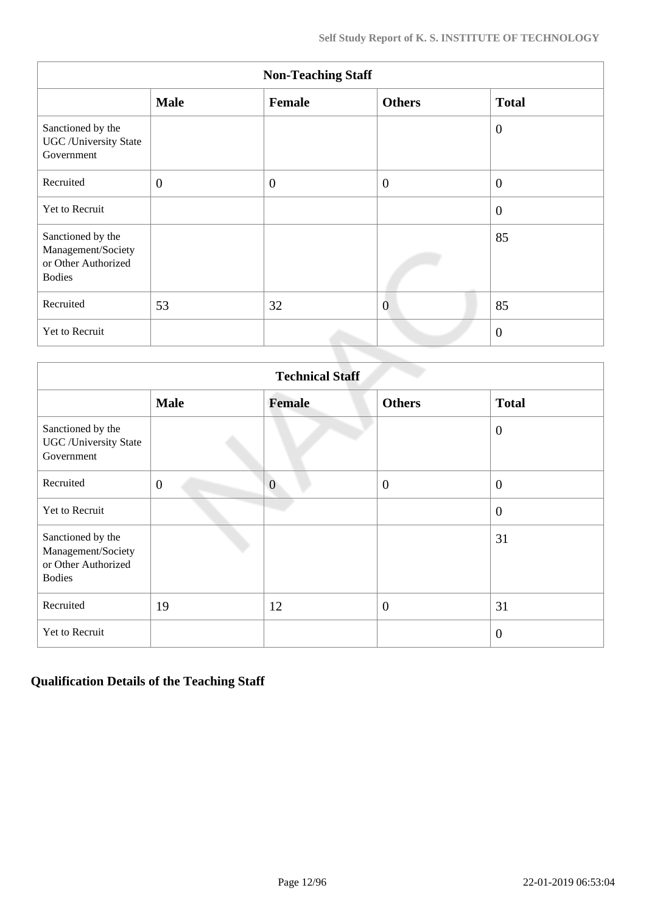| Non-Teaching Staff | | | | |
|---|---|---|---|---|
| | **Male** | **Female** | **Others** | **Total** |
| Sanctioned by the UGC /University State Government | | | | 0 |
| Recruited | 0 | 0 | 0 | 0 |
| Yet to Recruit | | | | 0 |
| Sanctioned by the Management/Society or Other Authorized Bodies | | | | 85 |
| Recruited | 53 | 32 | 0 | 85 |
| Yet to Recruit | | | | 0 |

| Technical Staff | | | | |
|---|---|---|---|---|
| | **Male** | **Female** | **Others** | **Total** |
| Sanctioned by the UGC /University State Government | | | | 0 |
| Recruited | 0 | 0 | 0 | 0 |
| Yet to Recruit | | | | 0 |
| Sanctioned by the Management/Society or Other Authorized Bodies | | | | 31 |
| Recruited | 19 | 12 | 0 | 31 |
| Yet to Recruit | | | | 0 |

## Qualification Details of the Teaching Staff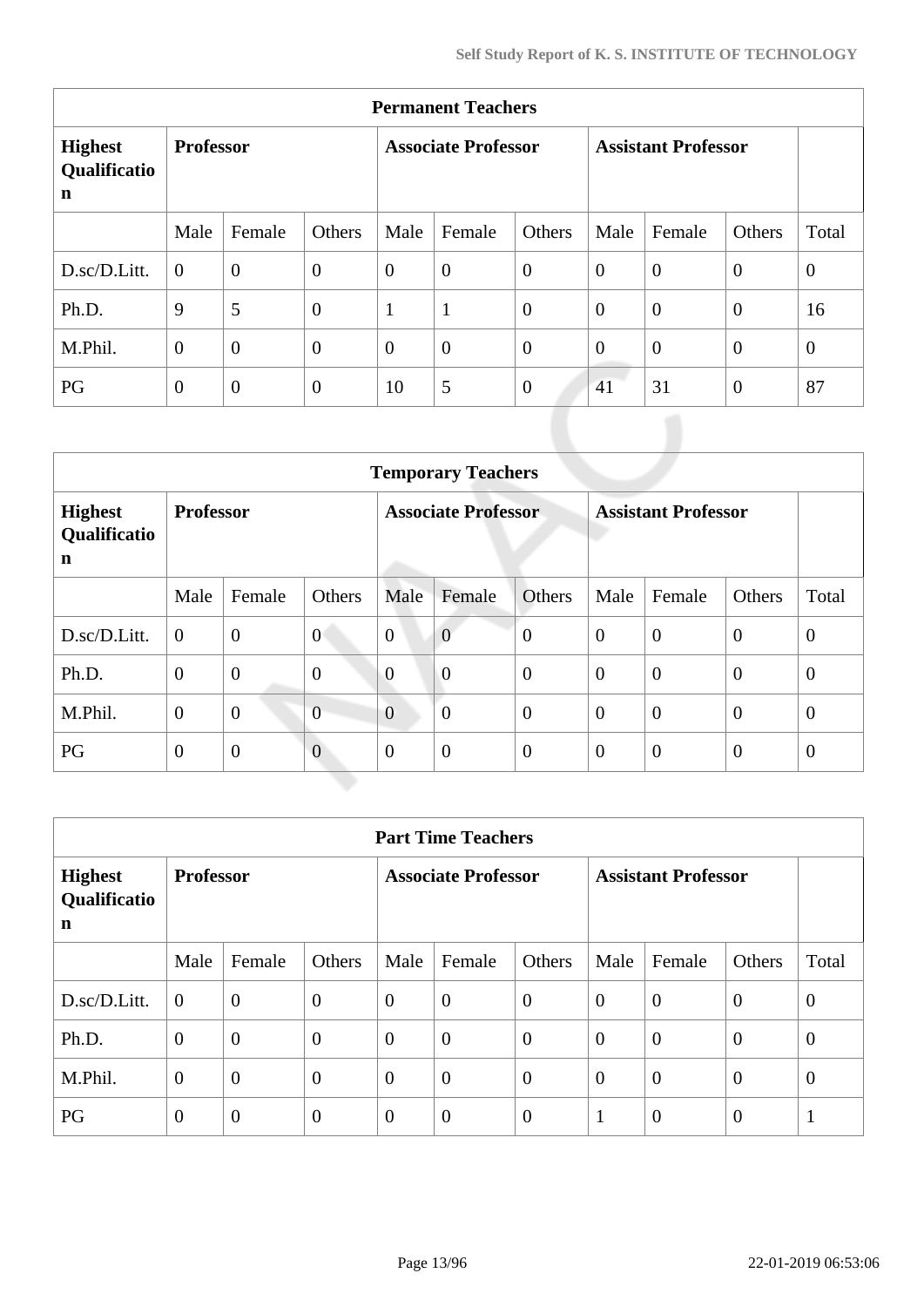| Permanent Teachers | | | | | | | | | | |
|---|---|---|---|---|---|---|---|---|---|---|
| **Highest Qualification** | **Professor** | | | **Associate Professor** | | | **Assistant Professor** | | | |
| | Male | Female | Others | Male | Female | Others | Male | Female | Others | Total |
| D.sc/D.Litt. | 0 | 0 | 0 | 0 | 0 | 0 | 0 | 0 | 0 | 0 |
| Ph.D. | 9 | 5 | 0 | 1 | 1 | 0 | 0 | 0 | 0 | 16 |
| M.Phil. | 0 | 0 | 0 | 0 | 0 | 0 | 0 | 0 | 0 | 0 |
| PG | 0 | 0 | 0 | 10 | 5 | 0 | 41 | 31 | 0 | 87 |

| Temporary Teachers | | | | | | | | | | |
|---|---|---|---|---|---|---|---|---|---|---|
| **Highest Qualification** | **Professor** | | | **Associate Professor** | | | **Assistant Professor** | | | |
| | Male | Female | Others | Male | Female | Others | Male | Female | Others | Total |
| D.sc/D.Litt. | 0 | 0 | 0 | 0 | 0 | 0 | 0 | 0 | 0 | 0 |
| Ph.D. | 0 | 0 | 0 | 0 | 0 | 0 | 0 | 0 | 0 | 0 |
| M.Phil. | 0 | 0 | 0 | 0 | 0 | 0 | 0 | 0 | 0 | 0 |
| PG | 0 | 0 | 0 | 0 | 0 | 0 | 0 | 0 | 0 | 0 |

| Part Time Teachers | | | | | | | | | | |
|---|---|---|---|---|---|---|---|---|---|---|
| **Highest Qualification** | **Professor** | | | **Associate Professor** | | | **Assistant Professor** | | | |
| | Male | Female | Others | Male | Female | Others | Male | Female | Others | Total |
| D.sc/D.Litt. | 0 | 0 | 0 | 0 | 0 | 0 | 0 | 0 | 0 | 0 |
| Ph.D. | 0 | 0 | 0 | 0 | 0 | 0 | 0 | 0 | 0 | 0 |
| M.Phil. | 0 | 0 | 0 | 0 | 0 | 0 | 0 | 0 | 0 | 0 |
| PG | 0 | 0 | 0 | 0 | 0 | 0 | 1 | 0 | 0 | 1 |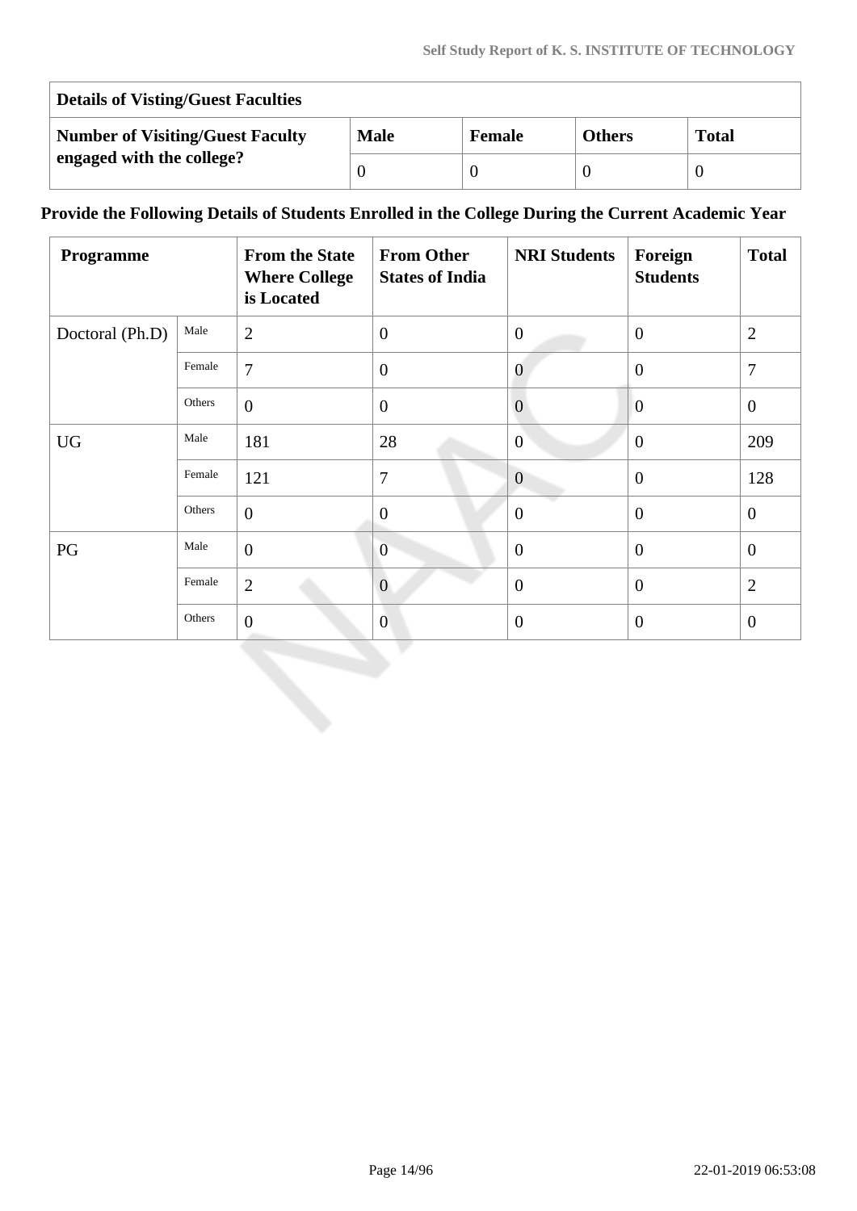| Details of Visting/Guest Faculties | | | | |
|---|---|---|---|---|
| **Number of Visiting/Guest Faculty engaged with the college?** | **Male** | **Female** | **Others** | **Total** |
| | 0 | 0 | 0 | 0 |

**Provide the Following Details of Students Enrolled in the College During the Current Academic Year**

| Programme | | From the State Where College is Located | From Other States of India | NRI Students | Foreign Students | Total |
|---|---|---|---|---|---|---|
| Doctoral (Ph.D) | Male | 2 | 0 | 0 | 0 | 2 |
| | Female | 7 | 0 | 0 | 0 | 7 |
| | Others | 0 | 0 | 0 | 0 | 0 |
| UG | Male | 181 | 28 | 0 | 0 | 209 |
| | Female | 121 | 7 | 0 | 0 | 128 |
| | Others | 0 | 0 | 0 | 0 | 0 |
| PG | Male | 0 | 0 | 0 | 0 | 0 |
| | Female | 2 | 0 | 0 | 0 | 2 |
| | Others | 0 | 0 | 0 | 0 | 0 |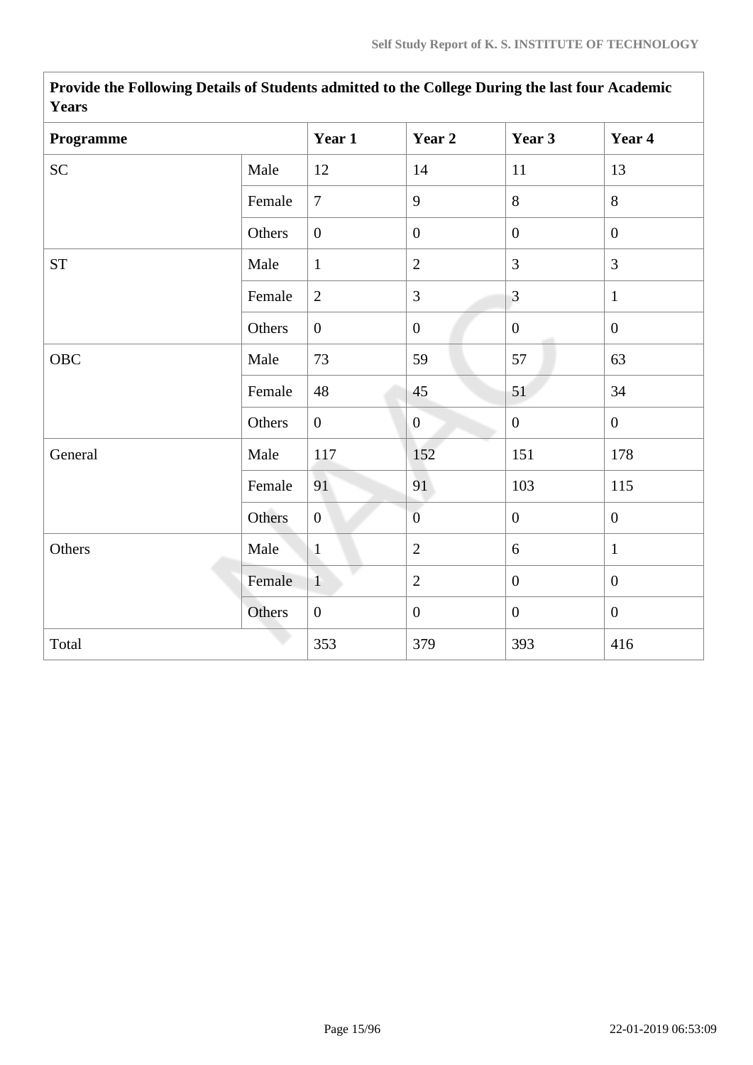**Provide the Following Details of Students admitted to the College During the last four Academic Years**

| Programme | | Year 1 | Year 2 | Year 3 | Year 4 |
|---|---|---|---|---|---|
| SC | Male | 12 | 14 | 11 | 13 |
| | Female | 7 | 9 | 8 | 8 |
| | Others | 0 | 0 | 0 | 0 |
| ST | Male | 1 | 2 | 3 | 3 |
| | Female | 2 | 3 | 3 | 1 |
| | Others | 0 | 0 | 0 | 0 |
| OBC | Male | 73 | 59 | 57 | 63 |
| | Female | 48 | 45 | 51 | 34 |
| | Others | 0 | 0 | 0 | 0 |
| General | Male | 117 | 152 | 151 | 178 |
| | Female | 91 | 91 | 103 | 115 |
| | Others | 0 | 0 | 0 | 0 |
| Others | Male | 1 | 2 | 6 | 1 |
| | Female | 1 | 2 | 0 | 0 |
| | Others | 0 | 0 | 0 | 0 |
| Total | | 353 | 379 | 393 | 416 |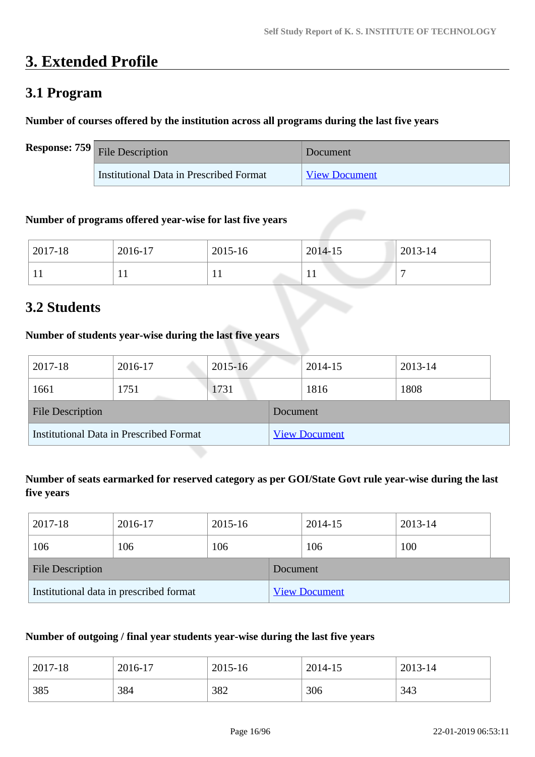# 3. Extended Profile

## 3.1 Program

**Number of courses offered by the institution across all programs during the last five years**

**Response: 759**

| File Description | Document |
|---|---|
| Institutional Data in Prescribed Format | View Document |

**Number of programs offered year-wise for last five years**

| 2017-18 | 2016-17 | 2015-16 | 2014-15 | 2013-14 |
|---|---|---|---|---|
| 11 | 11 | 11 | 11 | 7 |

## 3.2 Students

**Number of students year-wise during the last five years**

| 2017-18 | 2016-17 | 2015-16 | 2014-15 | 2013-14 |
|---|---|---|---|---|
| 1661 | 1751 | 1731 | 1816 | 1808 |

| File Description | Document |
|---|---|
| Institutional Data in Prescribed Format | View Document |

**Number of seats earmarked for reserved category as per GOI/State Govt rule year-wise during the last five years**

| 2017-18 | 2016-17 | 2015-16 | 2014-15 | 2013-14 |
|---|---|---|---|---|
| 106 | 106 | 106 | 106 | 100 |

| File Description | Document |
|---|---|
| Institutional data in prescribed format | View Document |

**Number of outgoing / final year students year-wise during the last five years**

| 2017-18 | 2016-17 | 2015-16 | 2014-15 | 2013-14 |
|---|---|---|---|---|
| 385 | 384 | 382 | 306 | 343 |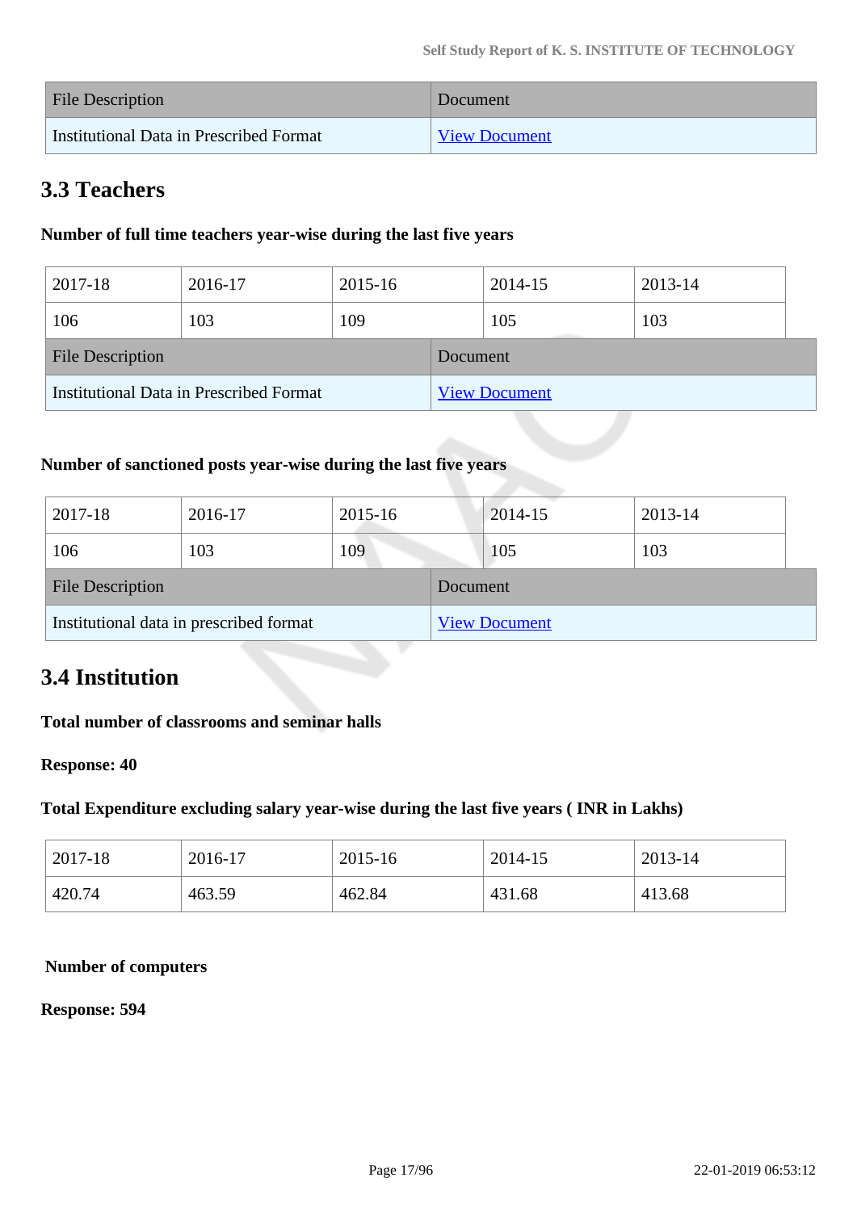| File Description | Document |
|---|---|
| Institutional Data in Prescribed Format | View Document |

## 3.3 Teachers

**Number of full time teachers year-wise during the last five years**

| 2017-18 | 2016-17 | 2015-16 | 2014-15 | 2013-14 |
|---|---|---|---|---|
| 106 | 103 | 109 | 105 | 103 |

| File Description | Document |
|---|---|
| Institutional Data in Prescribed Format | View Document |

**Number of sanctioned posts year-wise during the last five years**

| 2017-18 | 2016-17 | 2015-16 | 2014-15 | 2013-14 |
|---|---|---|---|---|
| 106 | 103 | 109 | 105 | 103 |

| File Description | Document |
|---|---|
| Institutional data in prescribed format | View Document |

## 3.4 Institution

**Total number of classrooms and seminar halls**

**Response: 40**

**Total Expenditure excluding salary year-wise during the last five years ( INR in Lakhs)**

| 2017-18 | 2016-17 | 2015-16 | 2014-15 | 2013-14 |
|---|---|---|---|---|
| 420.74 | 463.59 | 462.84 | 431.68 | 413.68 |

**Number of computers**

**Response: 594**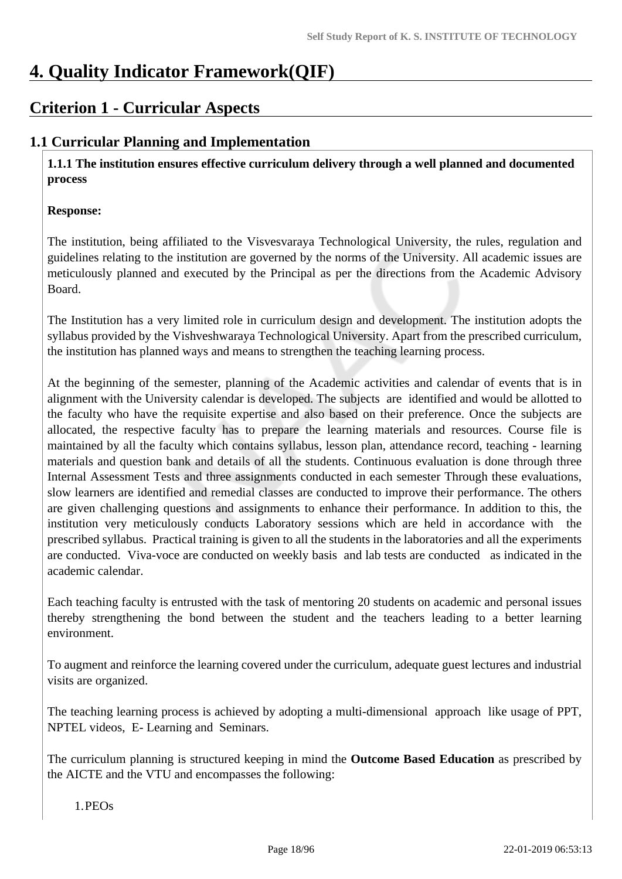# 4. Quality Indicator Framework(QIF)

## Criterion 1 - Curricular Aspects

### 1.1 Curricular Planning and Implementation

**1.1.1 The institution ensures effective curriculum delivery through a well planned and documented process**

**Response:**

The institution, being affiliated to the Visvesvaraya Technological University, the rules, regulation and guidelines relating to the institution are governed by the norms of the University. All academic issues are meticulously planned and executed by the Principal as per the directions from the Academic Advisory Board.

The Institution has a very limited role in curriculum design and development. The institution adopts the syllabus provided by the Vishveshwaraya Technological University. Apart from the prescribed curriculum, the institution has planned ways and means to strengthen the teaching learning process.

At the beginning of the semester, planning of the Academic activities and calendar of events that is in alignment with the University calendar is developed. The subjects are identified and would be allotted to the faculty who have the requisite expertise and also based on their preference. Once the subjects are allocated, the respective faculty has to prepare the learning materials and resources. Course file is maintained by all the faculty which contains syllabus, lesson plan, attendance record, teaching - learning materials and question bank and details of all the students. Continuous evaluation is done through three Internal Assessment Tests and three assignments conducted in each semester Through these evaluations, slow learners are identified and remedial classes are conducted to improve their performance. The others are given challenging questions and assignments to enhance their performance. In addition to this, the institution very meticulously conducts Laboratory sessions which are held in accordance with the prescribed syllabus. Practical training is given to all the students in the laboratories and all the experiments are conducted. Viva-voce are conducted on weekly basis and lab tests are conducted as indicated in the academic calendar.

Each teaching faculty is entrusted with the task of mentoring 20 students on academic and personal issues thereby strengthening the bond between the student and the teachers leading to a better learning environment.

To augment and reinforce the learning covered under the curriculum, adequate guest lectures and industrial visits are organized.

The teaching learning process is achieved by adopting a multi-dimensional approach like usage of PPT, NPTEL videos, E- Learning and Seminars.

The curriculum planning is structured keeping in mind the **Outcome Based Education** as prescribed by the AICTE and the VTU and encompasses the following:

1. PEOs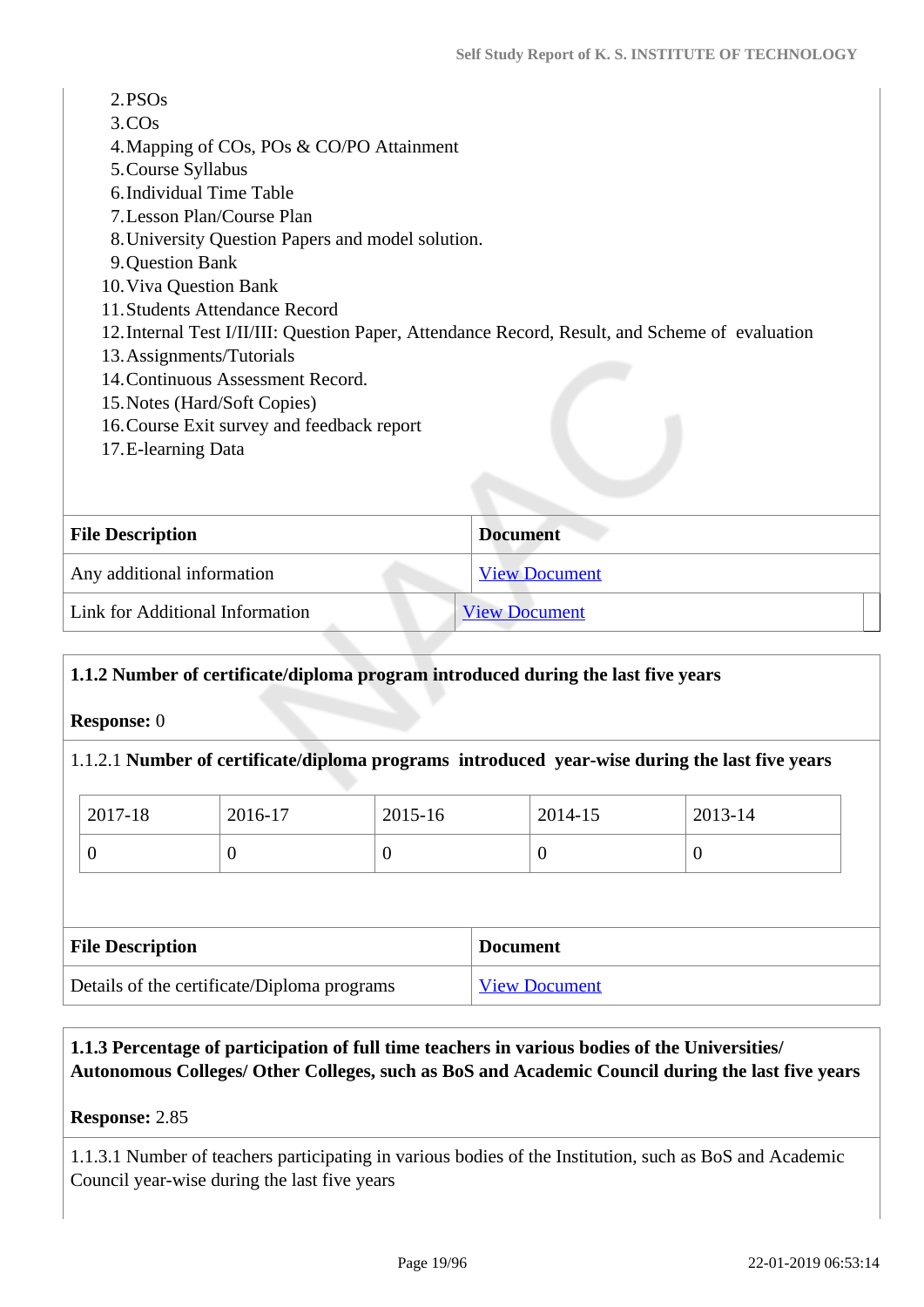2. PSOs
3. COs
4. Mapping of COs, POs & CO/PO Attainment
5. Course Syllabus
6. Individual Time Table
7. Lesson Plan/Course Plan
8. University Question Papers and model solution.
9. Question Bank
10. Viva Question Bank
11. Students Attendance Record
12. Internal Test I/II/III: Question Paper, Attendance Record, Result, and Scheme of evaluation
13. Assignments/Tutorials
14. Continuous Assessment Record.
15. Notes (Hard/Soft Copies)
16. Course Exit survey and feedback report
17. E-learning Data

| File Description | Document |
|---|---|
| Any additional information | View Document |
| Link for Additional Information | View Document |

**1.1.2 Number of certificate/diploma program introduced during the last five years**

**Response:** 0

1.1.2.1 **Number of certificate/diploma programs introduced year-wise during the last five years**

| 2017-18 | 2016-17 | 2015-16 | 2014-15 | 2013-14 |
|---|---|---|---|---|
| 0 | 0 | 0 | 0 | 0 |

| File Description | Document |
|---|---|
| Details of the certificate/Diploma programs | View Document |

**1.1.3 Percentage of participation of full time teachers in various bodies of the Universities/ Autonomous Colleges/ Other Colleges, such as BoS and Academic Council during the last five years**

**Response:** 2.85

1.1.3.1 Number of teachers participating in various bodies of the Institution, such as BoS and Academic Council year-wise during the last five years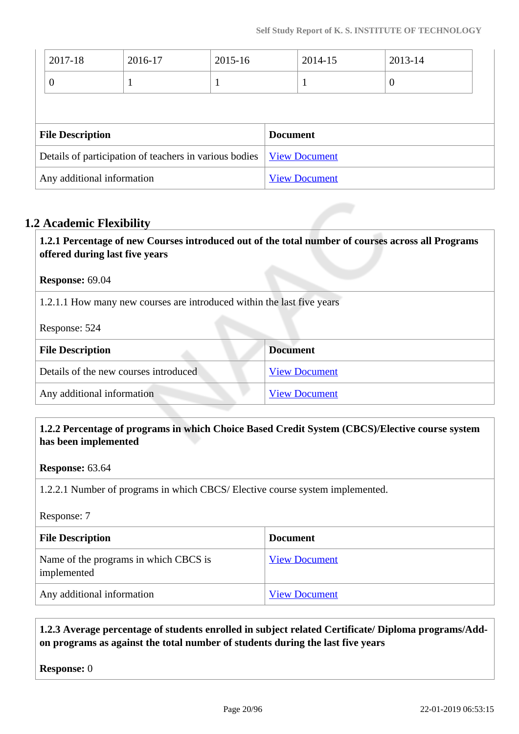| 2017-18 | 2016-17 | 2015-16 | 2014-15 | 2013-14 |
|---|---|---|---|---|
| 0 | 1 | 1 | 1 | 0 |

| File Description | Document |
|---|---|
| Details of participation of teachers in various bodies | View Document |
| Any additional information | View Document |

## 1.2 Academic Flexibility

**1.2.1 Percentage of new Courses introduced out of the total number of courses across all Programs offered during last five years**

**Response:** 69.04

1.2.1.1 How many new courses are introduced within the last five years

Response: 524

| File Description | Document |
|---|---|
| Details of the new courses introduced | View Document |
| Any additional information | View Document |

**1.2.2 Percentage of programs in which Choice Based Credit System (CBCS)/Elective course system has been implemented**

**Response:** 63.64

1.2.2.1 Number of programs in which CBCS/ Elective course system implemented.

Response: 7

| File Description | Document |
|---|---|
| Name of the programs in which CBCS is implemented | View Document |
| Any additional information | View Document |

**1.2.3 Average percentage of students enrolled in subject related Certificate/ Diploma programs/Add-on programs as against the total number of students during the last five years**

**Response:** 0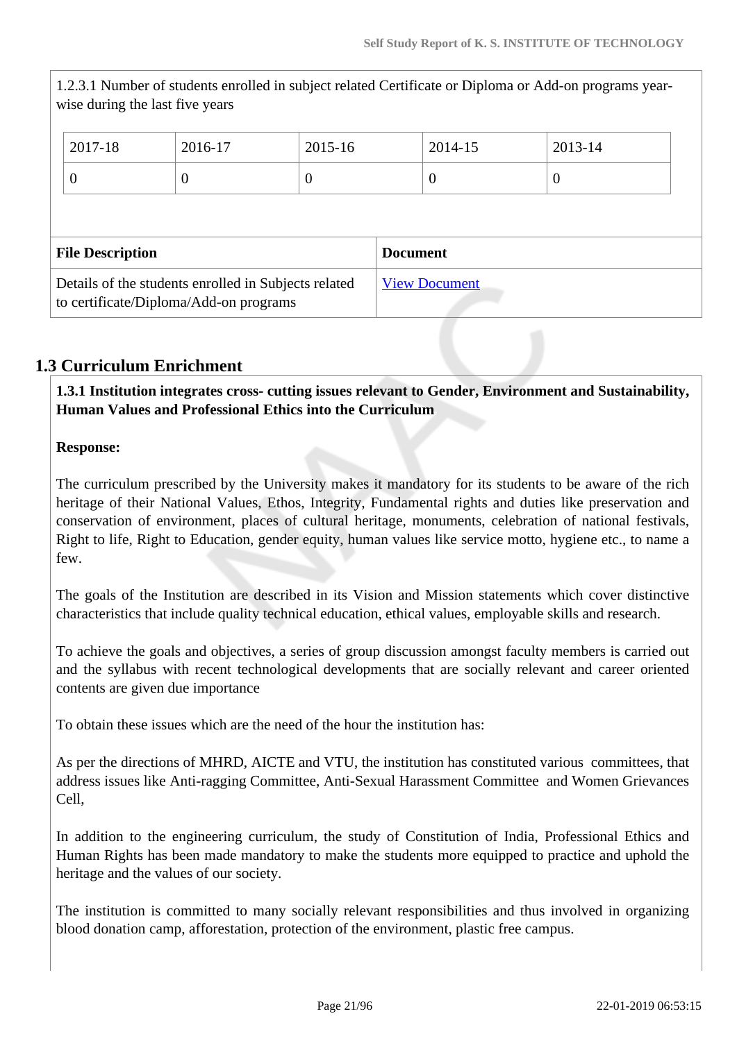1.2.3.1 Number of students enrolled in subject related Certificate or Diploma or Add-on programs year-wise during the last five years

| 2017-18 | 2016-17 | 2015-16 | 2014-15 | 2013-14 |
|---|---|---|---|---|
| 0 | 0 | 0 | 0 | 0 |

| File Description | Document |
|---|---|
| Details of the students enrolled in Subjects related to certificate/Diploma/Add-on programs | View Document |

## 1.3 Curriculum Enrichment

**1.3.1 Institution integrates cross- cutting issues relevant to Gender, Environment and Sustainability, Human Values and Professional Ethics into the Curriculum**

**Response:**

The curriculum prescribed by the University makes it mandatory for its students to be aware of the rich heritage of their National Values, Ethos, Integrity, Fundamental rights and duties like preservation and conservation of environment, places of cultural heritage, monuments, celebration of national festivals, Right to life, Right to Education, gender equity, human values like service motto, hygiene etc., to name a few.

The goals of the Institution are described in its Vision and Mission statements which cover distinctive characteristics that include quality technical education, ethical values, employable skills and research.

To achieve the goals and objectives, a series of group discussion amongst faculty members is carried out and the syllabus with recent technological developments that are socially relevant and career oriented contents are given due importance

To obtain these issues which are the need of the hour the institution has:

As per the directions of MHRD, AICTE and VTU, the institution has constituted various committees, that address issues like Anti-ragging Committee, Anti-Sexual Harassment Committee and Women Grievances Cell,

In addition to the engineering curriculum, the study of Constitution of India, Professional Ethics and Human Rights has been made mandatory to make the students more equipped to practice and uphold the heritage and the values of our society.

The institution is committed to many socially relevant responsibilities and thus involved in organizing blood donation camp, afforestation, protection of the environment, plastic free campus.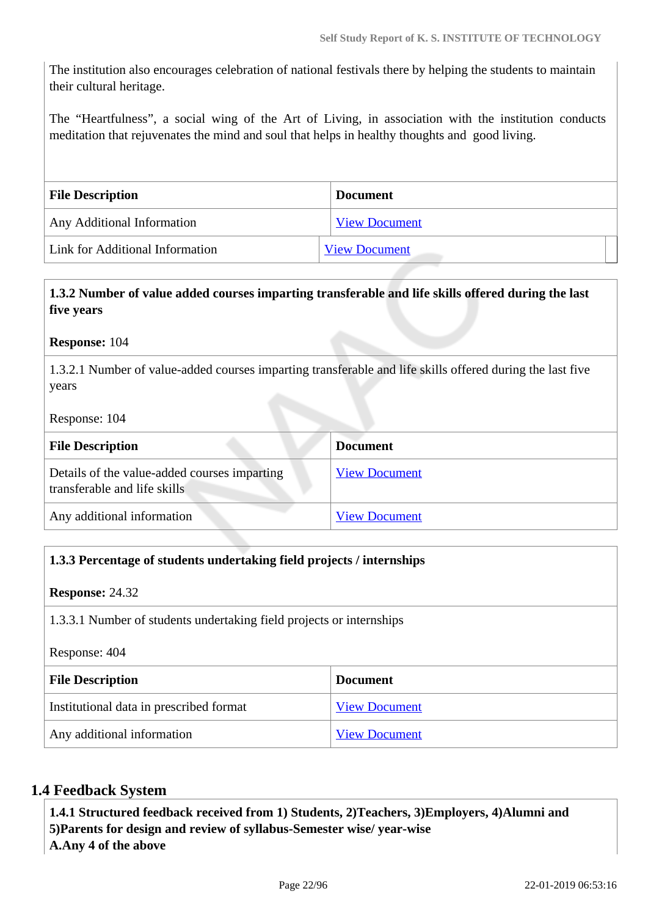The institution also encourages celebration of national festivals there by helping the students to maintain their cultural heritage.

The "Heartfulness", a social wing of the Art of Living, in association with the institution conducts meditation that rejuvenates the mind and soul that helps in healthy thoughts and good living.

| File Description | Document |
|---|---|
| Any Additional Information | View Document |
| Link for Additional Information | View Document |

**1.3.2 Number of value added courses imparting transferable and life skills offered during the last five years**

**Response:** 104

1.3.2.1 Number of value-added courses imparting transferable and life skills offered during the last five years

Response: 104

| File Description | Document |
|---|---|
| Details of the value-added courses imparting transferable and life skills | View Document |
| Any additional information | View Document |

**1.3.3 Percentage of students undertaking field projects / internships**

**Response:** 24.32

1.3.3.1 Number of students undertaking field projects or internships

Response: 404

| File Description | Document |
|---|---|
| Institutional data in prescribed format | View Document |
| Any additional information | View Document |

## 1.4 Feedback System

**1.4.1 Structured feedback received from 1) Students, 2)Teachers, 3)Employers, 4)Alumni and 5)Parents for design and review of syllabus-Semester wise/ year-wise**
**A.Any 4 of the above**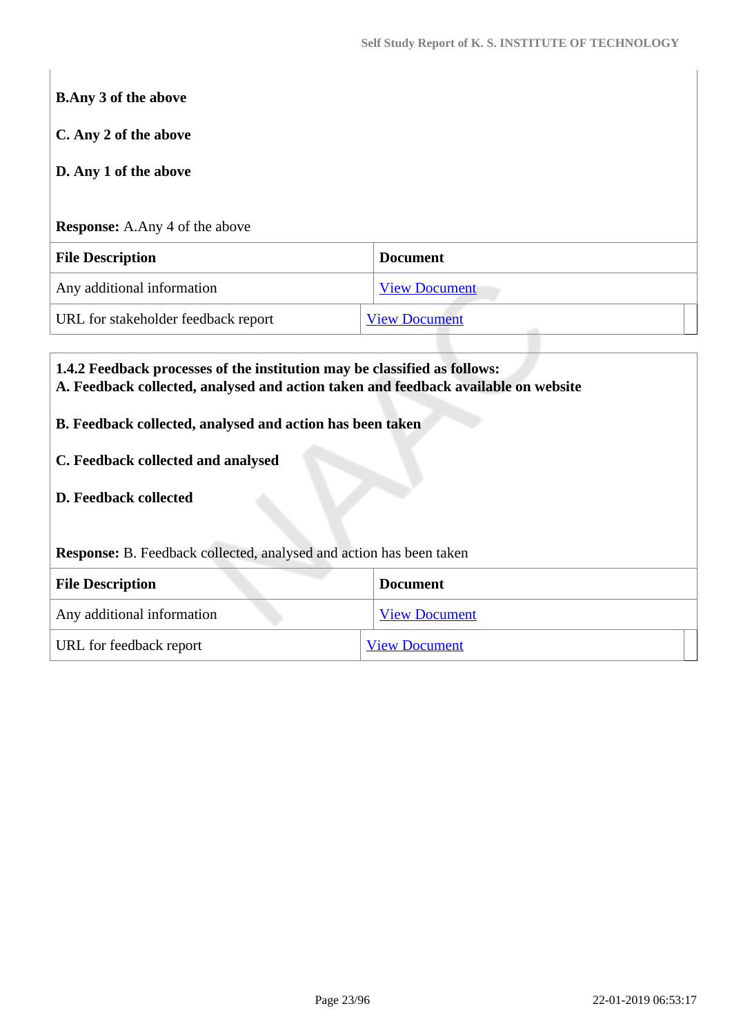**B.Any 3 of the above**

**C. Any 2 of the above**

**D. Any 1 of the above**

**Response:** A.Any 4 of the above

| File Description | Document |
|---|---|
| Any additional information | View Document |
| URL for stakeholder feedback report | View Document |

**1.4.2 Feedback processes of the institution may be classified as follows:**
**A. Feedback collected, analysed and action taken and feedback available on website**

**B. Feedback collected, analysed and action has been taken**

**C. Feedback collected and analysed**

**D. Feedback collected**

**Response:** B. Feedback collected, analysed and action has been taken

| File Description | Document |
|---|---|
| Any additional information | View Document |
| URL for feedback report | View Document |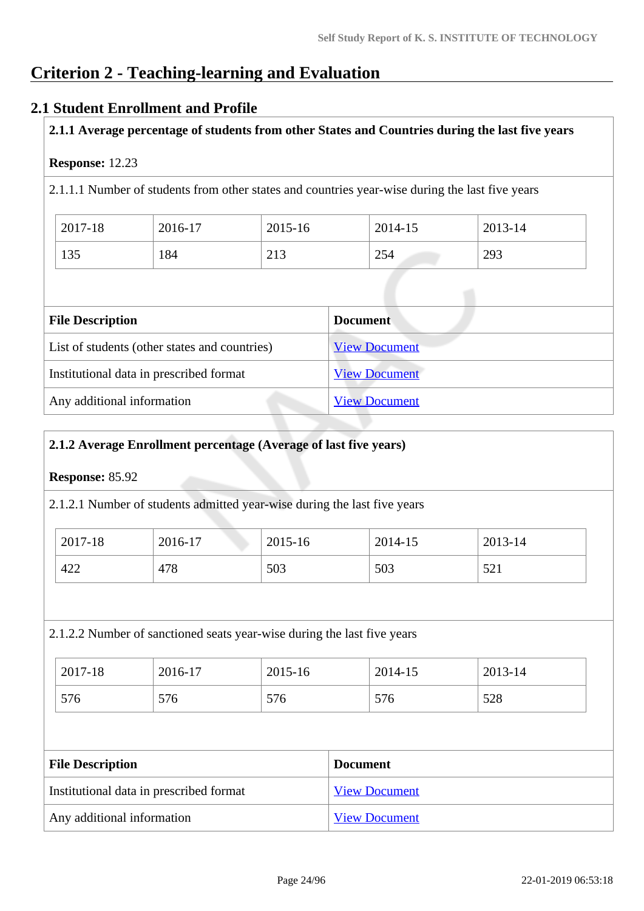# Criterion 2 - Teaching-learning and Evaluation

## 2.1 Student Enrollment and Profile

**2.1.1 Average percentage of students from other States and Countries during the last five years**

**Response:** 12.23

2.1.1.1 Number of students from other states and countries year-wise during the last five years

| 2017-18 | 2016-17 | 2015-16 | 2014-15 | 2013-14 |
|---|---|---|---|---|
| 135 | 184 | 213 | 254 | 293 |

| File Description | Document |
|---|---|
| List of students (other states and countries) | View Document |
| Institutional data in prescribed format | View Document |
| Any additional information | View Document |

**2.1.2 Average Enrollment percentage (Average of last five years)**

**Response:** 85.92

2.1.2.1 Number of students admitted year-wise during the last five years

| 2017-18 | 2016-17 | 2015-16 | 2014-15 | 2013-14 |
|---|---|---|---|---|
| 422 | 478 | 503 | 503 | 521 |

2.1.2.2 Number of sanctioned seats year-wise during the last five years

| 2017-18 | 2016-17 | 2015-16 | 2014-15 | 2013-14 |
|---|---|---|---|---|
| 576 | 576 | 576 | 576 | 528 |

| File Description | Document |
|---|---|
| Institutional data in prescribed format | View Document |
| Any additional information | View Document |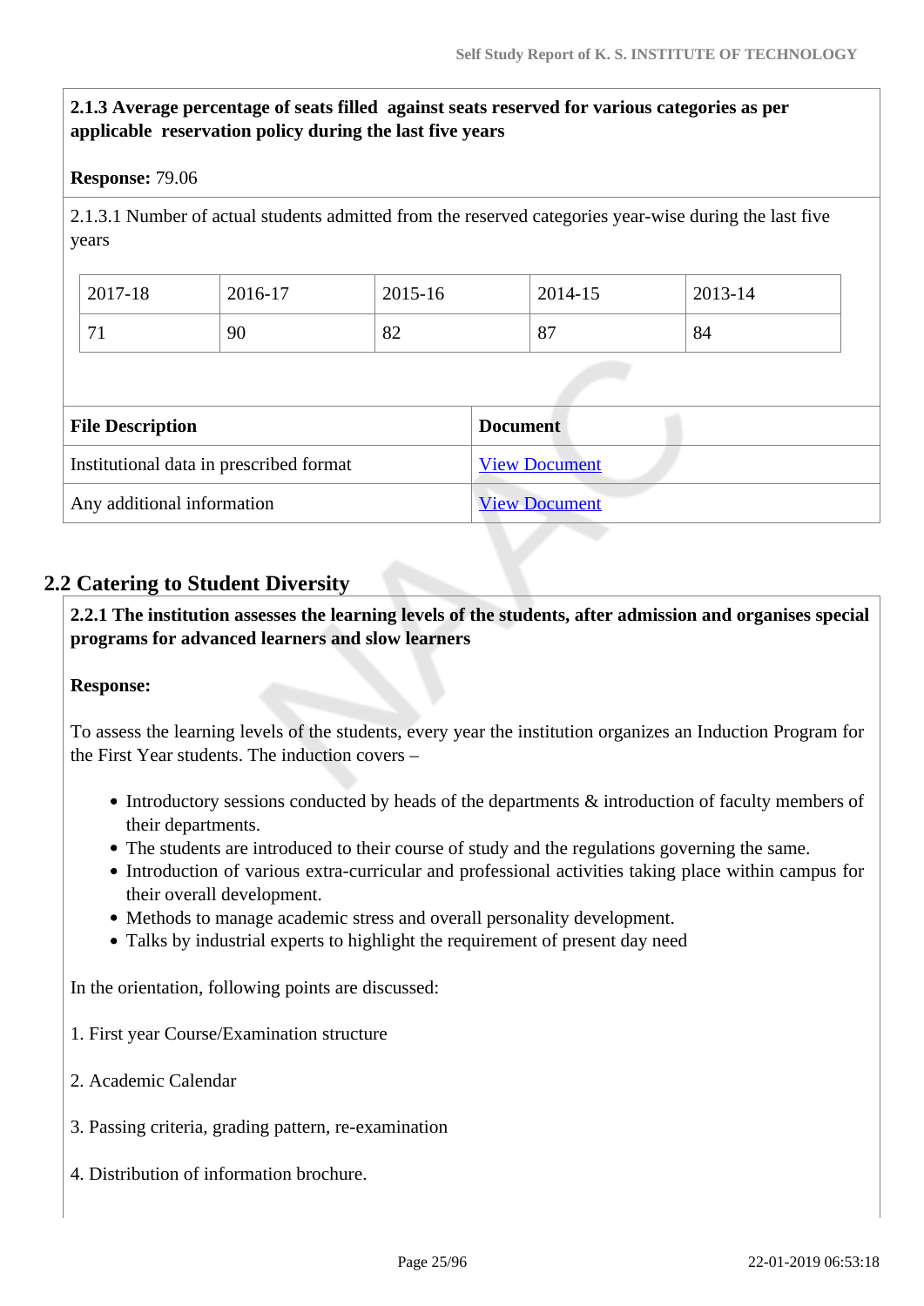**2.1.3 Average percentage of seats filled against seats reserved for various categories as per applicable reservation policy during the last five years**

**Response:** 79.06

2.1.3.1 Number of actual students admitted from the reserved categories year-wise during the last five years

| 2017-18 | 2016-17 | 2015-16 | 2014-15 | 2013-14 |
|---|---|---|---|---|
| 71 | 90 | 82 | 87 | 84 |

| File Description | Document |
|---|---|
| Institutional data in prescribed format | View Document |
| Any additional information | View Document |

## 2.2 Catering to Student Diversity

**2.2.1 The institution assesses the learning levels of the students, after admission and organises special programs for advanced learners and slow learners**

**Response:**

To assess the learning levels of the students, every year the institution organizes an Induction Program for the First Year students. The induction covers –

- Introductory sessions conducted by heads of the departments & introduction of faculty members of their departments.
- The students are introduced to their course of study and the regulations governing the same.
- Introduction of various extra-curricular and professional activities taking place within campus for their overall development.
- Methods to manage academic stress and overall personality development.
- Talks by industrial experts to highlight the requirement of present day need

In the orientation, following points are discussed:

1. First year Course/Examination structure

2. Academic Calendar

3. Passing criteria, grading pattern, re-examination

4. Distribution of information brochure.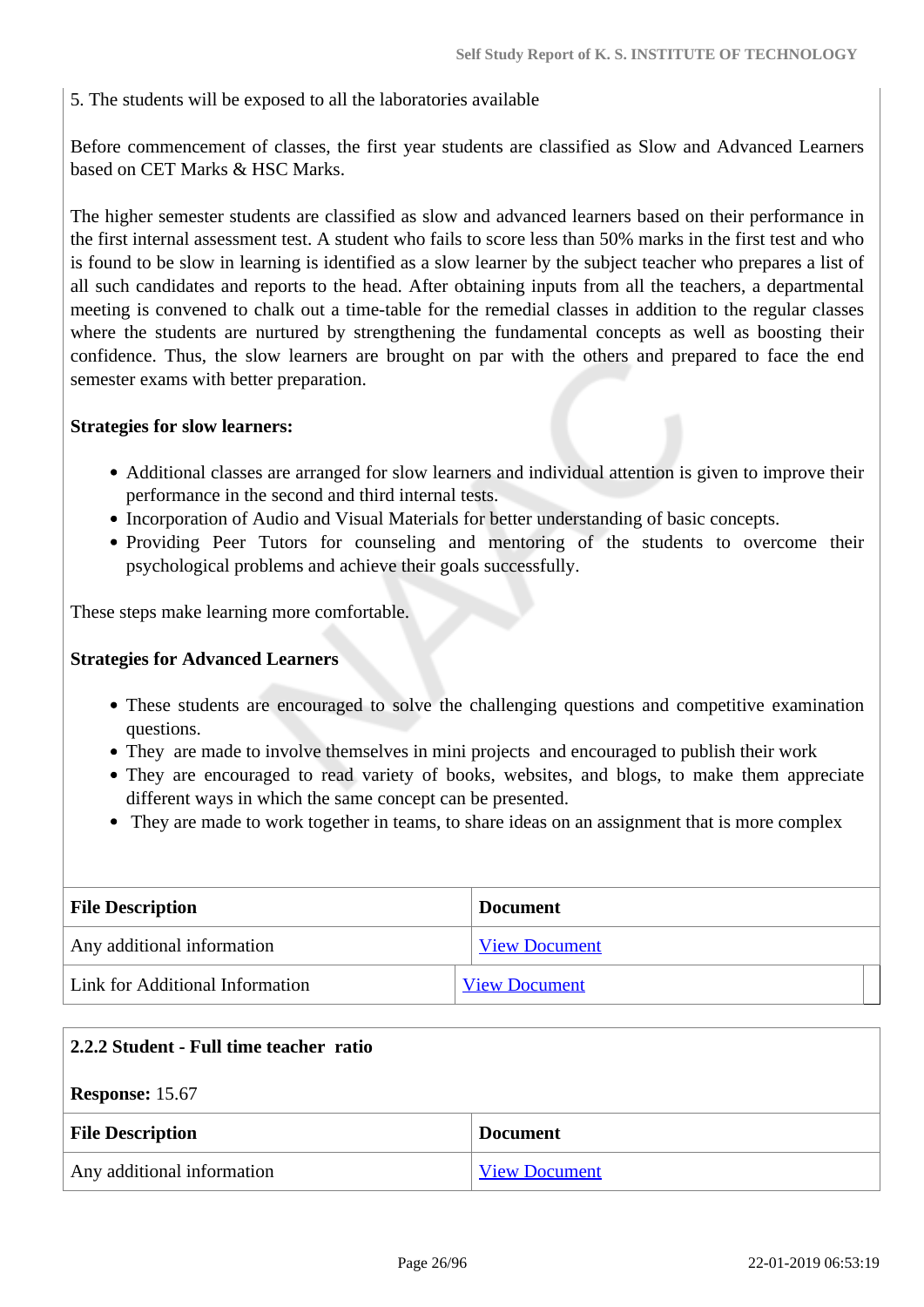5. The students will be exposed to all the laboratories available

Before commencement of classes, the first year students are classified as Slow and Advanced Learners based on CET Marks & HSC Marks.

The higher semester students are classified as slow and advanced learners based on their performance in the first internal assessment test. A student who fails to score less than 50% marks in the first test and who is found to be slow in learning is identified as a slow learner by the subject teacher who prepares a list of all such candidates and reports to the head. After obtaining inputs from all the teachers, a departmental meeting is convened to chalk out a time-table for the remedial classes in addition to the regular classes where the students are nurtured by strengthening the fundamental concepts as well as boosting their confidence. Thus, the slow learners are brought on par with the others and prepared to face the end semester exams with better preparation.

**Strategies for slow learners:**

- Additional classes are arranged for slow learners and individual attention is given to improve their performance in the second and third internal tests.
- Incorporation of Audio and Visual Materials for better understanding of basic concepts.
- Providing Peer Tutors for counseling and mentoring of the students to overcome their psychological problems and achieve their goals successfully.

These steps make learning more comfortable.

**Strategies for Advanced Learners**

- These students are encouraged to solve the challenging questions and competitive examination questions.
- They are made to involve themselves in mini projects and encouraged to publish their work
- They are encouraged to read variety of books, websites, and blogs, to make them appreciate different ways in which the same concept can be presented.
- They are made to work together in teams, to share ideas on an assignment that is more complex

| File Description | Document |
|---|---|
| Any additional information | View Document |
| Link for Additional Information | View Document |

**2.2.2 Student - Full time teacher ratio**

**Response:** 15.67

| File Description | Document |
|---|---|
| Any additional information | View Document |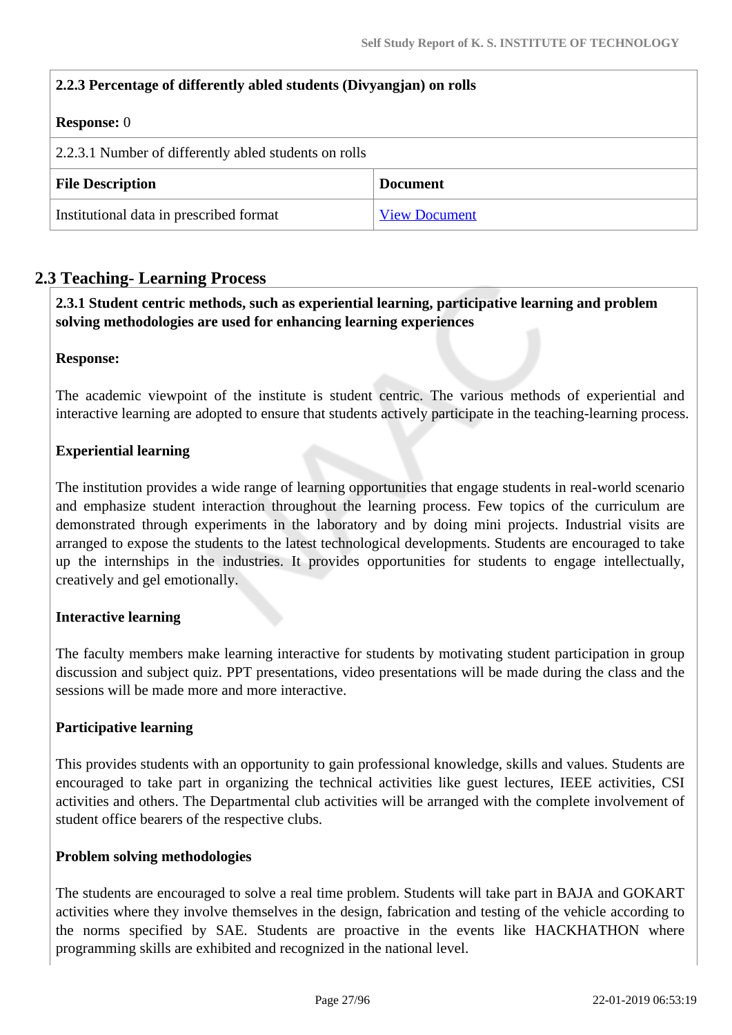| 2.2.3 Percentage of differently abled students (Divyangjan) on rolls | |
|---|---|
| **Response:** 0 | |
| 2.2.3.1 Number of differently abled students on rolls | |
| **File Description** | **Document** |
| Institutional data in prescribed format | View Document |

## 2.3 Teaching- Learning Process

**2.3.1 Student centric methods, such as experiential learning, participative learning and problem solving methodologies are used for enhancing learning experiences**

**Response:**

The academic viewpoint of the institute is student centric. The various methods of experiential and interactive learning are adopted to ensure that students actively participate in the teaching-learning process.

**Experiential learning**

The institution provides a wide range of learning opportunities that engage students in real-world scenario and emphasize student interaction throughout the learning process. Few topics of the curriculum are demonstrated through experiments in the laboratory and by doing mini projects. Industrial visits are arranged to expose the students to the latest technological developments. Students are encouraged to take up the internships in the industries. It provides opportunities for students to engage intellectually, creatively and gel emotionally.

**Interactive learning**

The faculty members make learning interactive for students by motivating student participation in group discussion and subject quiz. PPT presentations, video presentations will be made during the class and the sessions will be made more and more interactive.

**Participative learning**

This provides students with an opportunity to gain professional knowledge, skills and values. Students are encouraged to take part in organizing the technical activities like guest lectures, IEEE activities, CSI activities and others. The Departmental club activities will be arranged with the complete involvement of student office bearers of the respective clubs.

**Problem solving methodologies**

The students are encouraged to solve a real time problem. Students will take part in BAJA and GOKART activities where they involve themselves in the design, fabrication and testing of the vehicle according to the norms specified by SAE. Students are proactive in the events like HACKHATHON where programming skills are exhibited and recognized in the national level.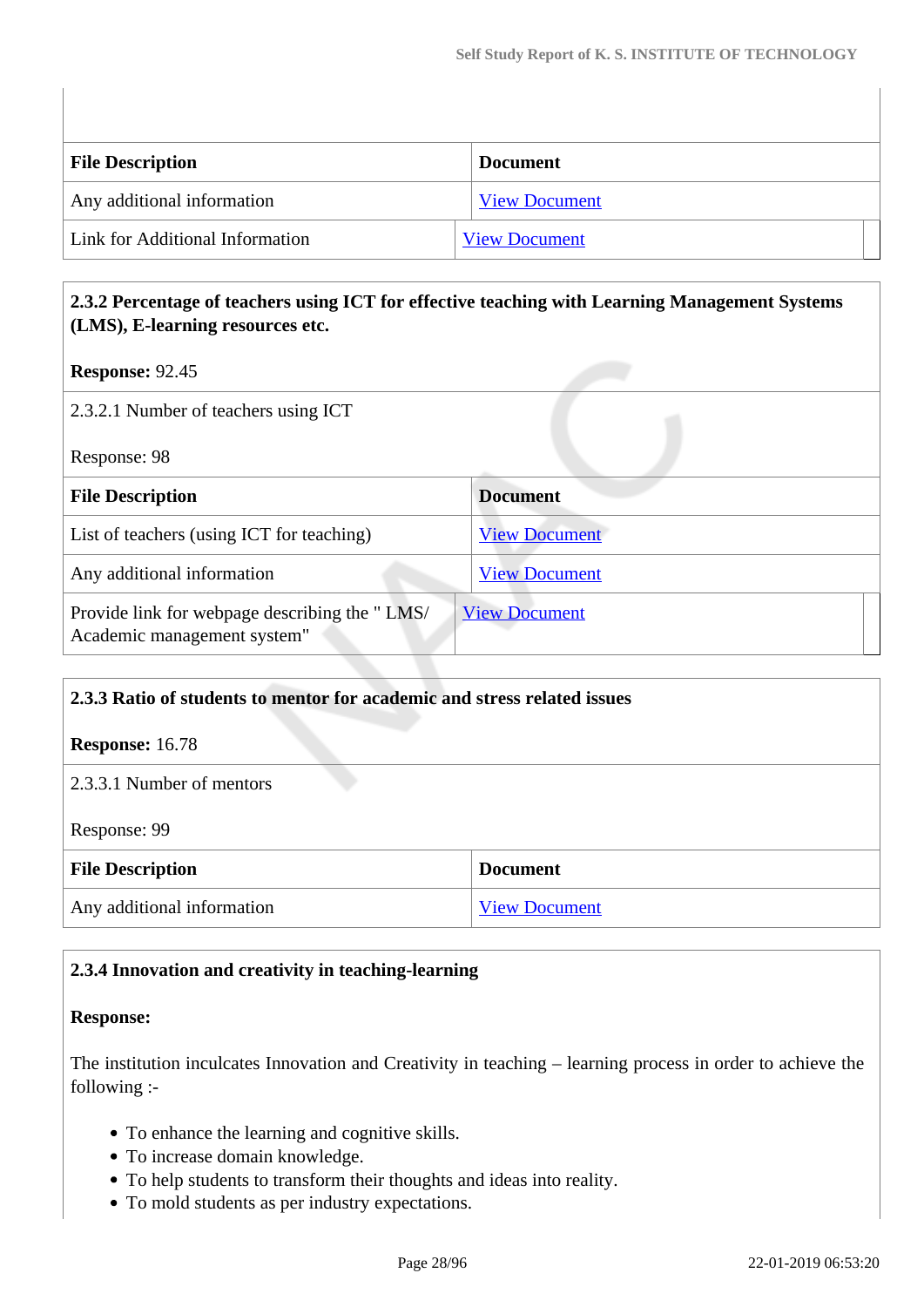| File Description | Document |
| --- | --- |
| Any additional information | View Document |
| Link for Additional Information | View Document |

**2.3.2 Percentage of teachers using ICT for effective teaching with Learning Management Systems (LMS), E-learning resources etc.**

**Response:** 92.45

2.3.2.1 Number of teachers using ICT

Response: 98

| File Description | Document |
| --- | --- |
| List of teachers (using ICT for teaching) | View Document |
| Any additional information | View Document |
| Provide link for webpage describing the " LMS/ Academic management system" | View Document |

**2.3.3 Ratio of students to mentor for academic and stress related issues**

**Response:** 16.78

2.3.3.1 Number of mentors

Response: 99

| File Description | Document |
| --- | --- |
| Any additional information | View Document |

**2.3.4 Innovation and creativity in teaching-learning**

**Response:**

The institution inculcates Innovation and Creativity in teaching – learning process in order to achieve the following :-

- To enhance the learning and cognitive skills.
- To increase domain knowledge.
- To help students to transform their thoughts and ideas into reality.
- To mold students as per industry expectations.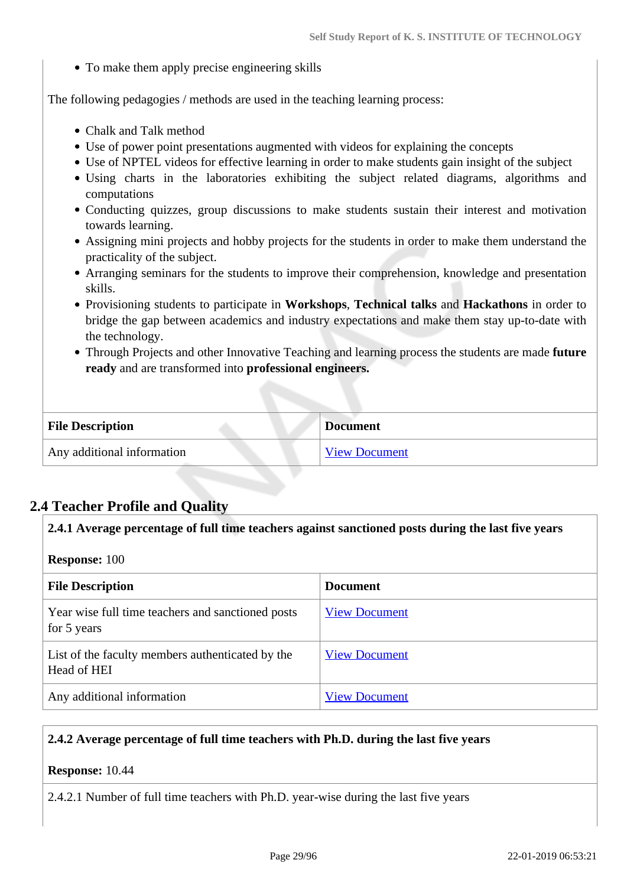- To make them apply precise engineering skills

The following pedagogies / methods are used in the teaching learning process:

- Chalk and Talk method
- Use of power point presentations augmented with videos for explaining the concepts
- Use of NPTEL videos for effective learning in order to make students gain insight of the subject
- Using charts in the laboratories exhibiting the subject related diagrams, algorithms and computations
- Conducting quizzes, group discussions to make students sustain their interest and motivation towards learning.
- Assigning mini projects and hobby projects for the students in order to make them understand the practicality of the subject.
- Arranging seminars for the students to improve their comprehension, knowledge and presentation skills.
- Provisioning students to participate in **Workshops**, **Technical talks** and **Hackathons** in order to bridge the gap between academics and industry expectations and make them stay up-to-date with the technology.
- Through Projects and other Innovative Teaching and learning process the students are made **future ready** and are transformed into **professional engineers.**

| File Description | Document |
|---|---|
| Any additional information | View Document |

## 2.4 Teacher Profile and Quality

**2.4.1 Average percentage of full time teachers against sanctioned posts during the last five years**

**Response:** 100

| File Description | Document |
|---|---|
| Year wise full time teachers and sanctioned posts for 5 years | View Document |
| List of the faculty members authenticated by the Head of HEI | View Document |
| Any additional information | View Document |

**2.4.2 Average percentage of full time teachers with Ph.D. during the last five years**

**Response:** 10.44

2.4.2.1 Number of full time teachers with Ph.D. year-wise during the last five years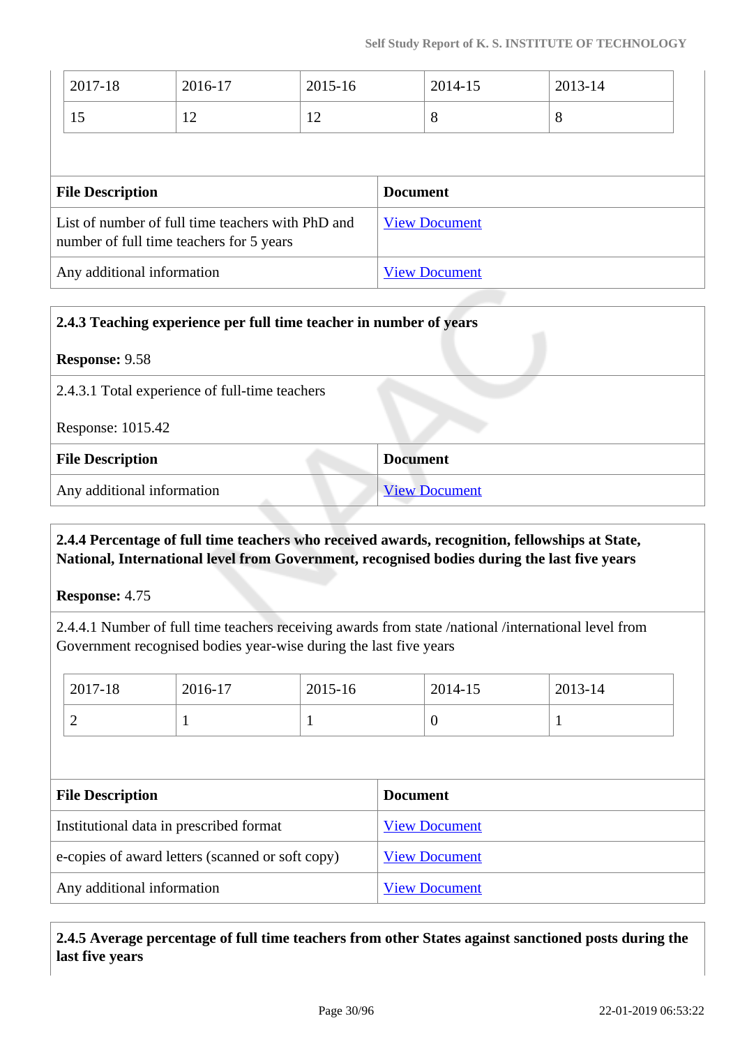| 2017-18 | 2016-17 | 2015-16 | 2014-15 | 2013-14 |
|---|---|---|---|---|
| 15 | 12 | 12 | 8 | 8 |

| File Description | Document |
|---|---|
| List of number of full time teachers with PhD and number of full time teachers for 5 years | View Document |
| Any additional information | View Document |

**2.4.3 Teaching experience per full time teacher in number of years**

**Response:** 9.58

2.4.3.1 Total experience of full-time teachers

Response: 1015.42

| File Description | Document |
|---|---|
| Any additional information | View Document |

**2.4.4 Percentage of full time teachers who received awards, recognition, fellowships at State, National, International level from Government, recognised bodies during the last five years**

**Response:** 4.75

2.4.4.1 Number of full time teachers receiving awards from state /national /international level from Government recognised bodies year-wise during the last five years

| 2017-18 | 2016-17 | 2015-16 | 2014-15 | 2013-14 |
|---|---|---|---|---|
| 2 | 1 | 1 | 0 | 1 |

| File Description | Document |
|---|---|
| Institutional data in prescribed format | View Document |
| e-copies of award letters (scanned or soft copy) | View Document |
| Any additional information | View Document |

**2.4.5 Average percentage of full time teachers from other States against sanctioned posts during the last five years**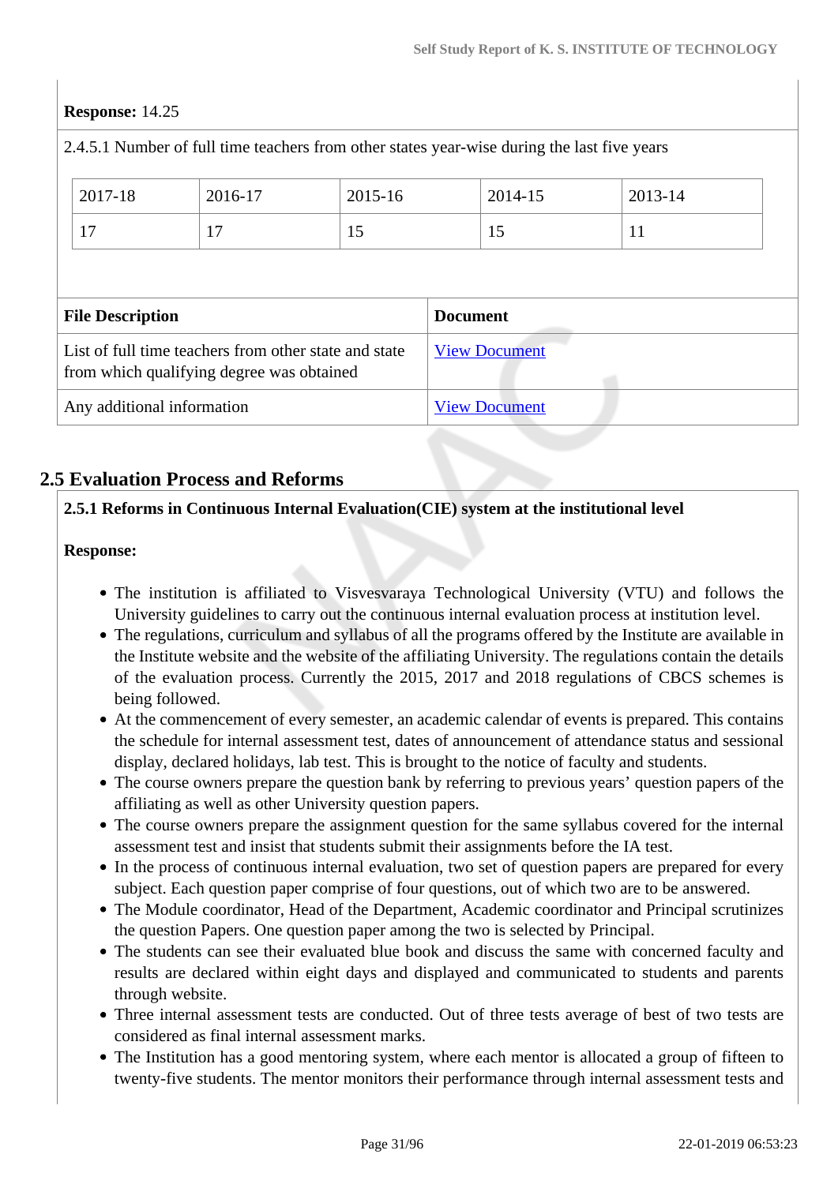**Response:** 14.25

2.4.5.1 Number of full time teachers from other states year-wise during the last five years

| 2017-18 | 2016-17 | 2015-16 | 2014-15 | 2013-14 |
|---|---|---|---|---|
| 17 | 17 | 15 | 15 | 11 |

| File Description | Document |
|---|---|
| List of full time teachers from other state and state from which qualifying degree was obtained | View Document |
| Any additional information | View Document |

## 2.5 Evaluation Process and Reforms

**2.5.1 Reforms in Continuous Internal Evaluation(CIE) system at the institutional level**

**Response:**

- The institution is affiliated to Visvesvaraya Technological University (VTU) and follows the University guidelines to carry out the continuous internal evaluation process at institution level.
- The regulations, curriculum and syllabus of all the programs offered by the Institute are available in the Institute website and the website of the affiliating University. The regulations contain the details of the evaluation process. Currently the 2015, 2017 and 2018 regulations of CBCS schemes is being followed.
- At the commencement of every semester, an academic calendar of events is prepared. This contains the schedule for internal assessment test, dates of announcement of attendance status and sessional display, declared holidays, lab test. This is brought to the notice of faculty and students.
- The course owners prepare the question bank by referring to previous years' question papers of the affiliating as well as other University question papers.
- The course owners prepare the assignment question for the same syllabus covered for the internal assessment test and insist that students submit their assignments before the IA test.
- In the process of continuous internal evaluation, two set of question papers are prepared for every subject. Each question paper comprise of four questions, out of which two are to be answered.
- The Module coordinator, Head of the Department, Academic coordinator and Principal scrutinizes the question Papers. One question paper among the two is selected by Principal.
- The students can see their evaluated blue book and discuss the same with concerned faculty and results are declared within eight days and displayed and communicated to students and parents through website.
- Three internal assessment tests are conducted. Out of three tests average of best of two tests are considered as final internal assessment marks.
- The Institution has a good mentoring system, where each mentor is allocated a group of fifteen to twenty-five students. The mentor monitors their performance through internal assessment tests and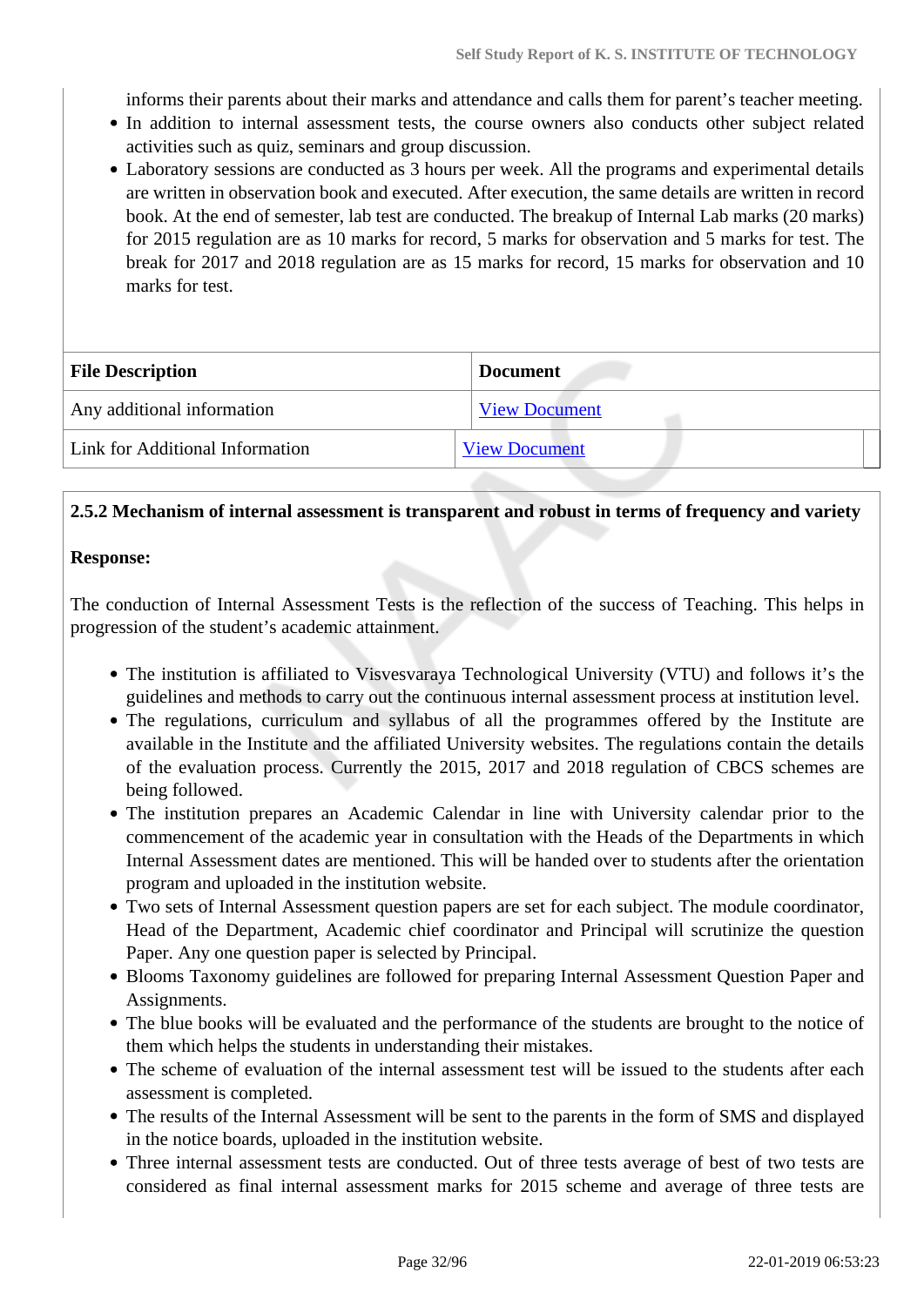informs their parents about their marks and attendance and calls them for parent's teacher meeting.

- In addition to internal assessment tests, the course owners also conducts other subject related activities such as quiz, seminars and group discussion.
- Laboratory sessions are conducted as 3 hours per week. All the programs and experimental details are written in observation book and executed. After execution, the same details are written in record book. At the end of semester, lab test are conducted. The breakup of Internal Lab marks (20 marks) for 2015 regulation are as 10 marks for record, 5 marks for observation and 5 marks for test. The break for 2017 and 2018 regulation are as 15 marks for record, 15 marks for observation and 10 marks for test.

| File Description | Document |
|---|---|
| Any additional information | View Document |
| Link for Additional Information | View Document |

**2.5.2 Mechanism of internal assessment is transparent and robust in terms of frequency and variety**

**Response:**

The conduction of Internal Assessment Tests is the reflection of the success of Teaching. This helps in progression of the student's academic attainment.

- The institution is affiliated to Visvesvaraya Technological University (VTU) and follows it's the guidelines and methods to carry out the continuous internal assessment process at institution level.
- The regulations, curriculum and syllabus of all the programmes offered by the Institute are available in the Institute and the affiliated University websites. The regulations contain the details of the evaluation process. Currently the 2015, 2017 and 2018 regulation of CBCS schemes are being followed.
- The institution prepares an Academic Calendar in line with University calendar prior to the commencement of the academic year in consultation with the Heads of the Departments in which Internal Assessment dates are mentioned. This will be handed over to students after the orientation program and uploaded in the institution website.
- Two sets of Internal Assessment question papers are set for each subject. The module coordinator, Head of the Department, Academic chief coordinator and Principal will scrutinize the question Paper. Any one question paper is selected by Principal.
- Blooms Taxonomy guidelines are followed for preparing Internal Assessment Question Paper and Assignments.
- The blue books will be evaluated and the performance of the students are brought to the notice of them which helps the students in understanding their mistakes.
- The scheme of evaluation of the internal assessment test will be issued to the students after each assessment is completed.
- The results of the Internal Assessment will be sent to the parents in the form of SMS and displayed in the notice boards, uploaded in the institution website.
- Three internal assessment tests are conducted. Out of three tests average of best of two tests are considered as final internal assessment marks for 2015 scheme and average of three tests are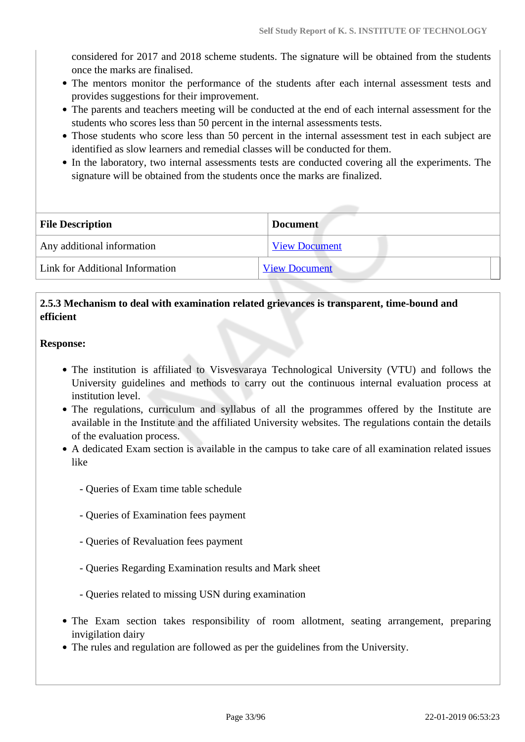considered for 2017 and 2018 scheme students. The signature will be obtained from the students once the marks are finalised.

- The mentors monitor the performance of the students after each internal assessment tests and provides suggestions for their improvement.
- The parents and teachers meeting will be conducted at the end of each internal assessment for the students who scores less than 50 percent in the internal assessments tests.
- Those students who score less than 50 percent in the internal assessment test in each subject are identified as slow learners and remedial classes will be conducted for them.
- In the laboratory, two internal assessments tests are conducted covering all the experiments. The signature will be obtained from the students once the marks are finalized.

| File Description | Document |
|---|---|
| Any additional information | View Document |
| Link for Additional Information | View Document |

**2.5.3 Mechanism to deal with examination related grievances is transparent, time-bound and efficient**

**Response:**

- The institution is affiliated to Visvesvaraya Technological University (VTU) and follows the University guidelines and methods to carry out the continuous internal evaluation process at institution level.
- The regulations, curriculum and syllabus of all the programmes offered by the Institute are available in the Institute and the affiliated University websites. The regulations contain the details of the evaluation process.
- A dedicated Exam section is available in the campus to take care of all examination related issues like

  - Queries of Exam time table schedule

  - Queries of Examination fees payment

  - Queries of Revaluation fees payment

  - Queries Regarding Examination results and Mark sheet

  - Queries related to missing USN during examination

- The Exam section takes responsibility of room allotment, seating arrangement, preparing invigilation dairy
- The rules and regulation are followed as per the guidelines from the University.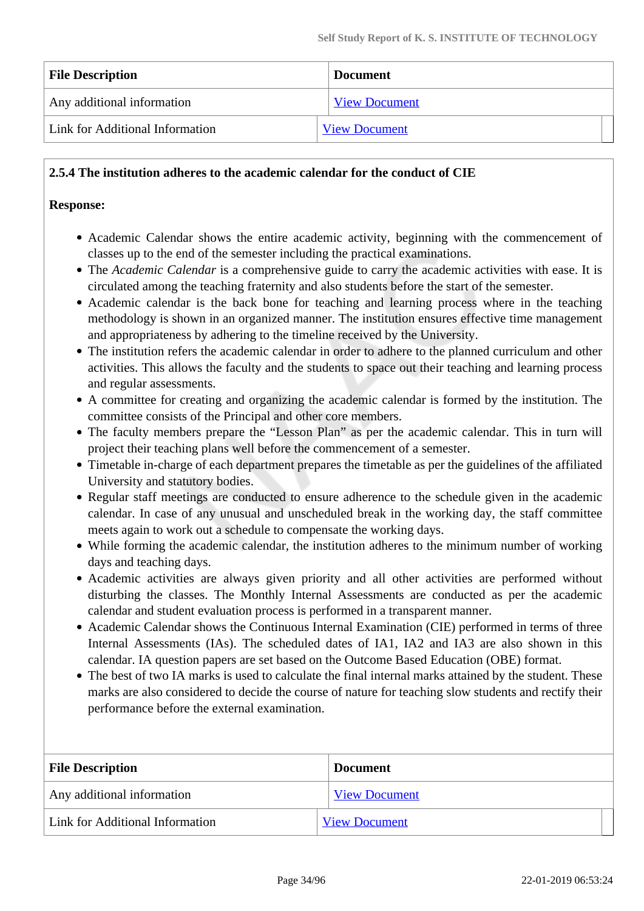| File Description | Document |
|---|---|
| Any additional information | View Document |
| Link for Additional Information | View Document |

**2.5.4 The institution adheres to the academic calendar for the conduct of CIE**

**Response:**

- Academic Calendar shows the entire academic activity, beginning with the commencement of classes up to the end of the semester including the practical examinations.
- The *Academic Calendar* is a comprehensive guide to carry the academic activities with ease. It is circulated among the teaching fraternity and also students before the start of the semester.
- Academic calendar is the back bone for teaching and learning process where in the teaching methodology is shown in an organized manner. The institution ensures effective time management and appropriateness by adhering to the timeline received by the University.
- The institution refers the academic calendar in order to adhere to the planned curriculum and other activities. This allows the faculty and the students to space out their teaching and learning process and regular assessments.
- A committee for creating and organizing the academic calendar is formed by the institution. The committee consists of the Principal and other core members.
- The faculty members prepare the "Lesson Plan" as per the academic calendar. This in turn will project their teaching plans well before the commencement of a semester.
- Timetable in-charge of each department prepares the timetable as per the guidelines of the affiliated University and statutory bodies.
- Regular staff meetings are conducted to ensure adherence to the schedule given in the academic calendar. In case of any unusual and unscheduled break in the working day, the staff committee meets again to work out a schedule to compensate the working days.
- While forming the academic calendar, the institution adheres to the minimum number of working days and teaching days.
- Academic activities are always given priority and all other activities are performed without disturbing the classes. The Monthly Internal Assessments are conducted as per the academic calendar and student evaluation process is performed in a transparent manner.
- Academic Calendar shows the Continuous Internal Examination (CIE) performed in terms of three Internal Assessments (IAs). The scheduled dates of IA1, IA2 and IA3 are also shown in this calendar. IA question papers are set based on the Outcome Based Education (OBE) format.
- The best of two IA marks is used to calculate the final internal marks attained by the student. These marks are also considered to decide the course of nature for teaching slow students and rectify their performance before the external examination.

| File Description | Document |
|---|---|
| Any additional information | View Document |
| Link for Additional Information | View Document |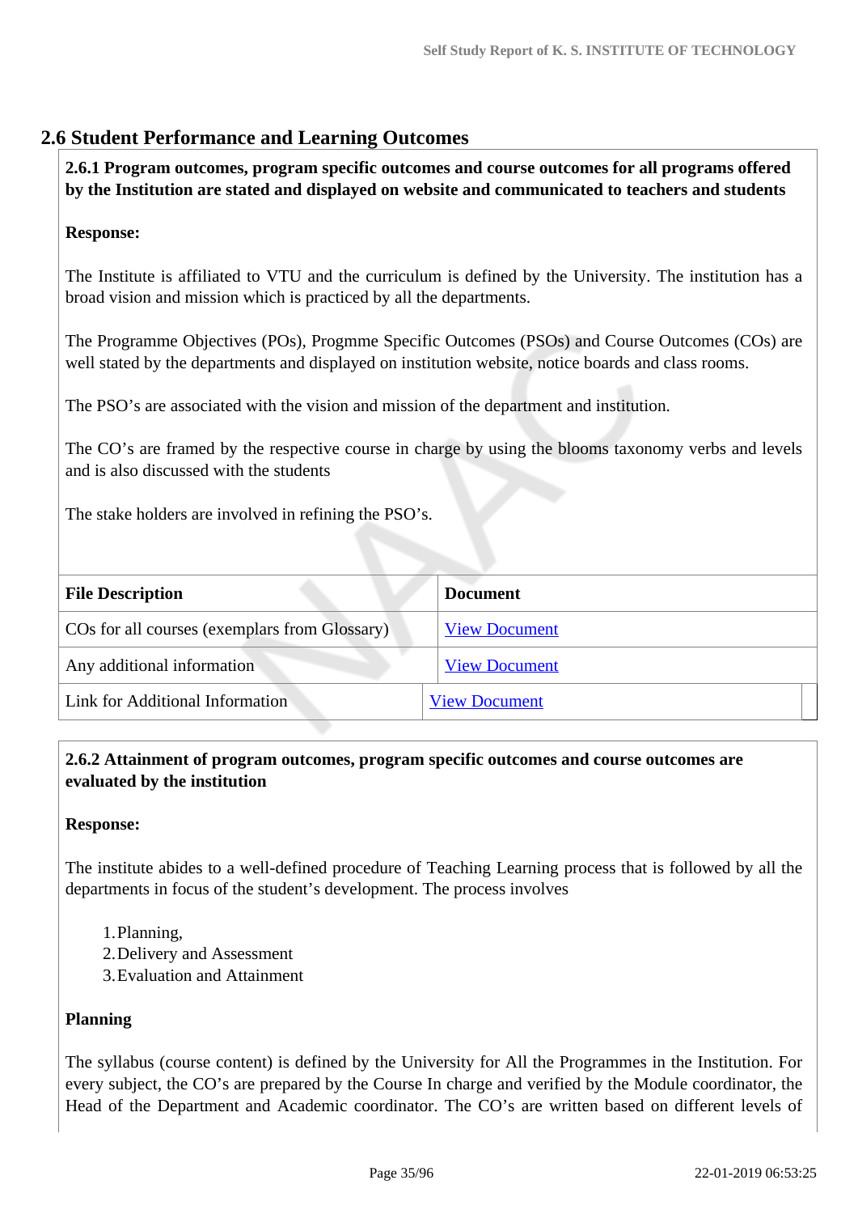## 2.6 Student Performance and Learning Outcomes

**2.6.1 Program outcomes, program specific outcomes and course outcomes for all programs offered by the Institution are stated and displayed on website and communicated to teachers and students**

**Response:**

The Institute is affiliated to VTU and the curriculum is defined by the University. The institution has a broad vision and mission which is practiced by all the departments.

The Programme Objectives (POs), Progmme Specific Outcomes (PSOs) and Course Outcomes (COs) are well stated by the departments and displayed on institution website, notice boards and class rooms.

The PSO's are associated with the vision and mission of the department and institution.

The CO's are framed by the respective course in charge by using the blooms taxonomy verbs and levels and is also discussed with the students

The stake holders are involved in refining the PSO's.

| File Description | Document |
|---|---|
| COs for all courses (exemplars from Glossary) | View Document |
| Any additional information | View Document |
| Link for Additional Information | View Document |

**2.6.2 Attainment of program outcomes, program specific outcomes and course outcomes are evaluated by the institution**

**Response:**

The institute abides to a well-defined procedure of Teaching Learning process that is followed by all the departments in focus of the student's development. The process involves

1. Planning,
2. Delivery and Assessment
3. Evaluation and Attainment

**Planning**

The syllabus (course content) is defined by the University for All the Programmes in the Institution. For every subject, the CO's are prepared by the Course In charge and verified by the Module coordinator, the Head of the Department and Academic coordinator. The CO's are written based on different levels of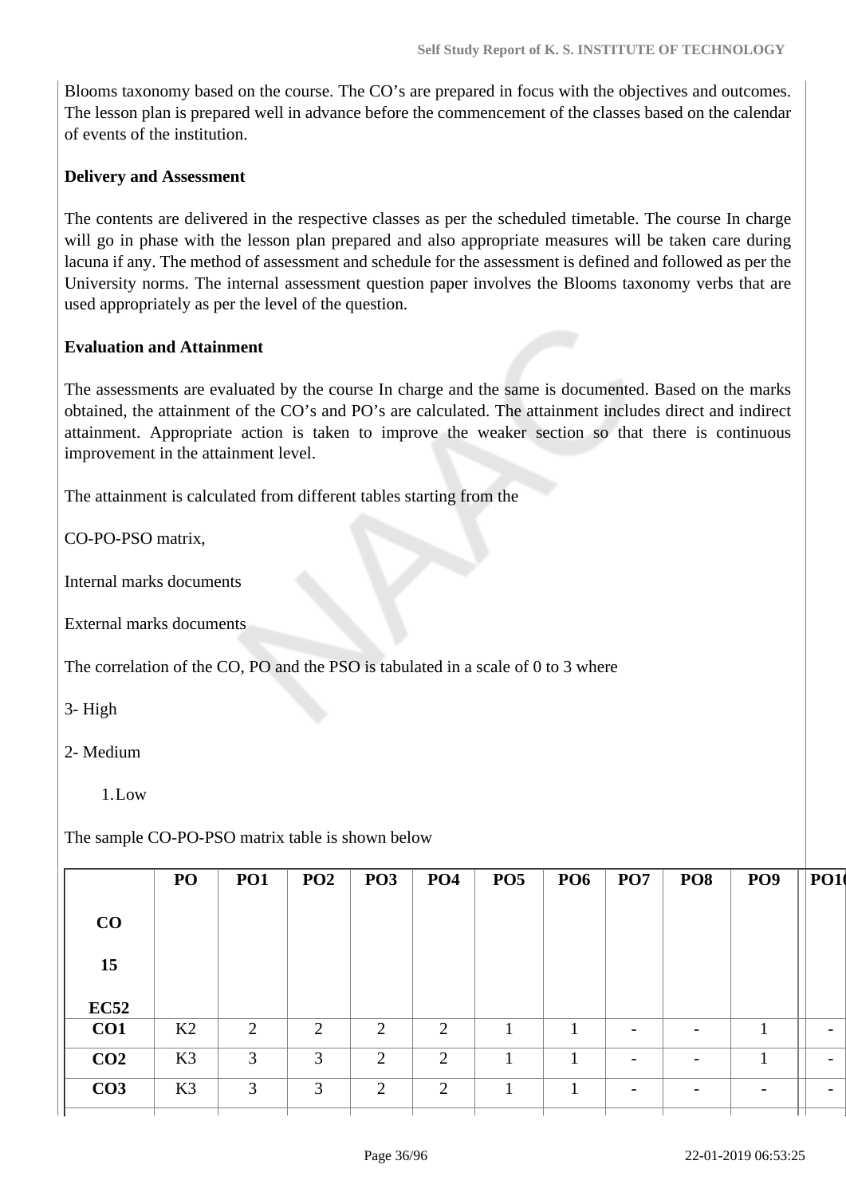Blooms taxonomy based on the course. The CO's are prepared in focus with the objectives and outcomes. The lesson plan is prepared well in advance before the commencement of the classes based on the calendar of events of the institution.

**Delivery and Assessment**

The contents are delivered in the respective classes as per the scheduled timetable. The course In charge will go in phase with the lesson plan prepared and also appropriate measures will be taken care during lacuna if any. The method of assessment and schedule for the assessment is defined and followed as per the University norms. The internal assessment question paper involves the Blooms taxonomy verbs that are used appropriately as per the level of the question.

**Evaluation and Attainment**

The assessments are evaluated by the course In charge and the same is documented. Based on the marks obtained, the attainment of the CO's and PO's are calculated. The attainment includes direct and indirect attainment. Appropriate action is taken to improve the weaker section so that there is continuous improvement in the attainment level.

The attainment is calculated from different tables starting from the

CO-PO-PSO matrix,

Internal marks documents

External marks documents

The correlation of the CO, PO and the PSO is tabulated in a scale of 0 to 3 where

3- High

2- Medium

1. Low

The sample CO-PO-PSO matrix table is shown below

| CO 15 EC52 | PO | PO1 | PO2 | PO3 | PO4 | PO5 | PO6 | PO7 | PO8 | PO9 | PO10 |
|---|---|---|---|---|---|---|---|---|---|---|---|
| **CO1** | K2 | 2 | 2 | 2 | 2 | 1 | 1 | - | - | 1 | - |
| **CO2** | K3 | 3 | 3 | 2 | 2 | 1 | 1 | - | - | 1 | - |
| **CO3** | K3 | 3 | 3 | 2 | 2 | 1 | 1 | - | - | - | - |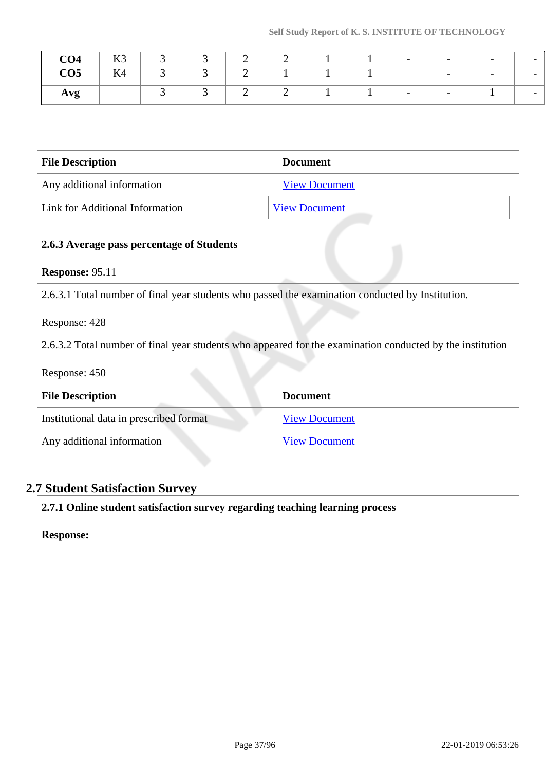| | | | | | | | | | | | |
|---|---|---|---|---|---|---|---|---|---|---|---|
| **CO4** | K3 | 3 | 3 | 2 | 2 | 1 | 1 | - | - | - | - |
| **CO5** | K4 | 3 | 3 | 2 | 1 | 1 | 1 | | - | - | - |
| **Avg** | | 3 | 3 | 2 | 2 | 1 | 1 | - | - | 1 | - |

| File Description | Document |
|---|---|
| Any additional information | View Document |
| Link for Additional Information | View Document |

**2.6.3 Average pass percentage of Students**

**Response:** 95.11

2.6.3.1 Total number of final year students who passed the examination conducted by Institution.

Response: 428

2.6.3.2 Total number of final year students who appeared for the examination conducted by the institution

Response: 450

| File Description | Document |
|---|---|
| Institutional data in prescribed format | View Document |
| Any additional information | View Document |

## 2.7 Student Satisfaction Survey

**2.7.1 Online student satisfaction survey regarding teaching learning process**

**Response:**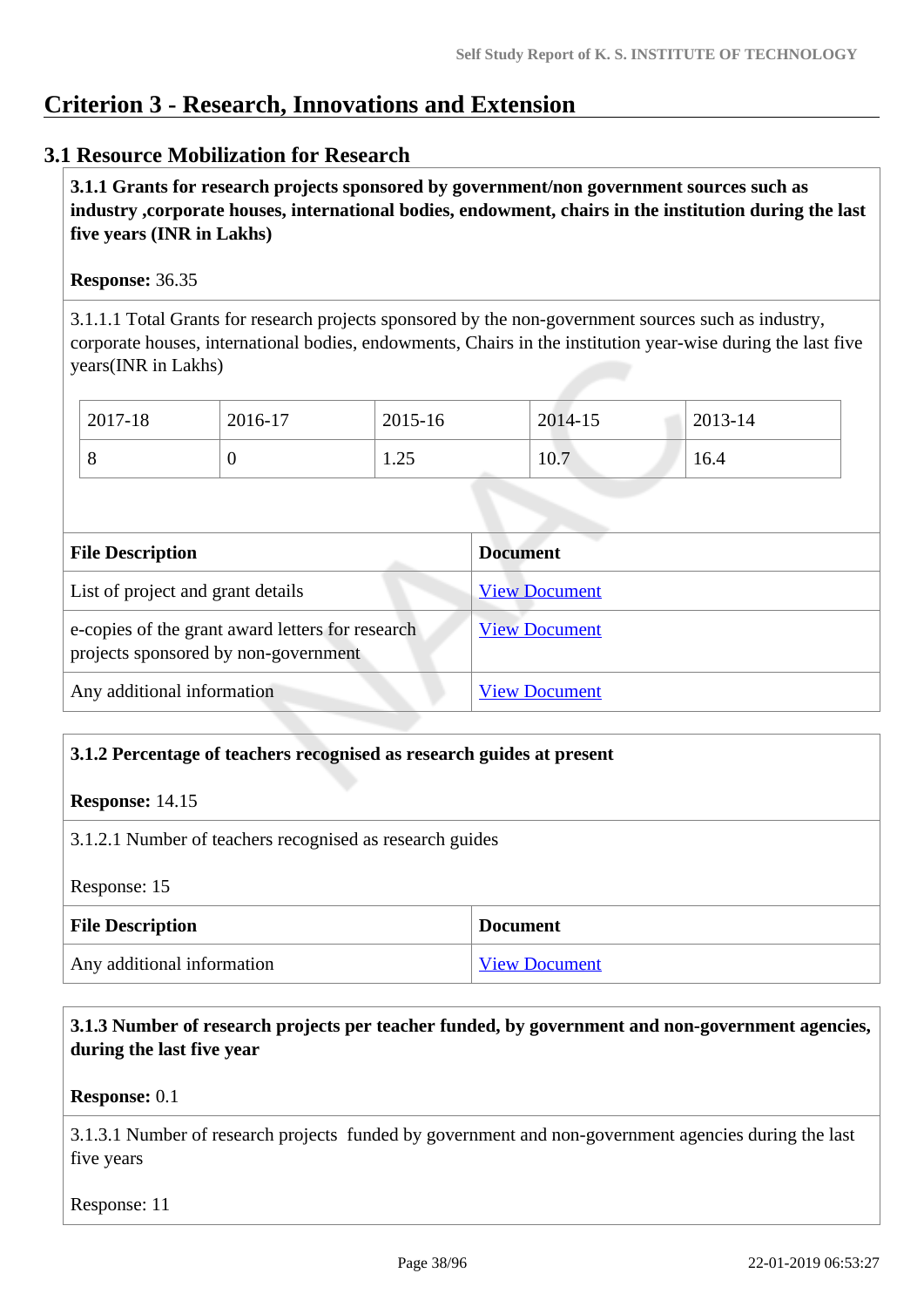# Criterion 3 - Research, Innovations and Extension

## 3.1 Resource Mobilization for Research

**3.1.1 Grants for research projects sponsored by government/non government sources such as industry ,corporate houses, international bodies, endowment, chairs in the institution during the last five years (INR in Lakhs)**

**Response:** 36.35

3.1.1.1 Total Grants for research projects sponsored by the non-government sources such as industry, corporate houses, international bodies, endowments, Chairs in the institution year-wise during the last five years(INR in Lakhs)

| 2017-18 | 2016-17 | 2015-16 | 2014-15 | 2013-14 |
|---|---|---|---|---|
| 8 | 0 | 1.25 | 10.7 | 16.4 |

| File Description | Document |
|---|---|
| List of project and grant details | View Document |
| e-copies of the grant award letters for research projects sponsored by non-government | View Document |
| Any additional information | View Document |

**3.1.2 Percentage of teachers recognised as research guides at present**

**Response:** 14.15

3.1.2.1 Number of teachers recognised as research guides

Response: 15

| File Description | Document |
|---|---|
| Any additional information | View Document |

**3.1.3 Number of research projects per teacher funded, by government and non-government agencies, during the last five year**

**Response:** 0.1

3.1.3.1 Number of research projects funded by government and non-government agencies during the last five years

Response: 11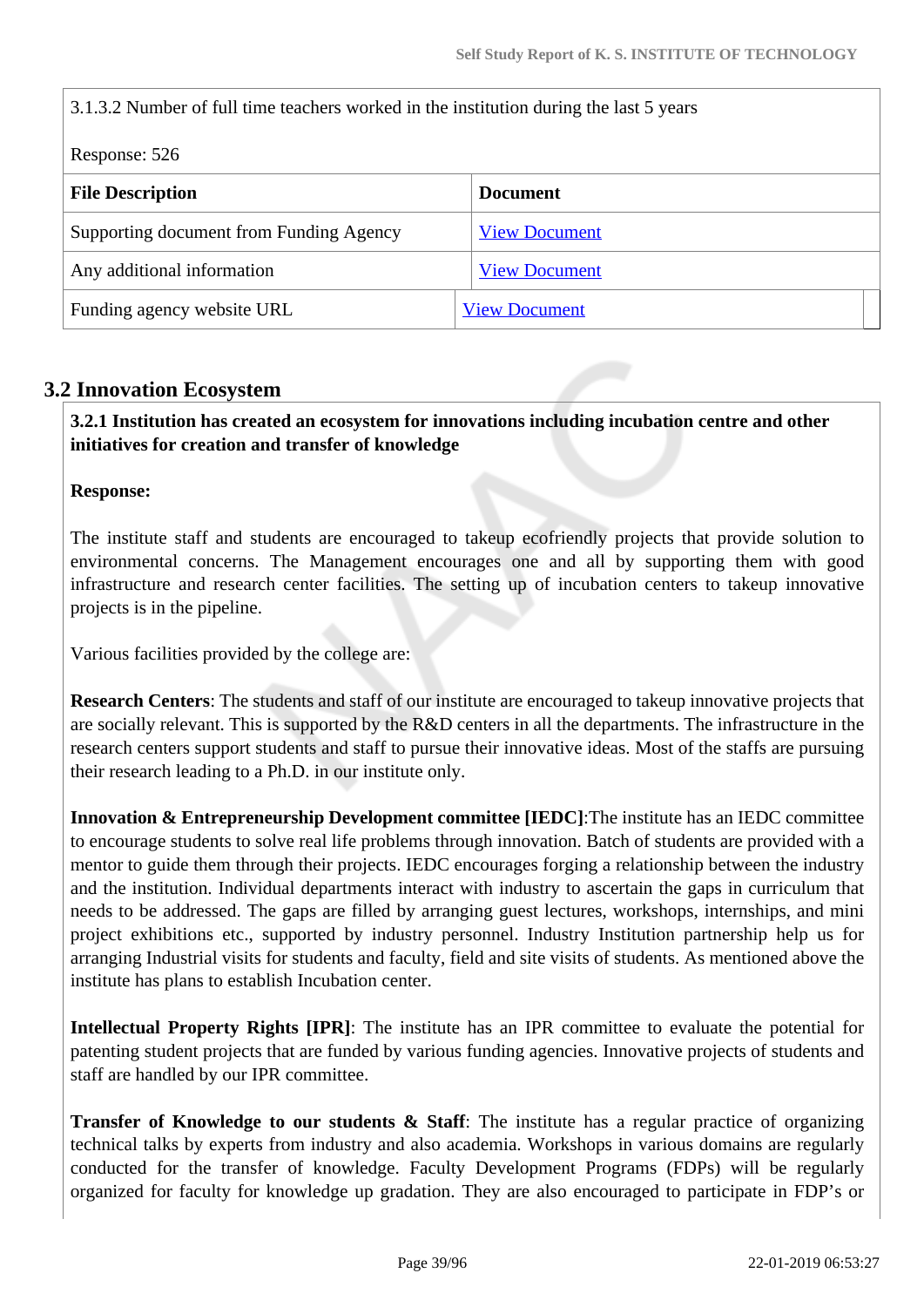3.1.3.2 Number of full time teachers worked in the institution during the last 5 years

Response: 526

| File Description | Document |
| --- | --- |
| Supporting document from Funding Agency | View Document |
| Any additional information | View Document |
| Funding agency website URL | View Document |

## 3.2 Innovation Ecosystem

**3.2.1 Institution has created an ecosystem for innovations including incubation centre and other initiatives for creation and transfer of knowledge**

**Response:**

The institute staff and students are encouraged to takeup ecofriendly projects that provide solution to environmental concerns. The Management encourages one and all by supporting them with good infrastructure and research center facilities. The setting up of incubation centers to takeup innovative projects is in the pipeline.

Various facilities provided by the college are:

**Research Centers**: The students and staff of our institute are encouraged to takeup innovative projects that are socially relevant. This is supported by the R&D centers in all the departments. The infrastructure in the research centers support students and staff to pursue their innovative ideas. Most of the staffs are pursuing their research leading to a Ph.D. in our institute only.

**Innovation & Entrepreneurship Development committee [IEDC]**:The institute has an IEDC committee to encourage students to solve real life problems through innovation. Batch of students are provided with a mentor to guide them through their projects. IEDC encourages forging a relationship between the industry and the institution. Individual departments interact with industry to ascertain the gaps in curriculum that needs to be addressed. The gaps are filled by arranging guest lectures, workshops, internships, and mini project exhibitions etc., supported by industry personnel. Industry Institution partnership help us for arranging Industrial visits for students and faculty, field and site visits of students. As mentioned above the institute has plans to establish Incubation center.

**Intellectual Property Rights [IPR]**: The institute has an IPR committee to evaluate the potential for patenting student projects that are funded by various funding agencies. Innovative projects of students and staff are handled by our IPR committee.

**Transfer of Knowledge to our students & Staff**: The institute has a regular practice of organizing technical talks by experts from industry and also academia. Workshops in various domains are regularly conducted for the transfer of knowledge. Faculty Development Programs (FDPs) will be regularly organized for faculty for knowledge up gradation. They are also encouraged to participate in FDP's or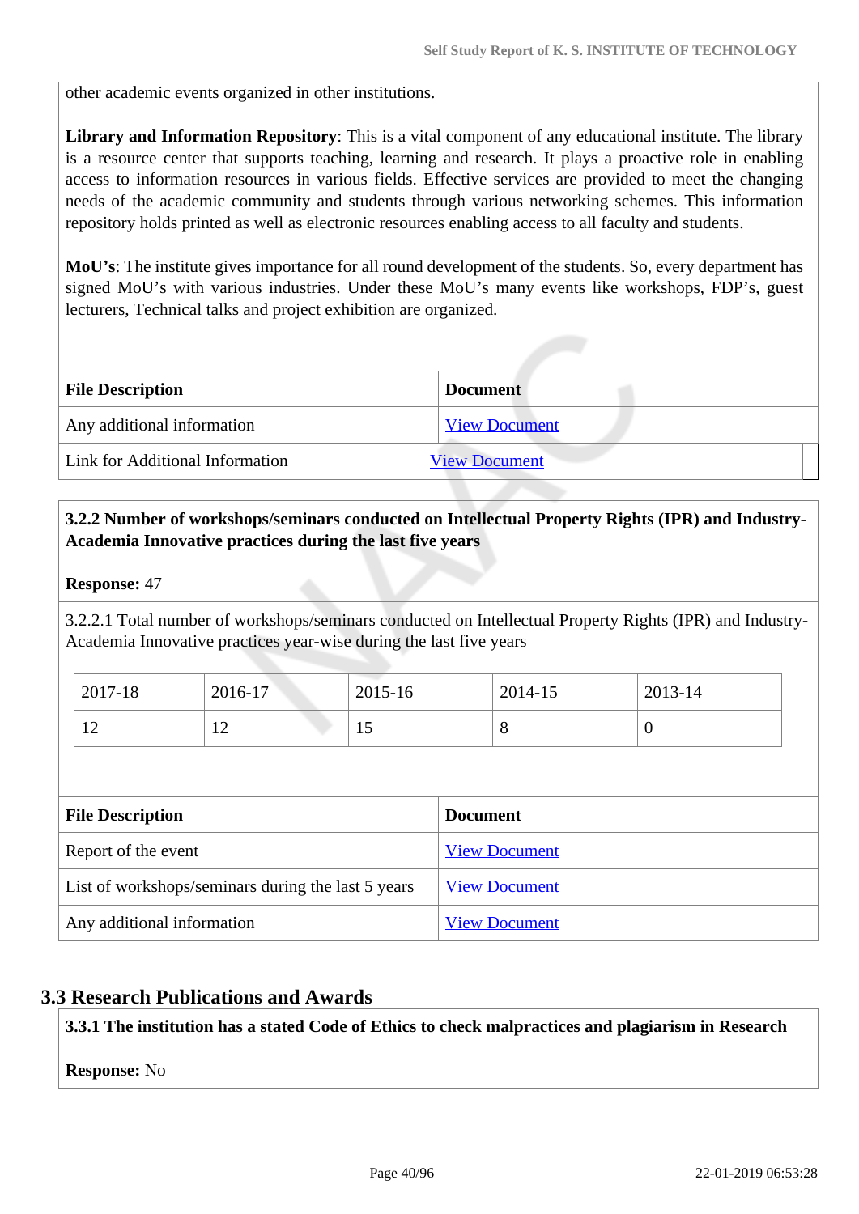other academic events organized in other institutions.

**Library and Information Repository**: This is a vital component of any educational institute. The library is a resource center that supports teaching, learning and research. It plays a proactive role in enabling access to information resources in various fields. Effective services are provided to meet the changing needs of the academic community and students through various networking schemes. This information repository holds printed as well as electronic resources enabling access to all faculty and students.

**MoU's**: The institute gives importance for all round development of the students. So, every department has signed MoU's with various industries. Under these MoU's many events like workshops, FDP's, guest lecturers, Technical talks and project exhibition are organized.

| File Description | Document |
|---|---|
| Any additional information | View Document |
| Link for Additional Information | View Document |

**3.2.2 Number of workshops/seminars conducted on Intellectual Property Rights (IPR) and Industry-Academia Innovative practices during the last five years**

**Response:** 47

3.2.2.1 Total number of workshops/seminars conducted on Intellectual Property Rights (IPR) and Industry-Academia Innovative practices year-wise during the last five years

| 2017-18 | 2016-17 | 2015-16 | 2014-15 | 2013-14 |
|---|---|---|---|---|
| 12 | 12 | 15 | 8 | 0 |

| File Description | Document |
|---|---|
| Report of the event | View Document |
| List of workshops/seminars during the last 5 years | View Document |
| Any additional information | View Document |

## 3.3 Research Publications and Awards

**3.3.1 The institution has a stated Code of Ethics to check malpractices and plagiarism in Research**

**Response:** No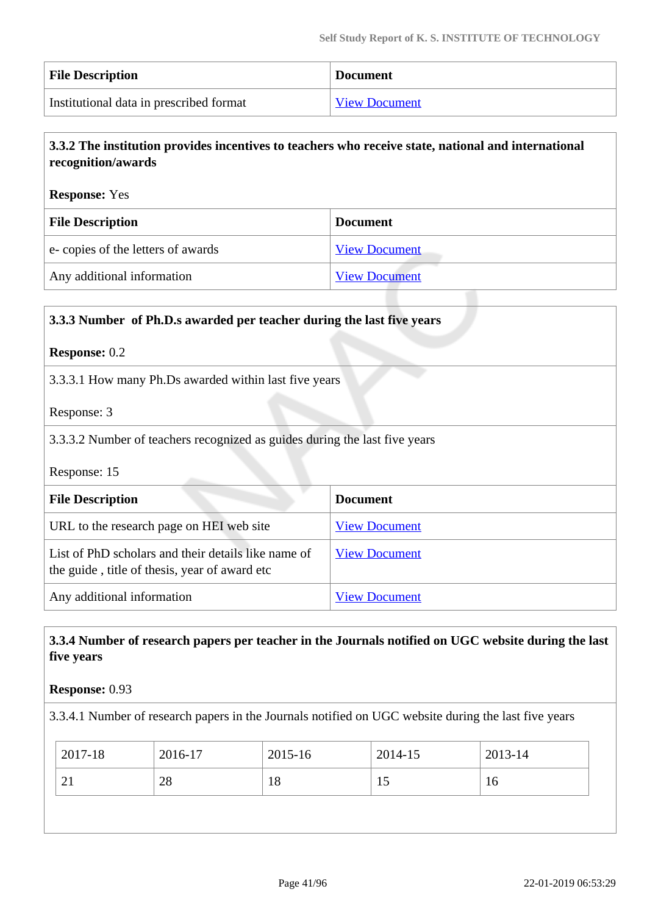| File Description | Document |
|---|---|
| Institutional data in prescribed format | View Document |

**3.3.2 The institution provides incentives to teachers who receive state, national and international recognition/awards**

**Response:** Yes

| File Description | Document |
|---|---|
| e- copies of the letters of awards | View Document |
| Any additional information | View Document |

**3.3.3 Number of Ph.D.s awarded per teacher during the last five years**

**Response:** 0.2

3.3.3.1 How many Ph.Ds awarded within last five years

Response: 3

3.3.3.2 Number of teachers recognized as guides during the last five years

Response: 15

| File Description | Document |
|---|---|
| URL to the research page on HEI web site | View Document |
| List of PhD scholars and their details like name of the guide , title of thesis, year of award etc | View Document |
| Any additional information | View Document |

**3.3.4 Number of research papers per teacher in the Journals notified on UGC website during the last five years**

**Response:** 0.93

3.3.4.1 Number of research papers in the Journals notified on UGC website during the last five years

| 2017-18 | 2016-17 | 2015-16 | 2014-15 | 2013-14 |
|---|---|---|---|---|
| 21 | 28 | 18 | 15 | 16 |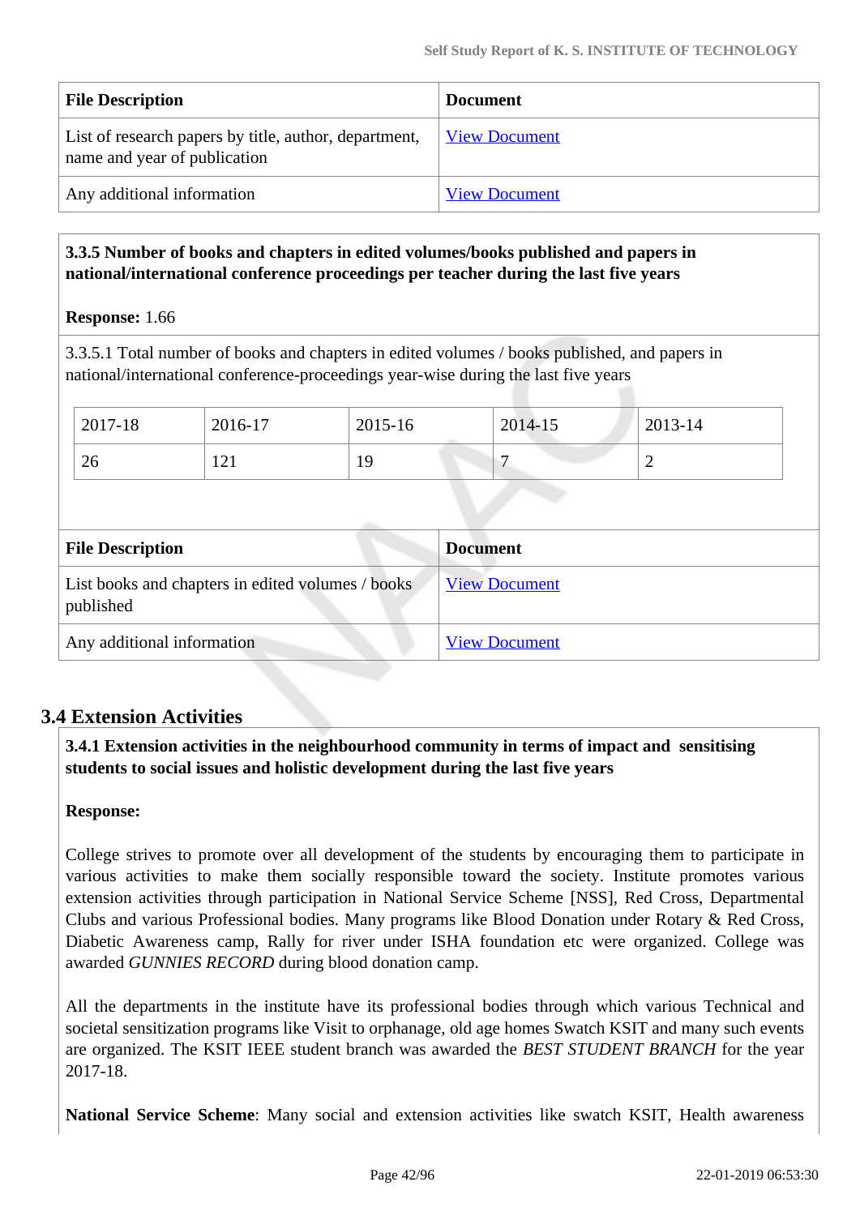| File Description | Document |
|---|---|
| List of research papers by title, author, department, name and year of publication | View Document |
| Any additional information | View Document |

**3.3.5 Number of books and chapters in edited volumes/books published and papers in national/international conference proceedings per teacher during the last five years**

**Response:** 1.66

3.3.5.1 Total number of books and chapters in edited volumes / books published, and papers in national/international conference-proceedings year-wise during the last five years

| 2017-18 | 2016-17 | 2015-16 | 2014-15 | 2013-14 |
|---|---|---|---|---|
| 26 | 121 | 19 | 7 | 2 |

| File Description | Document |
|---|---|
| List books and chapters in edited volumes / books published | View Document |
| Any additional information | View Document |

## 3.4 Extension Activities

**3.4.1 Extension activities in the neighbourhood community in terms of impact and sensitising students to social issues and holistic development during the last five years**

**Response:**

College strives to promote over all development of the students by encouraging them to participate in various activities to make them socially responsible toward the society. Institute promotes various extension activities through participation in National Service Scheme [NSS], Red Cross, Departmental Clubs and various Professional bodies. Many programs like Blood Donation under Rotary & Red Cross, Diabetic Awareness camp, Rally for river under ISHA foundation etc were organized. College was awarded *GUNNIES RECORD* during blood donation camp.

All the departments in the institute have its professional bodies through which various Technical and societal sensitization programs like Visit to orphanage, old age homes Swatch KSIT and many such events are organized. The KSIT IEEE student branch was awarded the *BEST STUDENT BRANCH* for the year 2017-18.

**National Service Scheme**: Many social and extension activities like swatch KSIT, Health awareness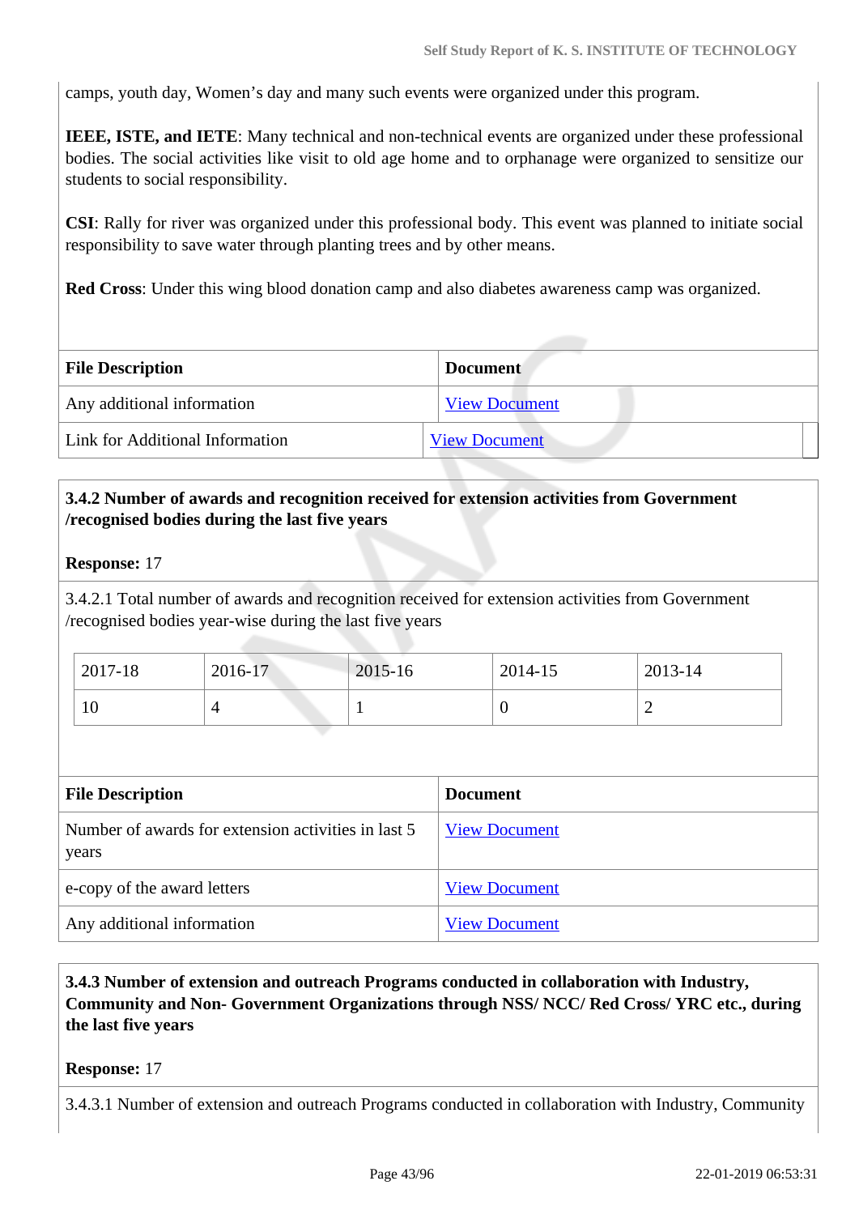camps, youth day, Women's day and many such events were organized under this program.

**IEEE, ISTE, and IETE**: Many technical and non-technical events are organized under these professional bodies. The social activities like visit to old age home and to orphanage were organized to sensitize our students to social responsibility.

**CSI**: Rally for river was organized under this professional body. This event was planned to initiate social responsibility to save water through planting trees and by other means.

**Red Cross**: Under this wing blood donation camp and also diabetes awareness camp was organized.

| File Description | Document |
|---|---|
| Any additional information | View Document |
| Link for Additional Information | View Document |

**3.4.2 Number of awards and recognition received for extension activities from Government /recognised bodies during the last five years**

**Response:** 17

3.4.2.1 Total number of awards and recognition received for extension activities from Government /recognised bodies year-wise during the last five years

| 2017-18 | 2016-17 | 2015-16 | 2014-15 | 2013-14 |
|---|---|---|---|---|
| 10 | 4 | 1 | 0 | 2 |

| File Description | Document |
|---|---|
| Number of awards for extension activities in last 5 years | View Document |
| e-copy of the award letters | View Document |
| Any additional information | View Document |

**3.4.3 Number of extension and outreach Programs conducted in collaboration with Industry, Community and Non- Government Organizations through NSS/ NCC/ Red Cross/ YRC etc., during the last five years**

**Response:** 17

3.4.3.1 Number of extension and outreach Programs conducted in collaboration with Industry, Community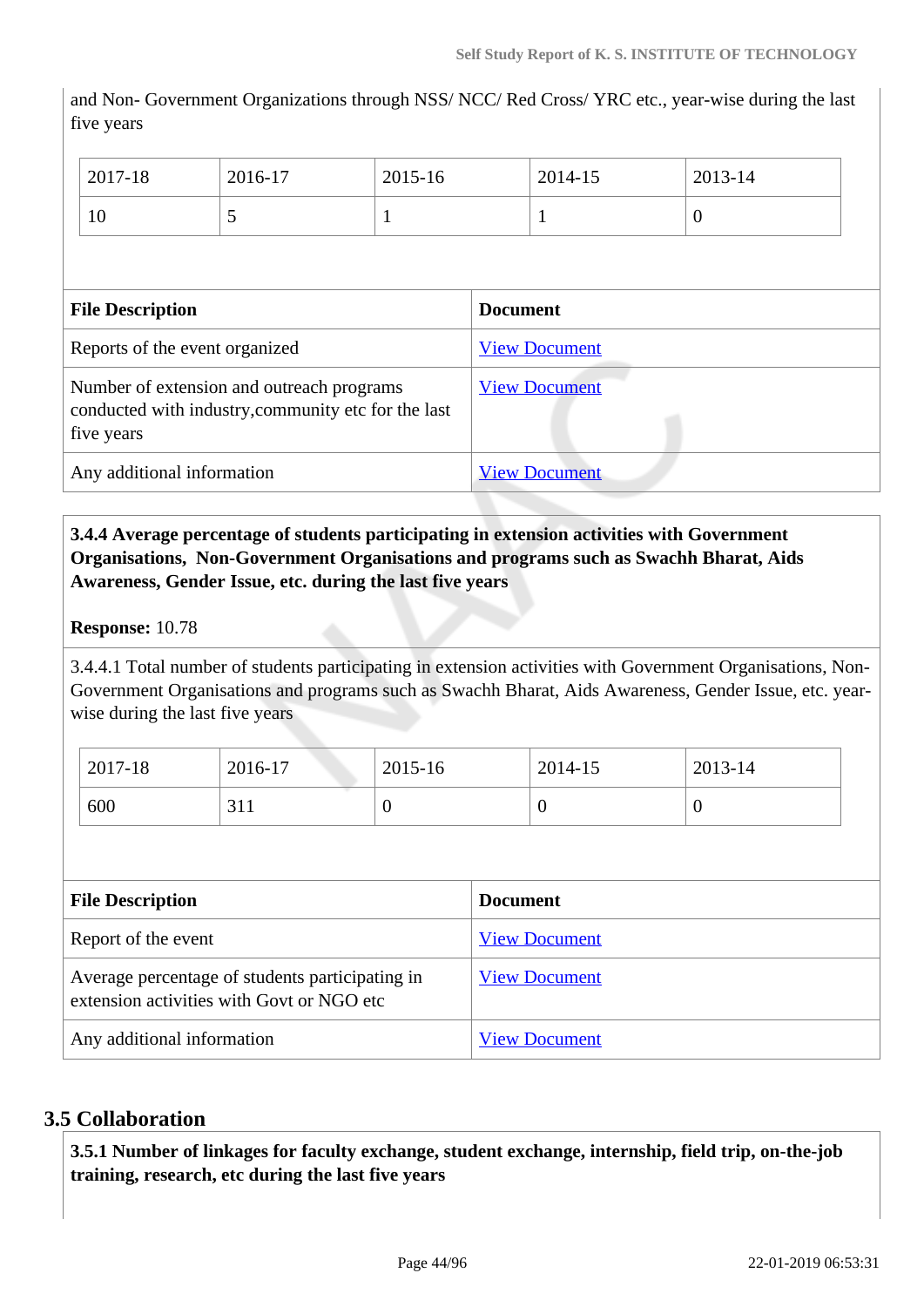and Non- Government Organizations through NSS/ NCC/ Red Cross/ YRC etc., year-wise during the last five years

| 2017-18 | 2016-17 | 2015-16 | 2014-15 | 2013-14 |
|---|---|---|---|---|
| 10 | 5 | 1 | 1 | 0 |

| File Description | Document |
|---|---|
| Reports of the event organized | View Document |
| Number of extension and outreach programs conducted with industry,community etc for the last five years | View Document |
| Any additional information | View Document |

**3.4.4 Average percentage of students participating in extension activities with Government Organisations, Non-Government Organisations and programs such as Swachh Bharat, Aids Awareness, Gender Issue, etc. during the last five years**

**Response:** 10.78

3.4.4.1 Total number of students participating in extension activities with Government Organisations, Non-Government Organisations and programs such as Swachh Bharat, Aids Awareness, Gender Issue, etc. year-wise during the last five years

| 2017-18 | 2016-17 | 2015-16 | 2014-15 | 2013-14 |
|---|---|---|---|---|
| 600 | 311 | 0 | 0 | 0 |

| File Description | Document |
|---|---|
| Report of the event | View Document |
| Average percentage of students participating in extension activities with Govt or NGO etc | View Document |
| Any additional information | View Document |

## 3.5 Collaboration

**3.5.1 Number of linkages for faculty exchange, student exchange, internship, field trip, on-the-job training, research, etc during the last five years**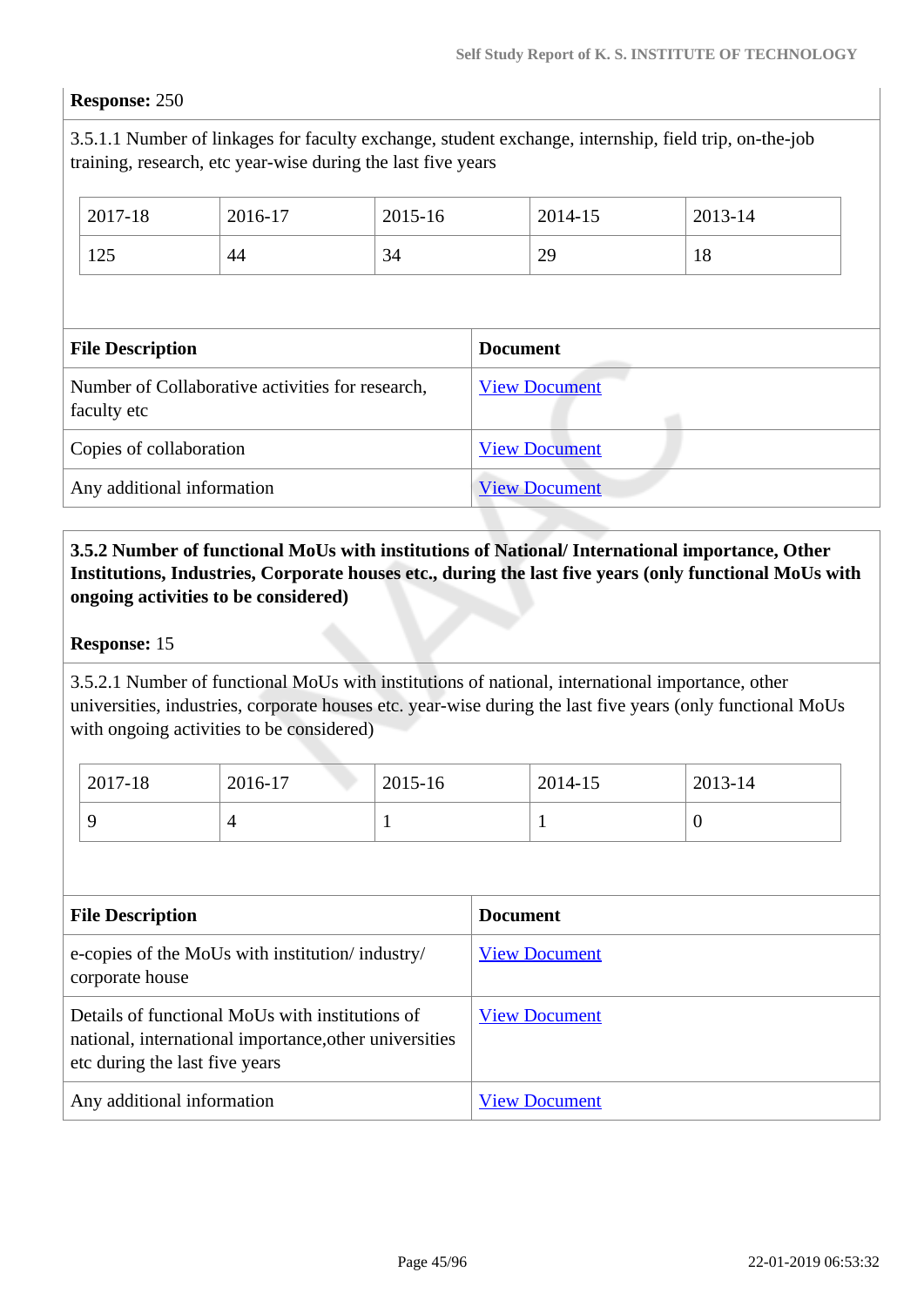**Response:** 250

3.5.1.1 Number of linkages for faculty exchange, student exchange, internship, field trip, on-the-job training, research, etc year-wise during the last five years

| 2017-18 | 2016-17 | 2015-16 | 2014-15 | 2013-14 |
|---|---|---|---|---|
| 125 | 44 | 34 | 29 | 18 |

| File Description | Document |
|---|---|
| Number of Collaborative activities for research, faculty etc | View Document |
| Copies of collaboration | View Document |
| Any additional information | View Document |

**3.5.2 Number of functional MoUs with institutions of National/ International importance, Other Institutions, Industries, Corporate houses etc., during the last five years (only functional MoUs with ongoing activities to be considered)**

**Response:** 15

3.5.2.1 Number of functional MoUs with institutions of national, international importance, other universities, industries, corporate houses etc. year-wise during the last five years (only functional MoUs with ongoing activities to be considered)

| 2017-18 | 2016-17 | 2015-16 | 2014-15 | 2013-14 |
|---|---|---|---|---|
| 9 | 4 | 1 | 1 | 0 |

| File Description | Document |
|---|---|
| e-copies of the MoUs with institution/ industry/ corporate house | View Document |
| Details of functional MoUs with institutions of national, international importance,other universities etc during the last five years | View Document |
| Any additional information | View Document |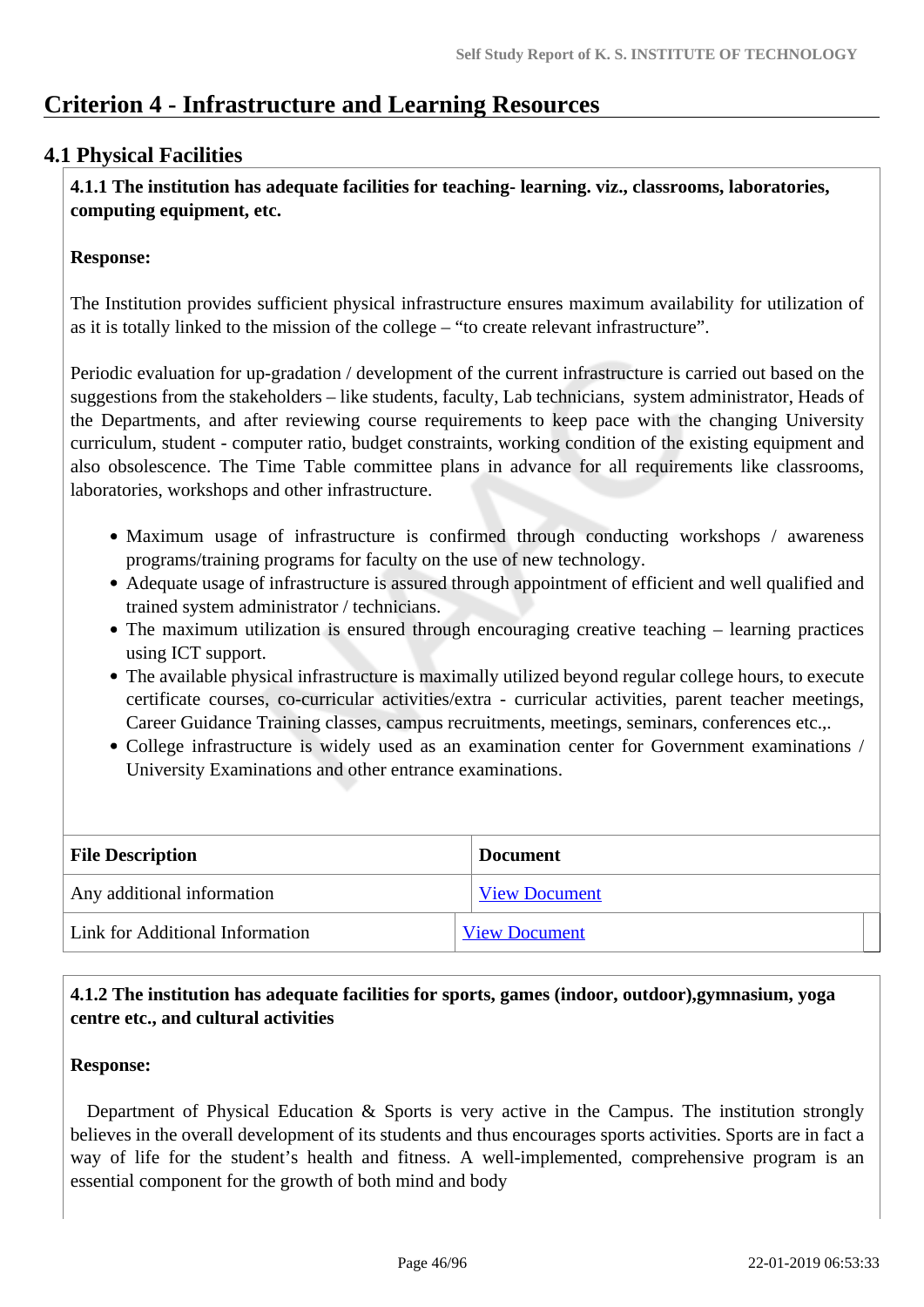# Criterion 4 - Infrastructure and Learning Resources

## 4.1 Physical Facilities

**4.1.1 The institution has adequate facilities for teaching- learning. viz., classrooms, laboratories, computing equipment, etc.**

**Response:**

The Institution provides sufficient physical infrastructure ensures maximum availability for utilization of as it is totally linked to the mission of the college – “to create relevant infrastructure”.

Periodic evaluation for up-gradation / development of the current infrastructure is carried out based on the suggestions from the stakeholders – like students, faculty, Lab technicians, system administrator, Heads of the Departments, and after reviewing course requirements to keep pace with the changing University curriculum, student - computer ratio, budget constraints, working condition of the existing equipment and also obsolescence. The Time Table committee plans in advance for all requirements like classrooms, laboratories, workshops and other infrastructure.

- Maximum usage of infrastructure is confirmed through conducting workshops / awareness programs/training programs for faculty on the use of new technology.
- Adequate usage of infrastructure is assured through appointment of efficient and well qualified and trained system administrator / technicians.
- The maximum utilization is ensured through encouraging creative teaching – learning practices using ICT support.
- The available physical infrastructure is maximally utilized beyond regular college hours, to execute certificate courses, co-curricular activities/extra - curricular activities, parent teacher meetings, Career Guidance Training classes, campus recruitments, meetings, seminars, conferences etc.,.
- College infrastructure is widely used as an examination center for Government examinations / University Examinations and other entrance examinations.

| File Description | Document |
|---|---|
| Any additional information | View Document |
| Link for Additional Information | View Document |

**4.1.2 The institution has adequate facilities for sports, games (indoor, outdoor),gymnasium, yoga centre etc., and cultural activities**

**Response:**

Department of Physical Education & Sports is very active in the Campus. The institution strongly believes in the overall development of its students and thus encourages sports activities. Sports are in fact a way of life for the student’s health and fitness. A well-implemented, comprehensive program is an essential component for the growth of both mind and body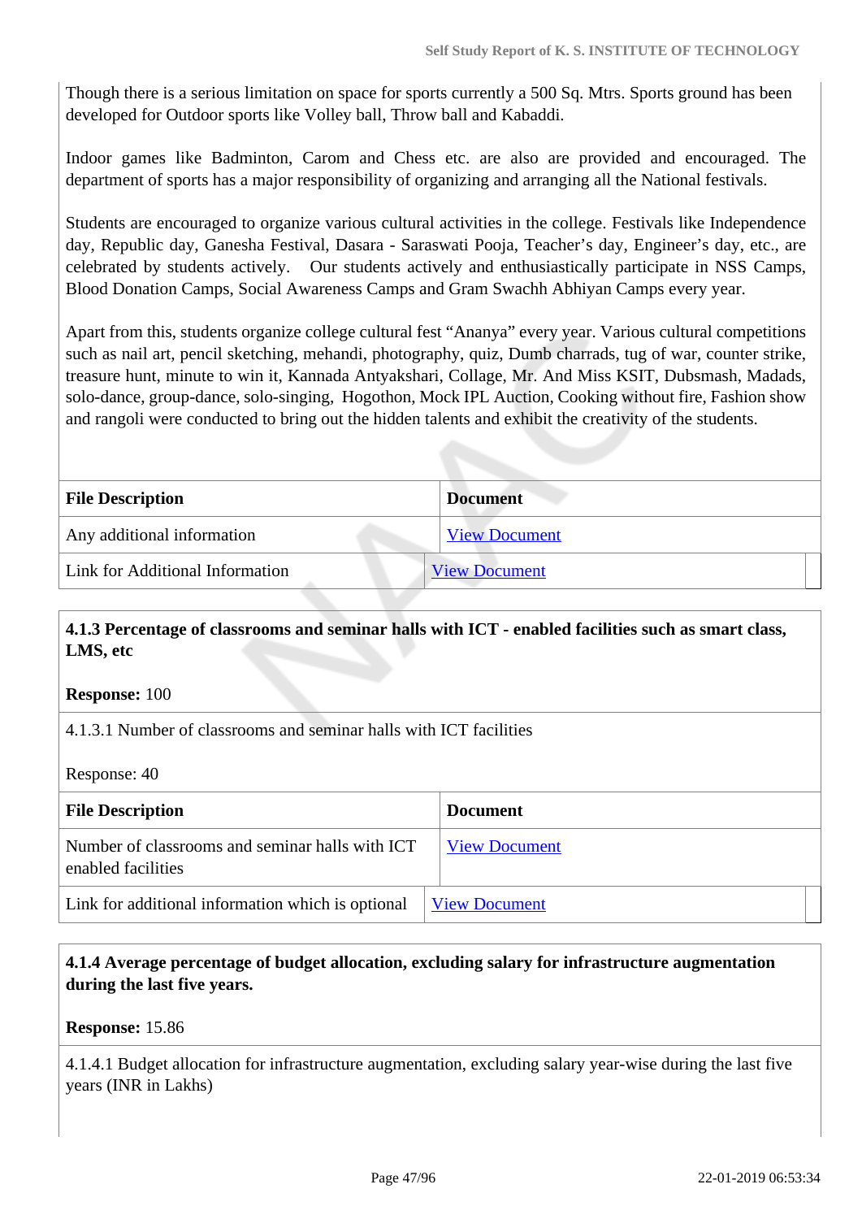Though there is a serious limitation on space for sports currently a 500 Sq. Mtrs. Sports ground has been developed for Outdoor sports like Volley ball, Throw ball and Kabaddi.

Indoor games like Badminton, Carom and Chess etc. are also are provided and encouraged. The department of sports has a major responsibility of organizing and arranging all the National festivals.

Students are encouraged to organize various cultural activities in the college. Festivals like Independence day, Republic day, Ganesha Festival, Dasara - Saraswati Pooja, Teacher's day, Engineer's day, etc., are celebrated by students actively. Our students actively and enthusiastically participate in NSS Camps, Blood Donation Camps, Social Awareness Camps and Gram Swachh Abhiyan Camps every year.

Apart from this, students organize college cultural fest "Ananya" every year. Various cultural competitions such as nail art, pencil sketching, mehandi, photography, quiz, Dumb charrads, tug of war, counter strike, treasure hunt, minute to win it, Kannada Antyakshari, Collage, Mr. And Miss KSIT, Dubsmash, Madads, solo-dance, group-dance, solo-singing, Hogothon, Mock IPL Auction, Cooking without fire, Fashion show and rangoli were conducted to bring out the hidden talents and exhibit the creativity of the students.

| File Description | Document |
|---|---|
| Any additional information | View Document |
| Link for Additional Information | View Document |

**4.1.3 Percentage of classrooms and seminar halls with ICT - enabled facilities such as smart class, LMS, etc**

**Response:** 100

4.1.3.1 Number of classrooms and seminar halls with ICT facilities

Response: 40

| File Description | Document |
|---|---|
| Number of classrooms and seminar halls with ICT enabled facilities | View Document |
| Link for additional information which is optional | View Document |

**4.1.4 Average percentage of budget allocation, excluding salary for infrastructure augmentation during the last five years.**

**Response:** 15.86

4.1.4.1 Budget allocation for infrastructure augmentation, excluding salary year-wise during the last five years (INR in Lakhs)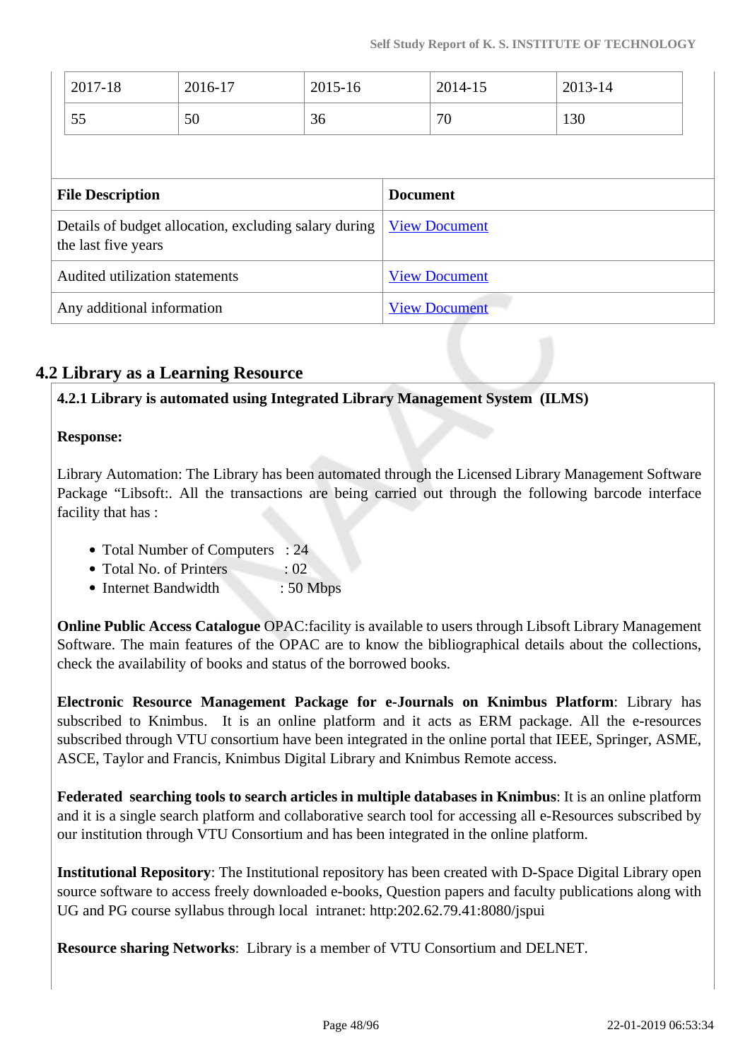| 2017-18 | 2016-17 | 2015-16 | 2014-15 | 2013-14 |
|---|---|---|---|---|
| 55 | 50 | 36 | 70 | 130 |

| File Description | Document |
|---|---|
| Details of budget allocation, excluding salary during the last five years | View Document |
| Audited utilization statements | View Document |
| Any additional information | View Document |

## 4.2 Library as a Learning Resource

**4.2.1 Library is automated using Integrated Library Management System (ILMS)**

**Response:**

Library Automation: The Library has been automated through the Licensed Library Management Software Package "Libsoft:. All the transactions are being carried out through the following barcode interface facility that has :

- Total Number of Computers : 24
- Total No. of Printers : 02
- Internet Bandwidth : 50 Mbps

**Online Public Access Catalogue** OPAC:facility is available to users through Libsoft Library Management Software. The main features of the OPAC are to know the bibliographical details about the collections, check the availability of books and status of the borrowed books.

**Electronic Resource Management Package for e-Journals on Knimbus Platform**: Library has subscribed to Knimbus. It is an online platform and it acts as ERM package. All the e-resources subscribed through VTU consortium have been integrated in the online portal that IEEE, Springer, ASME, ASCE, Taylor and Francis, Knimbus Digital Library and Knimbus Remote access.

**Federated searching tools to search articles in multiple databases in Knimbus**: It is an online platform and it is a single search platform and collaborative search tool for accessing all e-Resources subscribed by our institution through VTU Consortium and has been integrated in the online platform.

**Institutional Repository**: The Institutional repository has been created with D-Space Digital Library open source software to access freely downloaded e-books, Question papers and faculty publications along with UG and PG course syllabus through local intranet: http:202.62.79.41:8080/jspui

**Resource sharing Networks**: Library is a member of VTU Consortium and DELNET.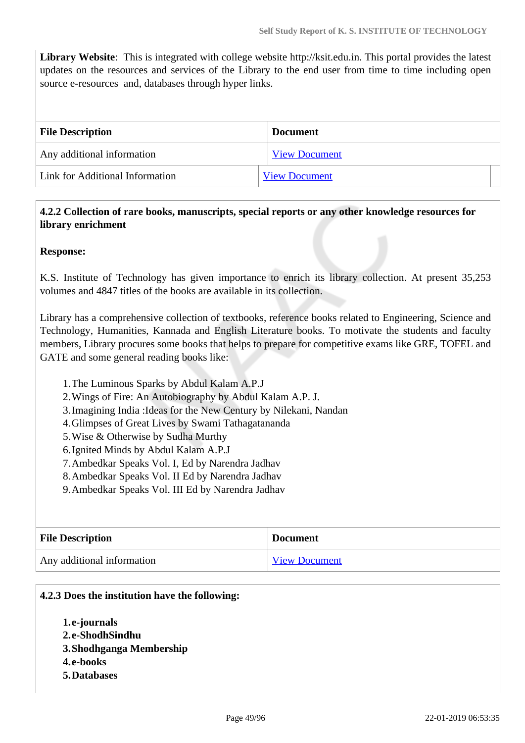**Library Website**: This is integrated with college website http://ksit.edu.in. This portal provides the latest updates on the resources and services of the Library to the end user from time to time including open source e-resources and, databases through hyper links.

| File Description | Document |
|---|---|
| Any additional information | View Document |
| Link for Additional Information | View Document |

**4.2.2 Collection of rare books, manuscripts, special reports or any other knowledge resources for library enrichment**

**Response:**

K.S. Institute of Technology has given importance to enrich its library collection. At present 35,253 volumes and 4847 titles of the books are available in its collection.

Library has a comprehensive collection of textbooks, reference books related to Engineering, Science and Technology, Humanities, Kannada and English Literature books. To motivate the students and faculty members, Library procures some books that helps to prepare for competitive exams like GRE, TOFEL and GATE and some general reading books like:

1. The Luminous Sparks by Abdul Kalam A.P.J
2. Wings of Fire: An Autobiography by Abdul Kalam A.P. J.
3. Imagining India :Ideas for the New Century by Nilekani, Nandan
4. Glimpses of Great Lives by Swami Tathagatananda
5. Wise & Otherwise by Sudha Murthy
6. Ignited Minds by Abdul Kalam A.P.J
7. Ambedkar Speaks Vol. I, Ed by Narendra Jadhav
8. Ambedkar Speaks Vol. II Ed by Narendra Jadhav
9. Ambedkar Speaks Vol. III Ed by Narendra Jadhav

| File Description | Document |
|---|---|
| Any additional information | View Document |

**4.2.3 Does the institution have the following:**

1. **e-journals**
2. **e-ShodhSindhu**
3. **Shodhganga Membership**
4. **e-books**
5. **Databases**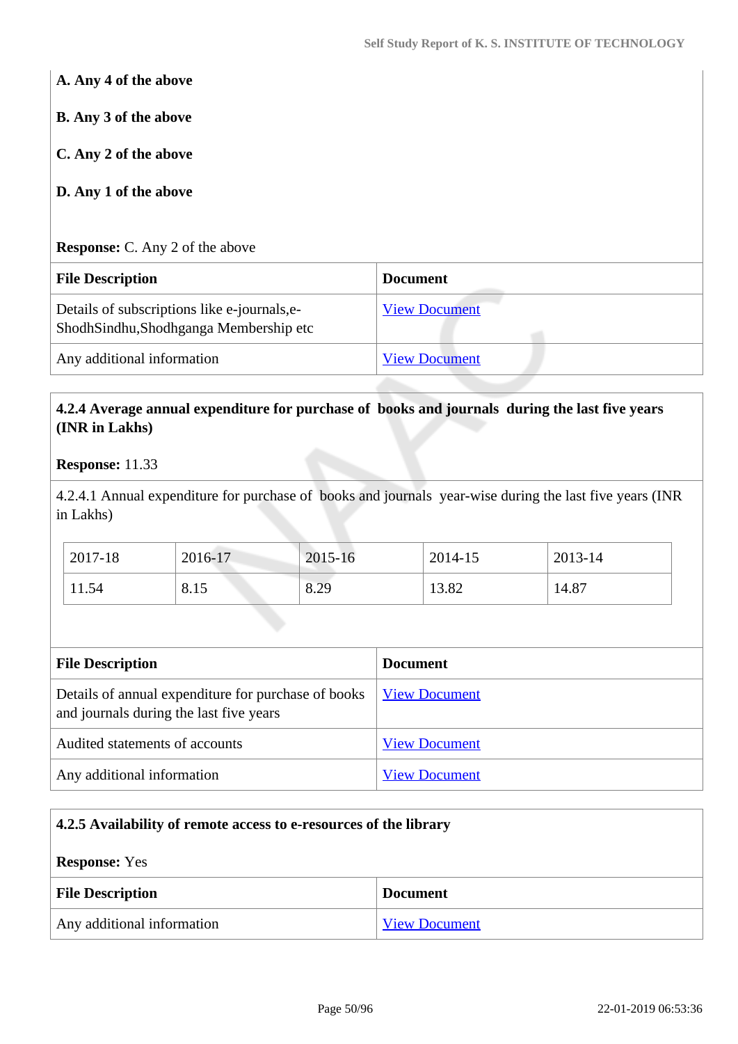**A. Any 4 of the above**

**B. Any 3 of the above**

**C. Any 2 of the above**

**D. Any 1 of the above**

**Response:** C. Any 2 of the above

| File Description | Document |
|---|---|
| Details of subscriptions like e-journals,e-ShodhSindhu,Shodhganga Membership etc | View Document |
| Any additional information | View Document |

**4.2.4 Average annual expenditure for purchase of books and journals during the last five years (INR in Lakhs)**

**Response:** 11.33

4.2.4.1 Annual expenditure for purchase of books and journals year-wise during the last five years (INR in Lakhs)

| 2017-18 | 2016-17 | 2015-16 | 2014-15 | 2013-14 |
|---|---|---|---|---|
| 11.54 | 8.15 | 8.29 | 13.82 | 14.87 |

| File Description | Document |
|---|---|
| Details of annual expenditure for purchase of books and journals during the last five years | View Document |
| Audited statements of accounts | View Document |
| Any additional information | View Document |

**4.2.5 Availability of remote access to e-resources of the library**

**Response:** Yes

| File Description | Document |
|---|---|
| Any additional information | View Document |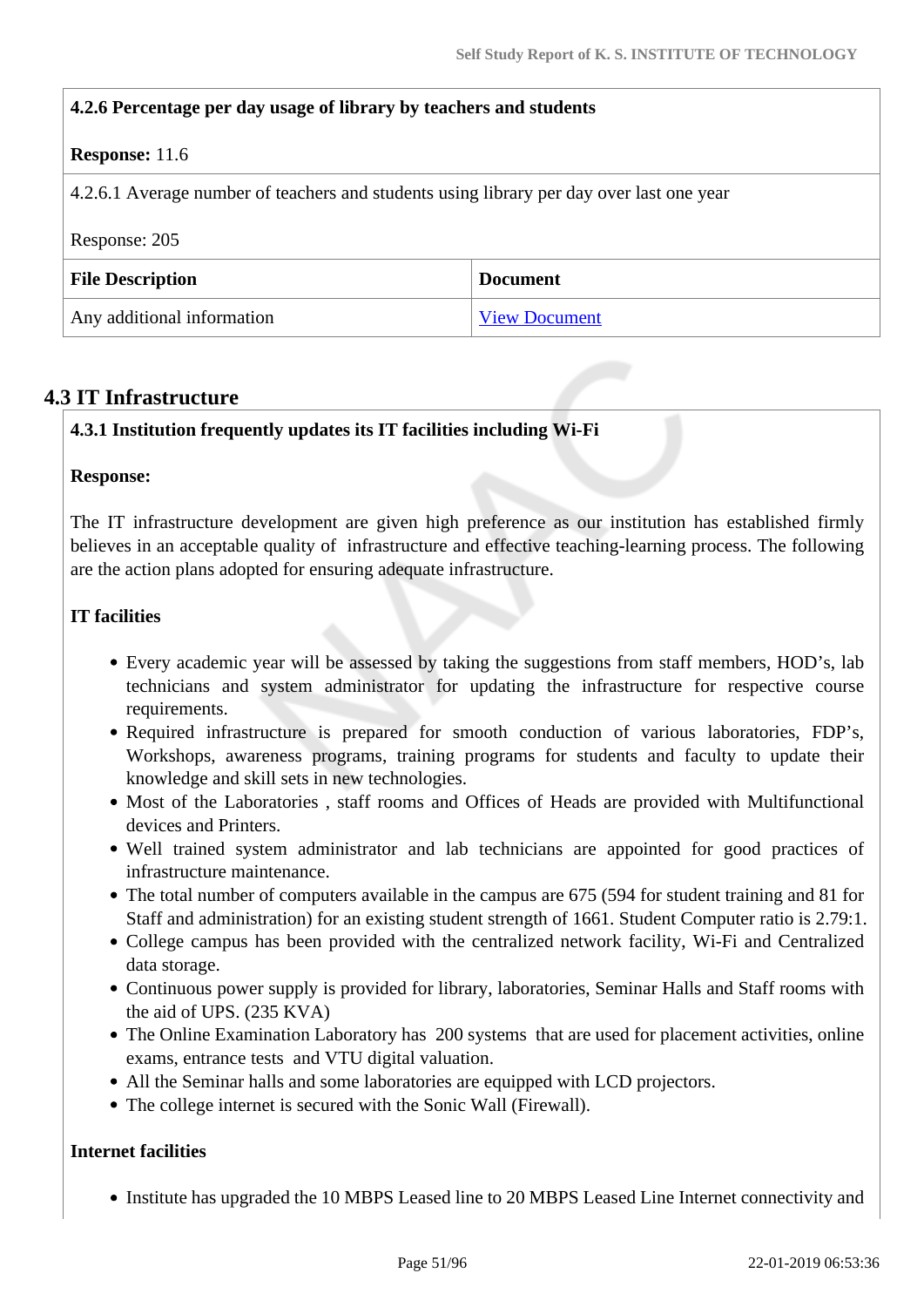**4.2.6 Percentage per day usage of library by teachers and students**

**Response:** 11.6

4.2.6.1 Average number of teachers and students using library per day over last one year

Response: 205

| File Description | Document |
|---|---|
| Any additional information | View Document |

## 4.3 IT Infrastructure

**4.3.1 Institution frequently updates its IT facilities including Wi-Fi**

**Response:**

The IT infrastructure development are given high preference as our institution has established firmly believes in an acceptable quality of infrastructure and effective teaching-learning process. The following are the action plans adopted for ensuring adequate infrastructure.

**IT facilities**

- Every academic year will be assessed by taking the suggestions from staff members, HOD's, lab technicians and system administrator for updating the infrastructure for respective course requirements.
- Required infrastructure is prepared for smooth conduction of various laboratories, FDP's, Workshops, awareness programs, training programs for students and faculty to update their knowledge and skill sets in new technologies.
- Most of the Laboratories , staff rooms and Offices of Heads are provided with Multifunctional devices and Printers.
- Well trained system administrator and lab technicians are appointed for good practices of infrastructure maintenance.
- The total number of computers available in the campus are 675 (594 for student training and 81 for Staff and administration) for an existing student strength of 1661. Student Computer ratio is 2.79:1.
- College campus has been provided with the centralized network facility, Wi-Fi and Centralized data storage.
- Continuous power supply is provided for library, laboratories, Seminar Halls and Staff rooms with the aid of UPS. (235 KVA)
- The Online Examination Laboratory has 200 systems that are used for placement activities, online exams, entrance tests and VTU digital valuation.
- All the Seminar halls and some laboratories are equipped with LCD projectors.
- The college internet is secured with the Sonic Wall (Firewall).

**Internet facilities**

- Institute has upgraded the 10 MBPS Leased line to 20 MBPS Leased Line Internet connectivity and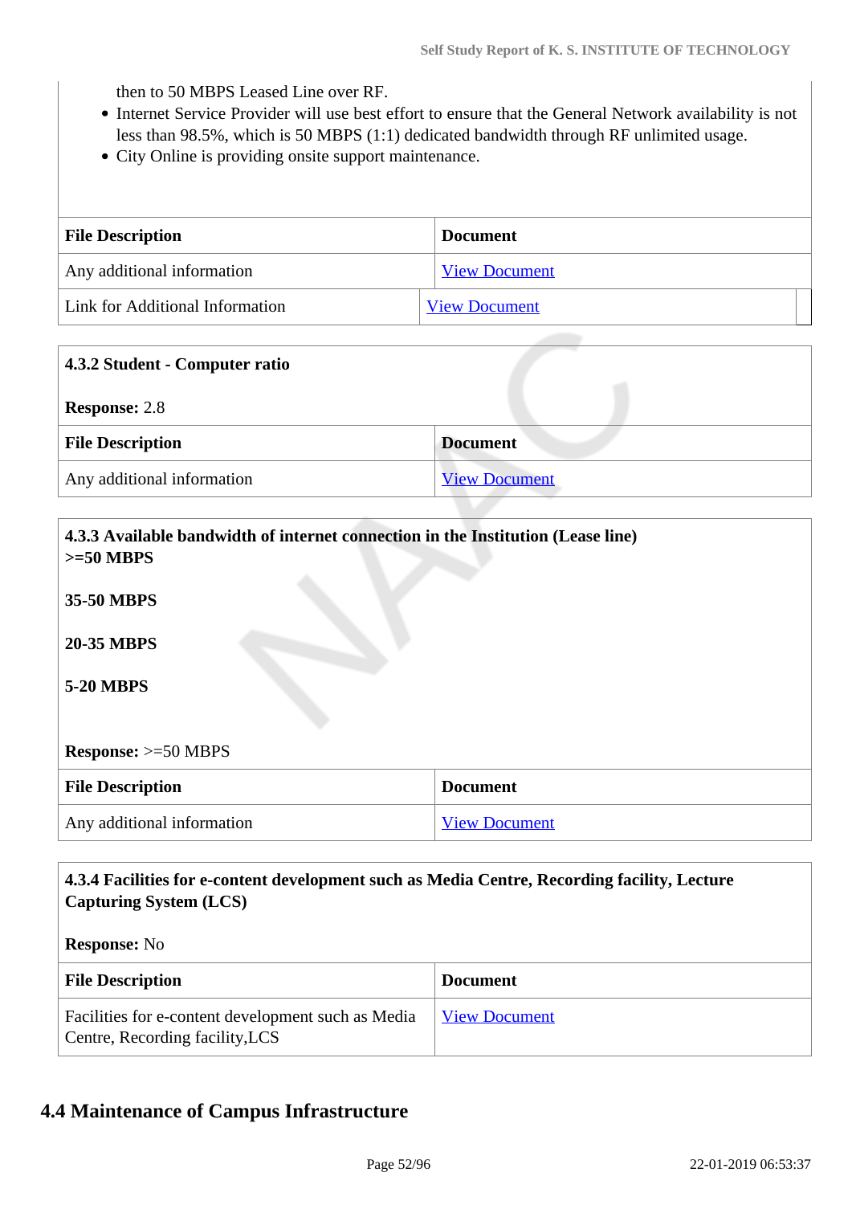then to 50 MBPS Leased Line over RF.

- Internet Service Provider will use best effort to ensure that the General Network availability is not less than 98.5%, which is 50 MBPS (1:1) dedicated bandwidth through RF unlimited usage.
- City Online is providing onsite support maintenance.

| File Description | Document |
|---|---|
| Any additional information | View Document |
| Link for Additional Information | View Document |

**4.3.2 Student - Computer ratio**

**Response:** 2.8

| File Description | Document |
|---|---|
| Any additional information | View Document |

**4.3.3 Available bandwidth of internet connection in the Institution (Lease line)**
**>=50 MBPS**

**35-50 MBPS**

**20-35 MBPS**

**5-20 MBPS**

**Response:** >=50 MBPS

| File Description | Document |
|---|---|
| Any additional information | View Document |

**4.3.4 Facilities for e-content development such as Media Centre, Recording facility, Lecture Capturing System (LCS)**

**Response:** No

| File Description | Document |
|---|---|
| Facilities for e-content development such as Media Centre, Recording facility,LCS | View Document |

## 4.4 Maintenance of Campus Infrastructure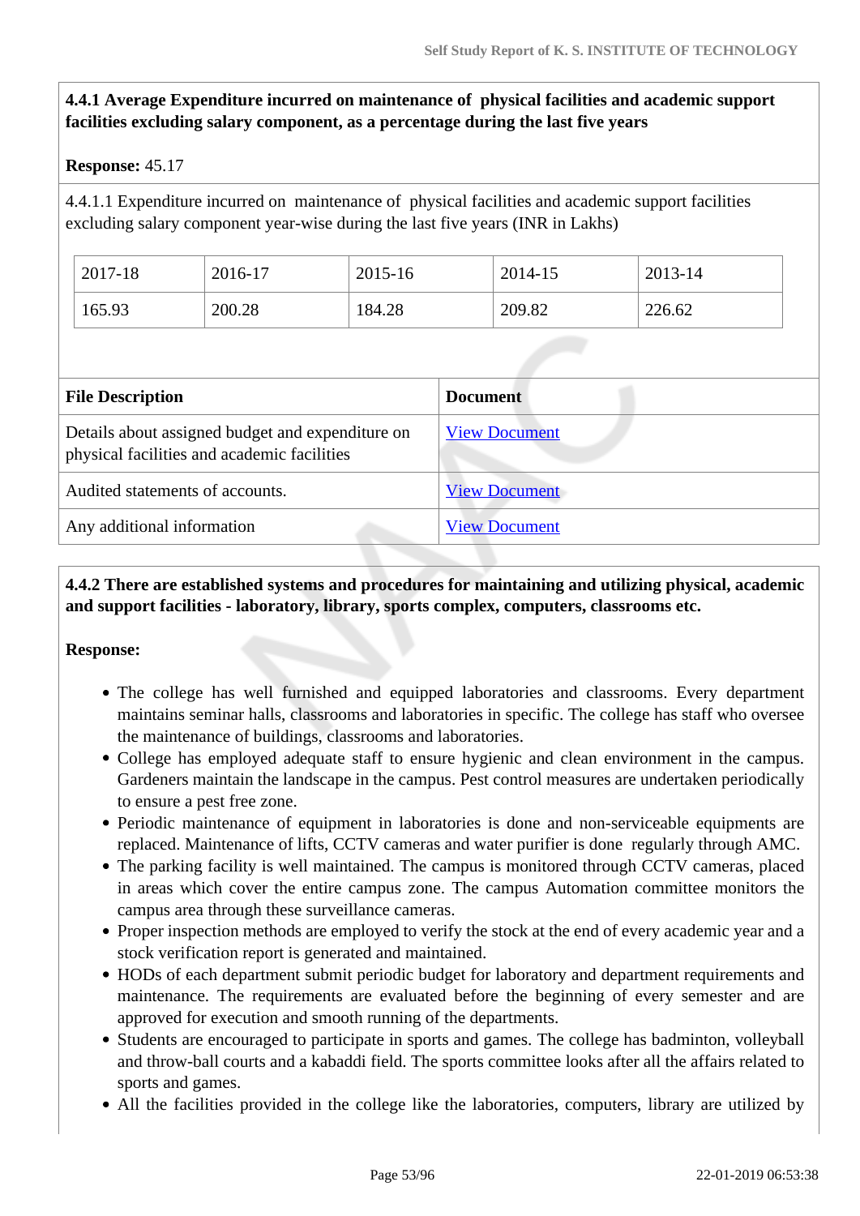**4.4.1 Average Expenditure incurred on maintenance of physical facilities and academic support facilities excluding salary component, as a percentage during the last five years**

**Response:** 45.17

4.4.1.1 Expenditure incurred on maintenance of physical facilities and academic support facilities excluding salary component year-wise during the last five years (INR in Lakhs)

| 2017-18 | 2016-17 | 2015-16 | 2014-15 | 2013-14 |
|---|---|---|---|---|
| 165.93 | 200.28 | 184.28 | 209.82 | 226.62 |

| File Description | Document |
|---|---|
| Details about assigned budget and expenditure on physical facilities and academic facilities | View Document |
| Audited statements of accounts. | View Document |
| Any additional information | View Document |

**4.4.2 There are established systems and procedures for maintaining and utilizing physical, academic and support facilities - laboratory, library, sports complex, computers, classrooms etc.**

**Response:**

- The college has well furnished and equipped laboratories and classrooms. Every department maintains seminar halls, classrooms and laboratories in specific. The college has staff who oversee the maintenance of buildings, classrooms and laboratories.
- College has employed adequate staff to ensure hygienic and clean environment in the campus. Gardeners maintain the landscape in the campus. Pest control measures are undertaken periodically to ensure a pest free zone.
- Periodic maintenance of equipment in laboratories is done and non-serviceable equipments are replaced. Maintenance of lifts, CCTV cameras and water purifier is done regularly through AMC.
- The parking facility is well maintained. The campus is monitored through CCTV cameras, placed in areas which cover the entire campus zone. The campus Automation committee monitors the campus area through these surveillance cameras.
- Proper inspection methods are employed to verify the stock at the end of every academic year and a stock verification report is generated and maintained.
- HODs of each department submit periodic budget for laboratory and department requirements and maintenance. The requirements are evaluated before the beginning of every semester and are approved for execution and smooth running of the departments.
- Students are encouraged to participate in sports and games. The college has badminton, volleyball and throw-ball courts and a kabaddi field. The sports committee looks after all the affairs related to sports and games.
- All the facilities provided in the college like the laboratories, computers, library are utilized by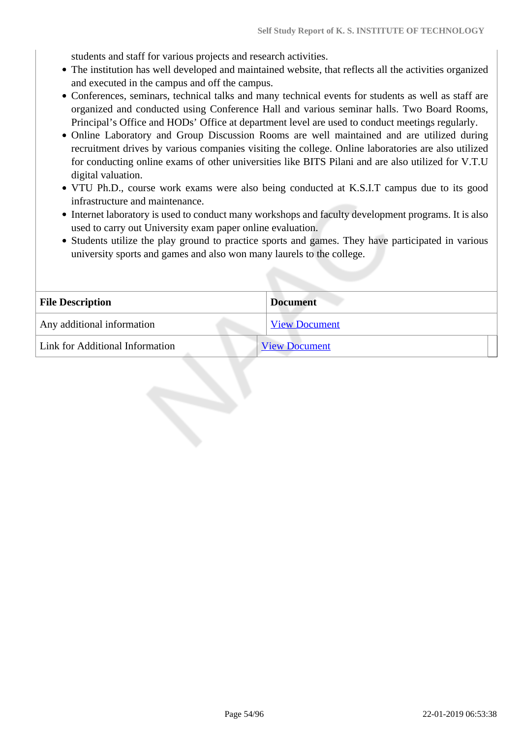students and staff for various projects and research activities.

- The institution has well developed and maintained website, that reflects all the activities organized and executed in the campus and off the campus.
- Conferences, seminars, technical talks and many technical events for students as well as staff are organized and conducted using Conference Hall and various seminar halls. Two Board Rooms, Principal's Office and HODs' Office at department level are used to conduct meetings regularly.
- Online Laboratory and Group Discussion Rooms are well maintained and are utilized during recruitment drives by various companies visiting the college. Online laboratories are also utilized for conducting online exams of other universities like BITS Pilani and are also utilized for V.T.U digital valuation.
- VTU Ph.D., course work exams were also being conducted at K.S.I.T campus due to its good infrastructure and maintenance.
- Internet laboratory is used to conduct many workshops and faculty development programs. It is also used to carry out University exam paper online evaluation.
- Students utilize the play ground to practice sports and games. They have participated in various university sports and games and also won many laurels to the college.

| File Description | Document |
| --- | --- |
| Any additional information | View Document |
| Link for Additional Information | View Document |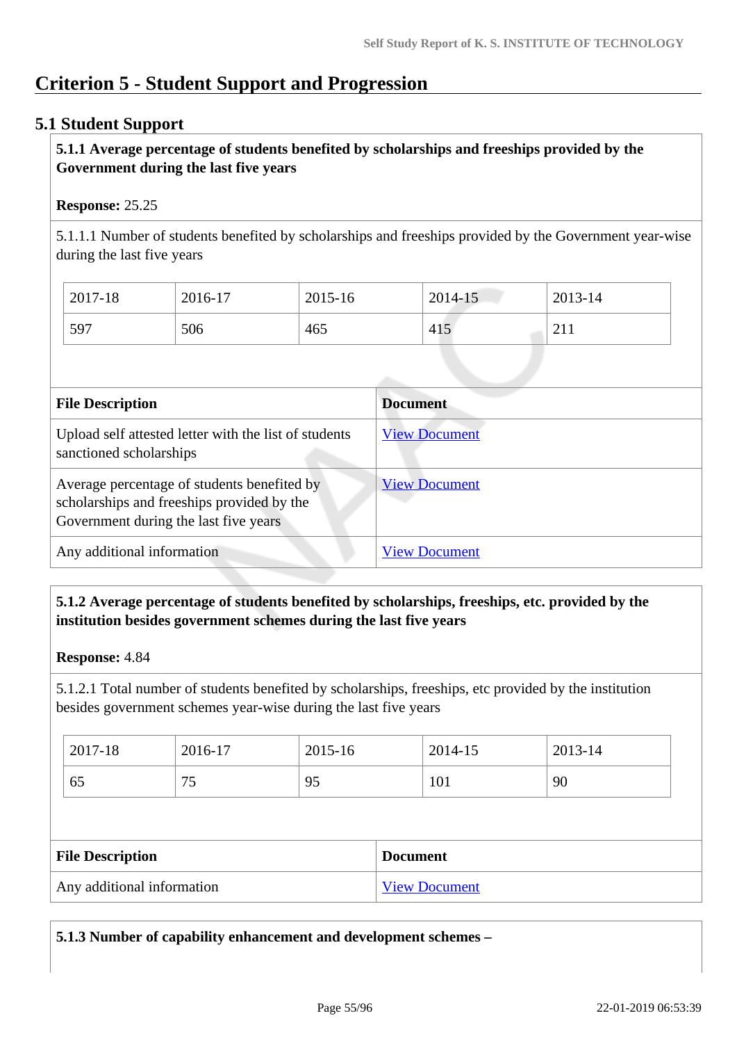# Criterion 5 - Student Support and Progression

## 5.1 Student Support

**5.1.1 Average percentage of students benefited by scholarships and freeships provided by the Government during the last five years**

**Response:** 25.25

5.1.1.1 Number of students benefited by scholarships and freeships provided by the Government year-wise during the last five years

| 2017-18 | 2016-17 | 2015-16 | 2014-15 | 2013-14 |
|---|---|---|---|---|
| 597 | 506 | 465 | 415 | 211 |

| File Description | Document |
|---|---|
| Upload self attested letter with the list of students sanctioned scholarships | View Document |
| Average percentage of students benefited by scholarships and freeships provided by the Government during the last five years | View Document |
| Any additional information | View Document |

**5.1.2 Average percentage of students benefited by scholarships, freeships, etc. provided by the institution besides government schemes during the last five years**

**Response:** 4.84

5.1.2.1 Total number of students benefited by scholarships, freeships, etc provided by the institution besides government schemes year-wise during the last five years

| 2017-18 | 2016-17 | 2015-16 | 2014-15 | 2013-14 |
|---|---|---|---|---|
| 65 | 75 | 95 | 101 | 90 |

| File Description | Document |
|---|---|
| Any additional information | View Document |

**5.1.3 Number of capability enhancement and development schemes –**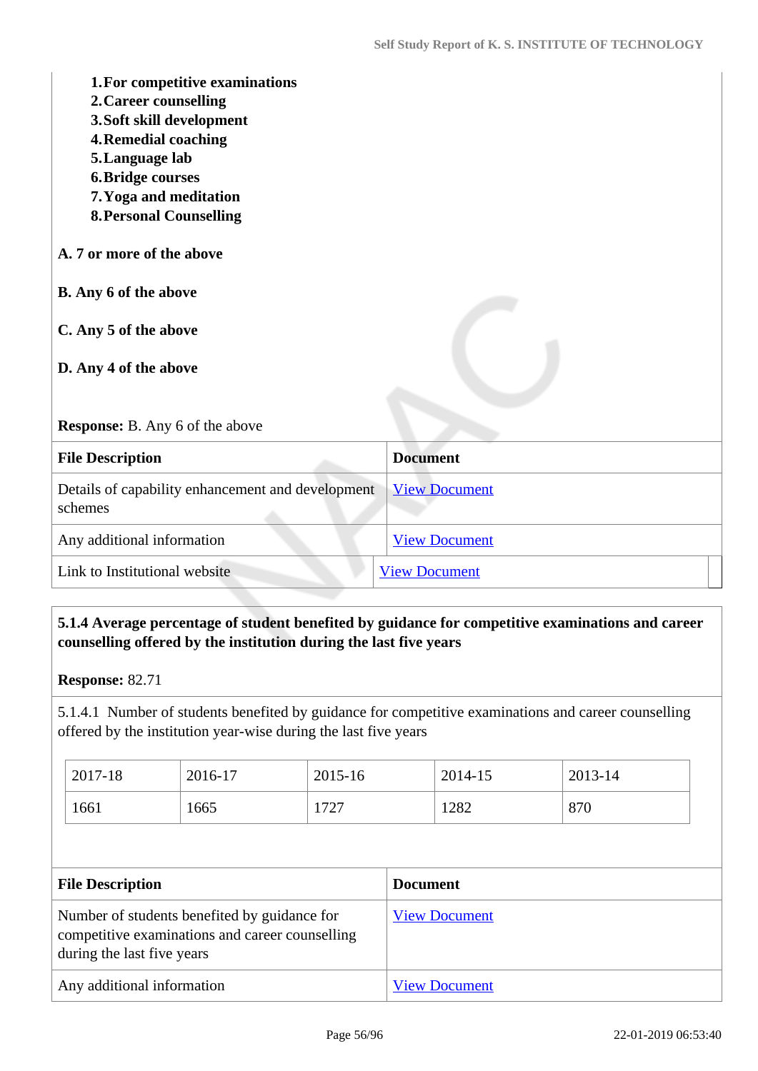1. **For competitive examinations**
2. **Career counselling**
3. **Soft skill development**
4. **Remedial coaching**
5. **Language lab**
6. **Bridge courses**
7. **Yoga and meditation**
8. **Personal Counselling**

**A. 7 or more of the above**

**B. Any 6 of the above**

**C. Any 5 of the above**

**D. Any 4 of the above**

**Response:** B. Any 6 of the above

| File Description | Document |
|---|---|
| Details of capability enhancement and development schemes | View Document |
| Any additional information | View Document |
| Link to Institutional website | View Document |

**5.1.4 Average percentage of student benefited by guidance for competitive examinations and career counselling offered by the institution during the last five years**

**Response:** 82.71

5.1.4.1 Number of students benefited by guidance for competitive examinations and career counselling offered by the institution year-wise during the last five years

| 2017-18 | 2016-17 | 2015-16 | 2014-15 | 2013-14 |
|---|---|---|---|---|
| 1661 | 1665 | 1727 | 1282 | 870 |

| File Description | Document |
|---|---|
| Number of students benefited by guidance for competitive examinations and career counselling during the last five years | View Document |
| Any additional information | View Document |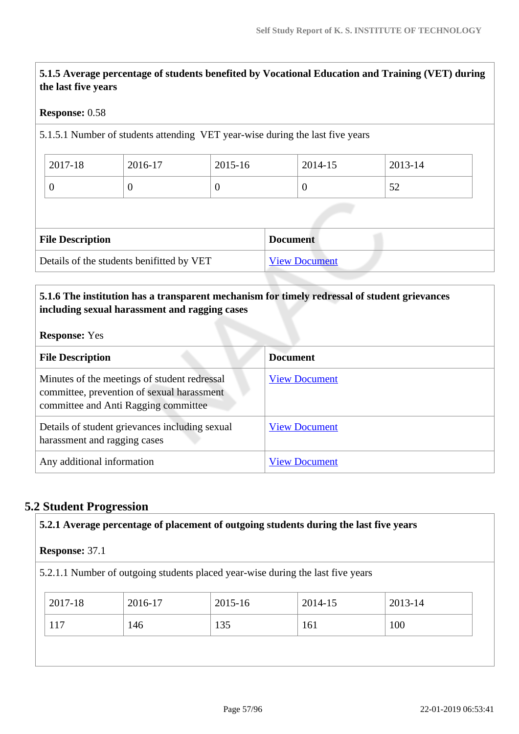**5.1.5 Average percentage of students benefited by Vocational Education and Training (VET) during the last five years**

**Response:** 0.58

5.1.5.1 Number of students attending VET year-wise during the last five years

| 2017-18 | 2016-17 | 2015-16 | 2014-15 | 2013-14 |
|---|---|---|---|---|
| 0 | 0 | 0 | 0 | 52 |

| File Description | Document |
|---|---|
| Details of the students benifitted by VET | View Document |

**5.1.6 The institution has a transparent mechanism for timely redressal of student grievances including sexual harassment and ragging cases**

**Response:** Yes

| File Description | Document |
|---|---|
| Minutes of the meetings of student redressal committee, prevention of sexual harassment committee and Anti Ragging committee | View Document |
| Details of student grievances including sexual harassment and ragging cases | View Document |
| Any additional information | View Document |

## 5.2 Student Progression

**5.2.1 Average percentage of placement of outgoing students during the last five years**

**Response:** 37.1

5.2.1.1 Number of outgoing students placed year-wise during the last five years

| 2017-18 | 2016-17 | 2015-16 | 2014-15 | 2013-14 |
|---|---|---|---|---|
| 117 | 146 | 135 | 161 | 100 |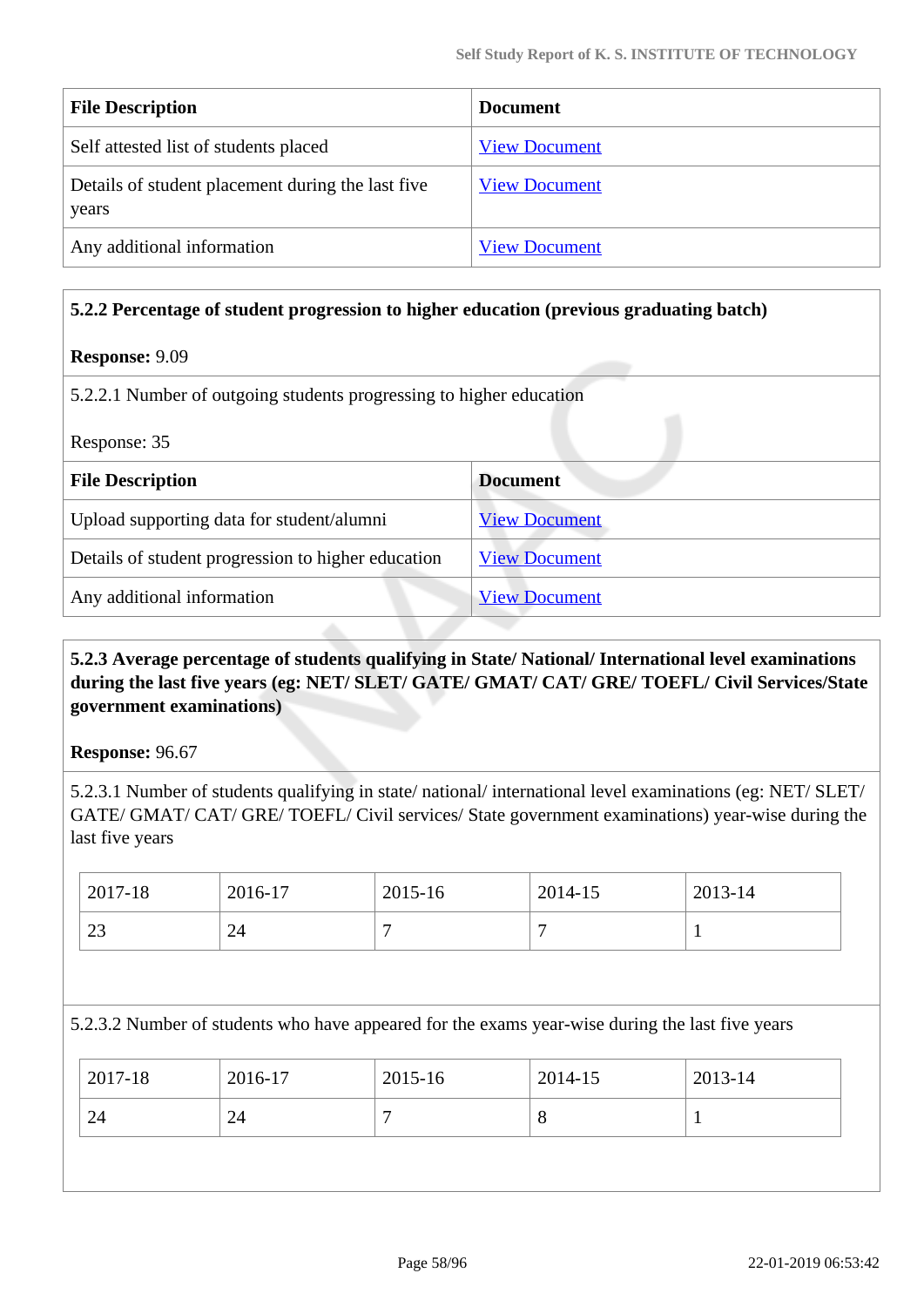| File Description | Document |
|---|---|
| Self attested list of students placed | View Document |
| Details of student placement during the last five years | View Document |
| Any additional information | View Document |

**5.2.2 Percentage of student progression to higher education (previous graduating batch)**

**Response:** 9.09

5.2.2.1 Number of outgoing students progressing to higher education

Response: 35

| File Description | Document |
|---|---|
| Upload supporting data for student/alumni | View Document |
| Details of student progression to higher education | View Document |
| Any additional information | View Document |

**5.2.3 Average percentage of students qualifying in State/ National/ International level examinations during the last five years (eg: NET/ SLET/ GATE/ GMAT/ CAT/ GRE/ TOEFL/ Civil Services/State government examinations)**

**Response:** 96.67

5.2.3.1 Number of students qualifying in state/ national/ international level examinations (eg: NET/ SLET/ GATE/ GMAT/ CAT/ GRE/ TOEFL/ Civil services/ State government examinations) year-wise during the last five years

| 2017-18 | 2016-17 | 2015-16 | 2014-15 | 2013-14 |
|---|---|---|---|---|
| 23 | 24 | 7 | 7 | 1 |

5.2.3.2 Number of students who have appeared for the exams year-wise during the last five years

| 2017-18 | 2016-17 | 2015-16 | 2014-15 | 2013-14 |
|---|---|---|---|---|
| 24 | 24 | 7 | 8 | 1 |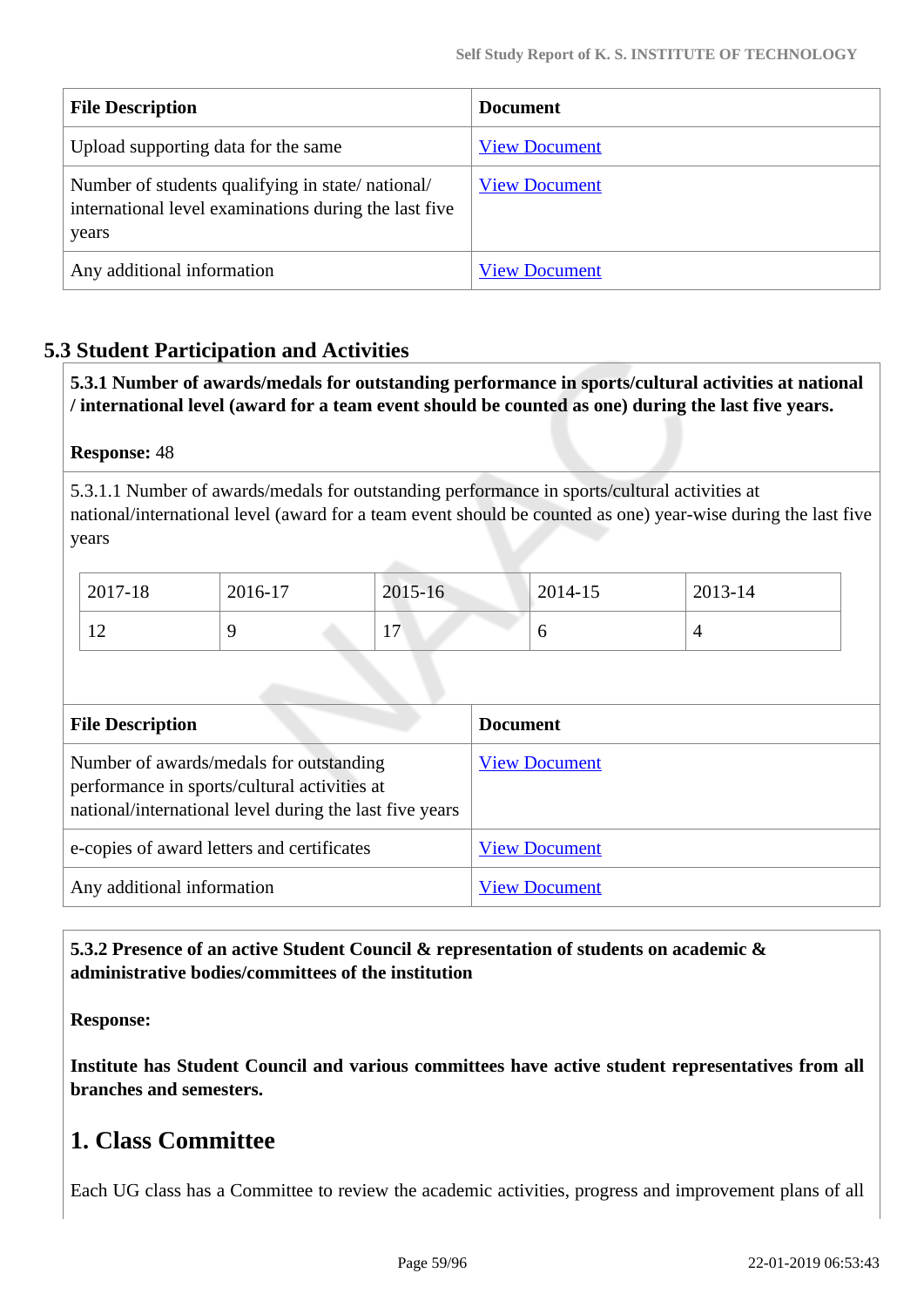| File Description | Document |
|---|---|
| Upload supporting data for the same | View Document |
| Number of students qualifying in state/ national/ international level examinations during the last five years | View Document |
| Any additional information | View Document |

## 5.3 Student Participation and Activities

**5.3.1 Number of awards/medals for outstanding performance in sports/cultural activities at national / international level (award for a team event should be counted as one) during the last five years.**

**Response:** 48

5.3.1.1 Number of awards/medals for outstanding performance in sports/cultural activities at national/international level (award for a team event should be counted as one) year-wise during the last five years

| 2017-18 | 2016-17 | 2015-16 | 2014-15 | 2013-14 |
|---|---|---|---|---|
| 12 | 9 | 17 | 6 | 4 |

| File Description | Document |
|---|---|
| Number of awards/medals for outstanding performance in sports/cultural activities at national/international level during the last five years | View Document |
| e-copies of award letters and certificates | View Document |
| Any additional information | View Document |

**5.3.2 Presence of an active Student Council & representation of students on academic & administrative bodies/committees of the institution**

**Response:**

**Institute has Student Council and various committees have active student representatives from all branches and semesters.**

# 1. Class Committee

Each UG class has a Committee to review the academic activities, progress and improvement plans of all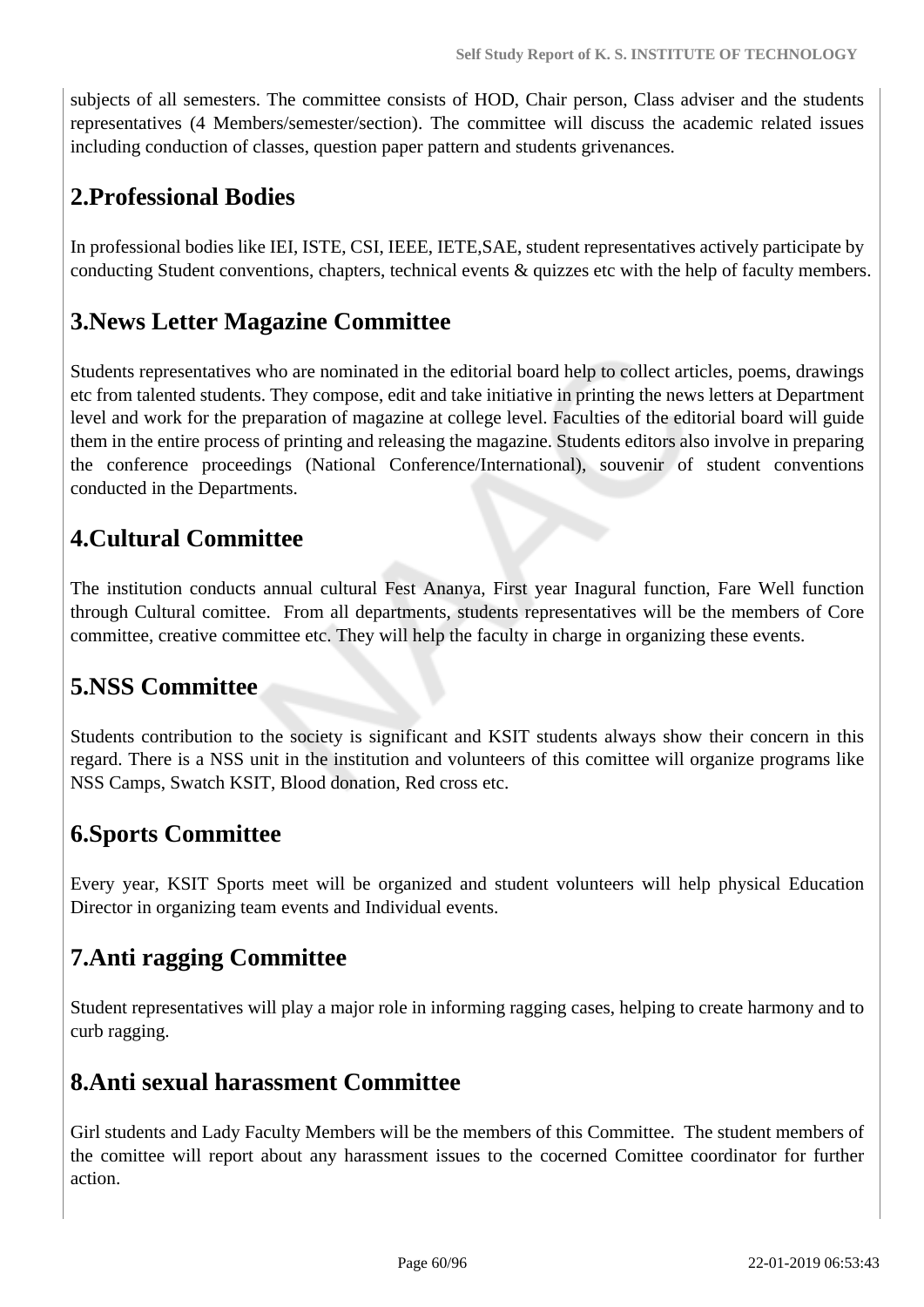subjects of all semesters. The committee consists of HOD, Chair person, Class adviser and the students representatives (4 Members/semester/section). The committee will discuss the academic related issues including conduction of classes, question paper pattern and students grivenances.

## 2.Professional Bodies

In professional bodies like IEI, ISTE, CSI, IEEE, IETE,SAE, student representatives actively participate by conducting Student conventions, chapters, technical events & quizzes etc with the help of faculty members.

## 3.News Letter Magazine Committee

Students representatives who are nominated in the editorial board help to collect articles, poems, drawings etc from talented students. They compose, edit and take initiative in printing the news letters at Department level and work for the preparation of magazine at college level. Faculties of the editorial board will guide them in the entire process of printing and releasing the magazine. Students editors also involve in preparing the conference proceedings (National Conference/International), souvenir of student conventions conducted in the Departments.

## 4.Cultural Committee

The institution conducts annual cultural Fest Ananya, First year Inagural function, Fare Well function through Cultural comittee. From all departments, students representatives will be the members of Core committee, creative committee etc. They will help the faculty in charge in organizing these events.

## 5.NSS Committee

Students contribution to the society is significant and KSIT students always show their concern in this regard. There is a NSS unit in the institution and volunteers of this comittee will organize programs like NSS Camps, Swatch KSIT, Blood donation, Red cross etc.

## 6.Sports Committee

Every year, KSIT Sports meet will be organized and student volunteers will help physical Education Director in organizing team events and Individual events.

## 7.Anti ragging Committee

Student representatives will play a major role in informing ragging cases, helping to create harmony and to curb ragging.

## 8.Anti sexual harassment Committee

Girl students and Lady Faculty Members will be the members of this Committee. The student members of the comittee will report about any harassment issues to the cocerned Comittee coordinator for further action.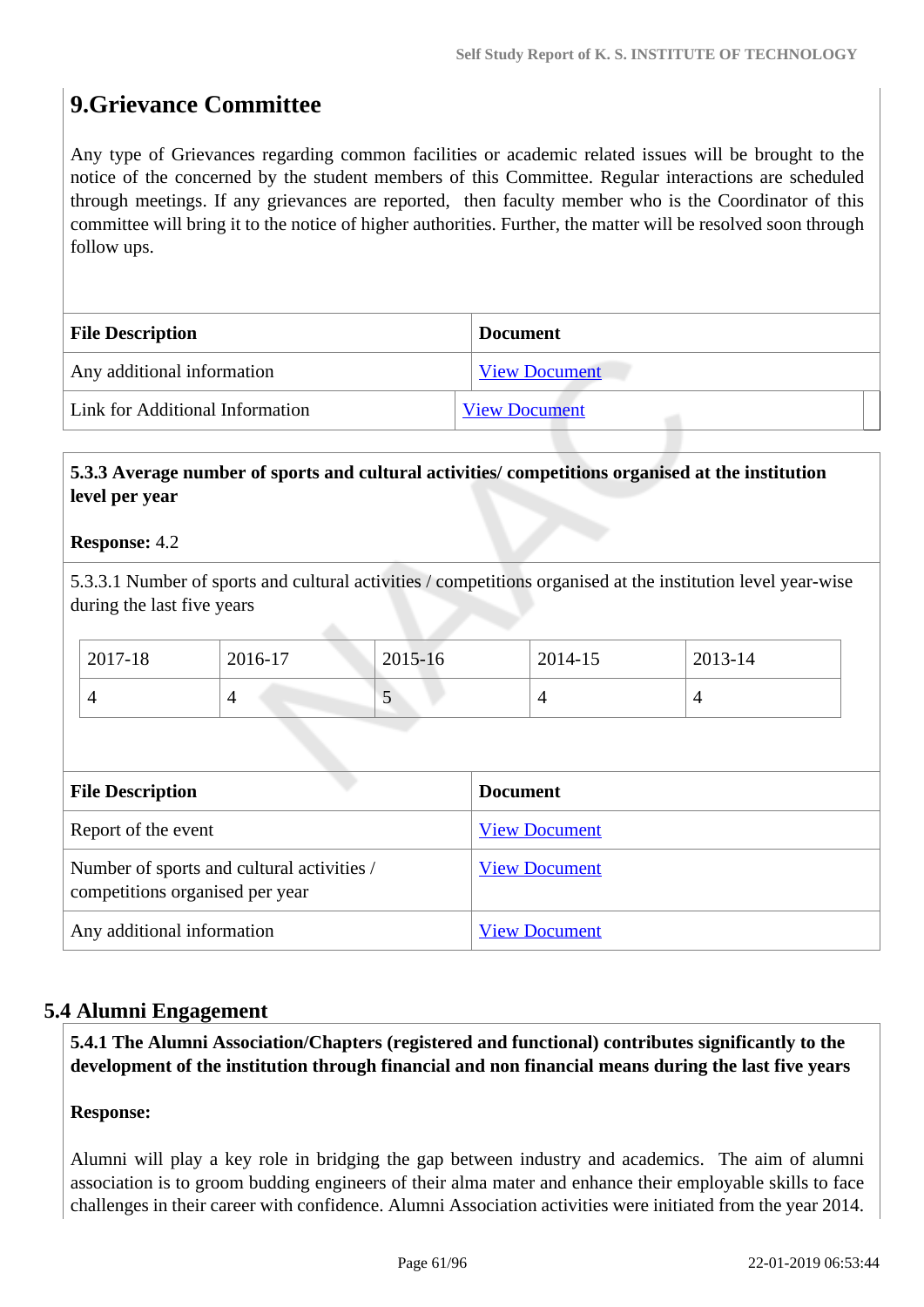## 9.Grievance Committee

Any type of Grievances regarding common facilities or academic related issues will be brought to the notice of the concerned by the student members of this Committee. Regular interactions are scheduled through meetings. If any grievances are reported, then faculty member who is the Coordinator of this committee will bring it to the notice of higher authorities. Further, the matter will be resolved soon through follow ups.

| File Description | Document |
|---|---|
| Any additional information | View Document |
| Link for Additional Information | View Document |

**5.3.3 Average number of sports and cultural activities/ competitions organised at the institution level per year**

**Response:** 4.2

5.3.3.1 Number of sports and cultural activities / competitions organised at the institution level year-wise during the last five years

| 2017-18 | 2016-17 | 2015-16 | 2014-15 | 2013-14 |
|---|---|---|---|---|
| 4 | 4 | 5 | 4 | 4 |

| File Description | Document |
|---|---|
| Report of the event | View Document |
| Number of sports and cultural activities / competitions organised per year | View Document |
| Any additional information | View Document |

## 5.4 Alumni Engagement

**5.4.1 The Alumni Association/Chapters (registered and functional) contributes significantly to the development of the institution through financial and non financial means during the last five years**

**Response:**

Alumni will play a key role in bridging the gap between industry and academics. The aim of alumni association is to groom budding engineers of their alma mater and enhance their employable skills to face challenges in their career with confidence. Alumni Association activities were initiated from the year 2014.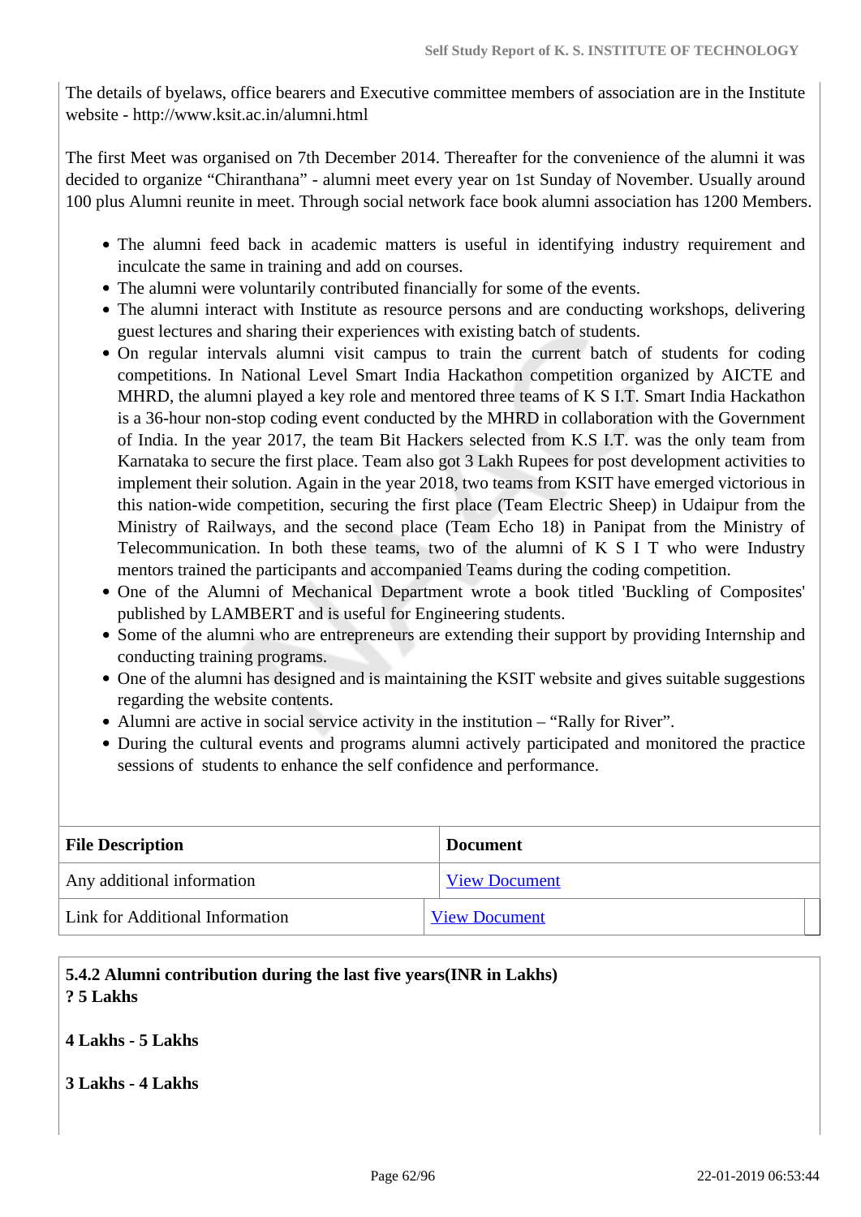The details of byelaws, office bearers and Executive committee members of association are in the Institute website - http://www.ksit.ac.in/alumni.html

The first Meet was organised on 7th December 2014. Thereafter for the convenience of the alumni it was decided to organize "Chiranthana" - alumni meet every year on 1st Sunday of November. Usually around 100 plus Alumni reunite in meet. Through social network face book alumni association has 1200 Members.

- The alumni feed back in academic matters is useful in identifying industry requirement and inculcate the same in training and add on courses.
- The alumni were voluntarily contributed financially for some of the events.
- The alumni interact with Institute as resource persons and are conducting workshops, delivering guest lectures and sharing their experiences with existing batch of students.
- On regular intervals alumni visit campus to train the current batch of students for coding competitions. In National Level Smart India Hackathon competition organized by AICTE and MHRD, the alumni played a key role and mentored three teams of K S I.T. Smart India Hackathon is a 36-hour non-stop coding event conducted by the MHRD in collaboration with the Government of India. In the year 2017, the team Bit Hackers selected from K.S I.T. was the only team from Karnataka to secure the first place. Team also got 3 Lakh Rupees for post development activities to implement their solution. Again in the year 2018, two teams from KSIT have emerged victorious in this nation-wide competition, securing the first place (Team Electric Sheep) in Udaipur from the Ministry of Railways, and the second place (Team Echo 18) in Panipat from the Ministry of Telecommunication. In both these teams, two of the alumni of K S I T who were Industry mentors trained the participants and accompanied Teams during the coding competition.
- One of the Alumni of Mechanical Department wrote a book titled 'Buckling of Composites' published by LAMBERT and is useful for Engineering students.
- Some of the alumni who are entrepreneurs are extending their support by providing Internship and conducting training programs.
- One of the alumni has designed and is maintaining the KSIT website and gives suitable suggestions regarding the website contents.
- Alumni are active in social service activity in the institution – "Rally for River".
- During the cultural events and programs alumni actively participated and monitored the practice sessions of students to enhance the self confidence and performance.

| File Description | Document |
|---|---|
| Any additional information | View Document |
| Link for Additional Information | View Document |

**5.4.2 Alumni contribution during the last five years(INR in Lakhs)**

**? 5 Lakhs**

**4 Lakhs - 5 Lakhs**

**3 Lakhs - 4 Lakhs**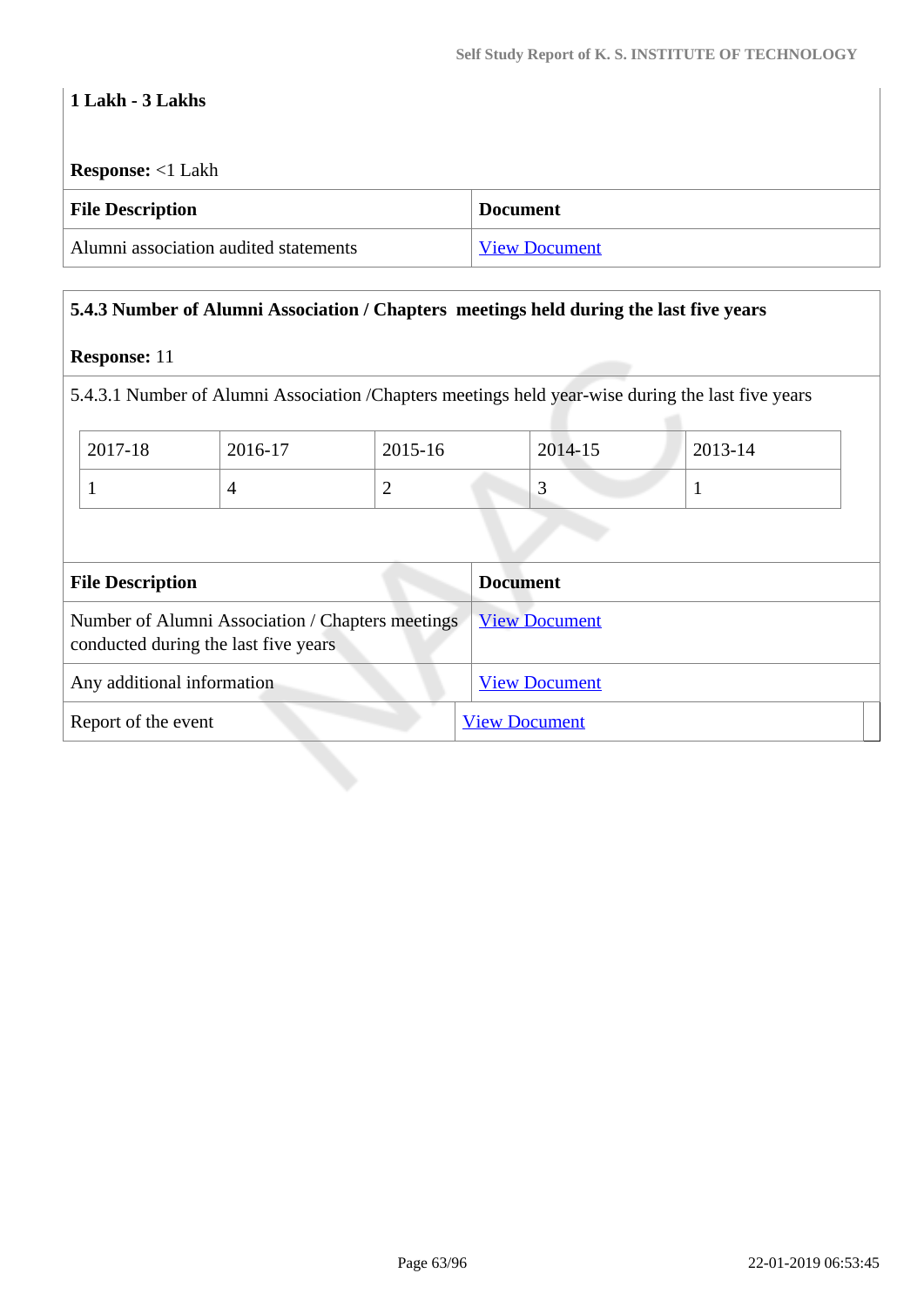**1 Lakh - 3 Lakhs**

**Response:** <1 Lakh

| File Description | Document |
|---|---|
| Alumni association audited statements | View Document |

**5.4.3 Number of Alumni Association / Chapters meetings held during the last five years**

**Response:** 11

5.4.3.1 Number of Alumni Association /Chapters meetings held year-wise during the last five years

| 2017-18 | 2016-17 | 2015-16 | 2014-15 | 2013-14 |
|---|---|---|---|---|
| 1 | 4 | 2 | 3 | 1 |

| File Description | Document |
|---|---|
| Number of Alumni Association / Chapters meetings conducted during the last five years | View Document |
| Any additional information | View Document |
| Report of the event | View Document |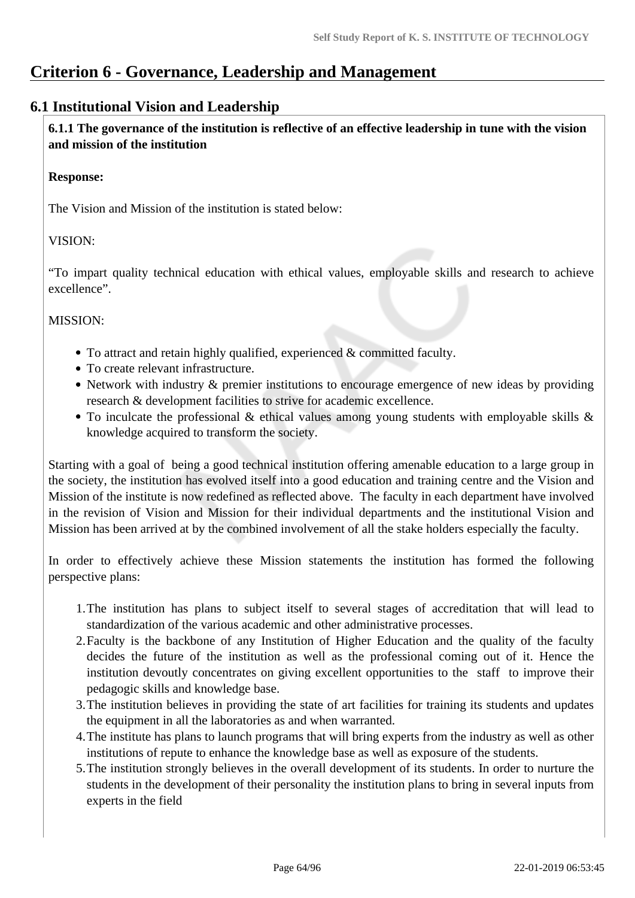# Criterion 6 - Governance, Leadership and Management

## 6.1 Institutional Vision and Leadership

**6.1.1 The governance of the institution is reflective of an effective leadership in tune with the vision and mission of the institution**

**Response:**

The Vision and Mission of the institution is stated below:

VISION:

“To impart quality technical education with ethical values, employable skills and research to achieve excellence”.

MISSION:

- To attract and retain highly qualified, experienced & committed faculty.
- To create relevant infrastructure.
- Network with industry & premier institutions to encourage emergence of new ideas by providing research & development facilities to strive for academic excellence.
- To inculcate the professional & ethical values among young students with employable skills & knowledge acquired to transform the society.

Starting with a goal of being a good technical institution offering amenable education to a large group in the society, the institution has evolved itself into a good education and training centre and the Vision and Mission of the institute is now redefined as reflected above. The faculty in each department have involved in the revision of Vision and Mission for their individual departments and the institutional Vision and Mission has been arrived at by the combined involvement of all the stake holders especially the faculty.

In order to effectively achieve these Mission statements the institution has formed the following perspective plans:

1. The institution has plans to subject itself to several stages of accreditation that will lead to standardization of the various academic and other administrative processes.
2. Faculty is the backbone of any Institution of Higher Education and the quality of the faculty decides the future of the institution as well as the professional coming out of it. Hence the institution devoutly concentrates on giving excellent opportunities to the staff to improve their pedagogic skills and knowledge base.
3. The institution believes in providing the state of art facilities for training its students and updates the equipment in all the laboratories as and when warranted.
4. The institute has plans to launch programs that will bring experts from the industry as well as other institutions of repute to enhance the knowledge base as well as exposure of the students.
5. The institution strongly believes in the overall development of its students. In order to nurture the students in the development of their personality the institution plans to bring in several inputs from experts in the field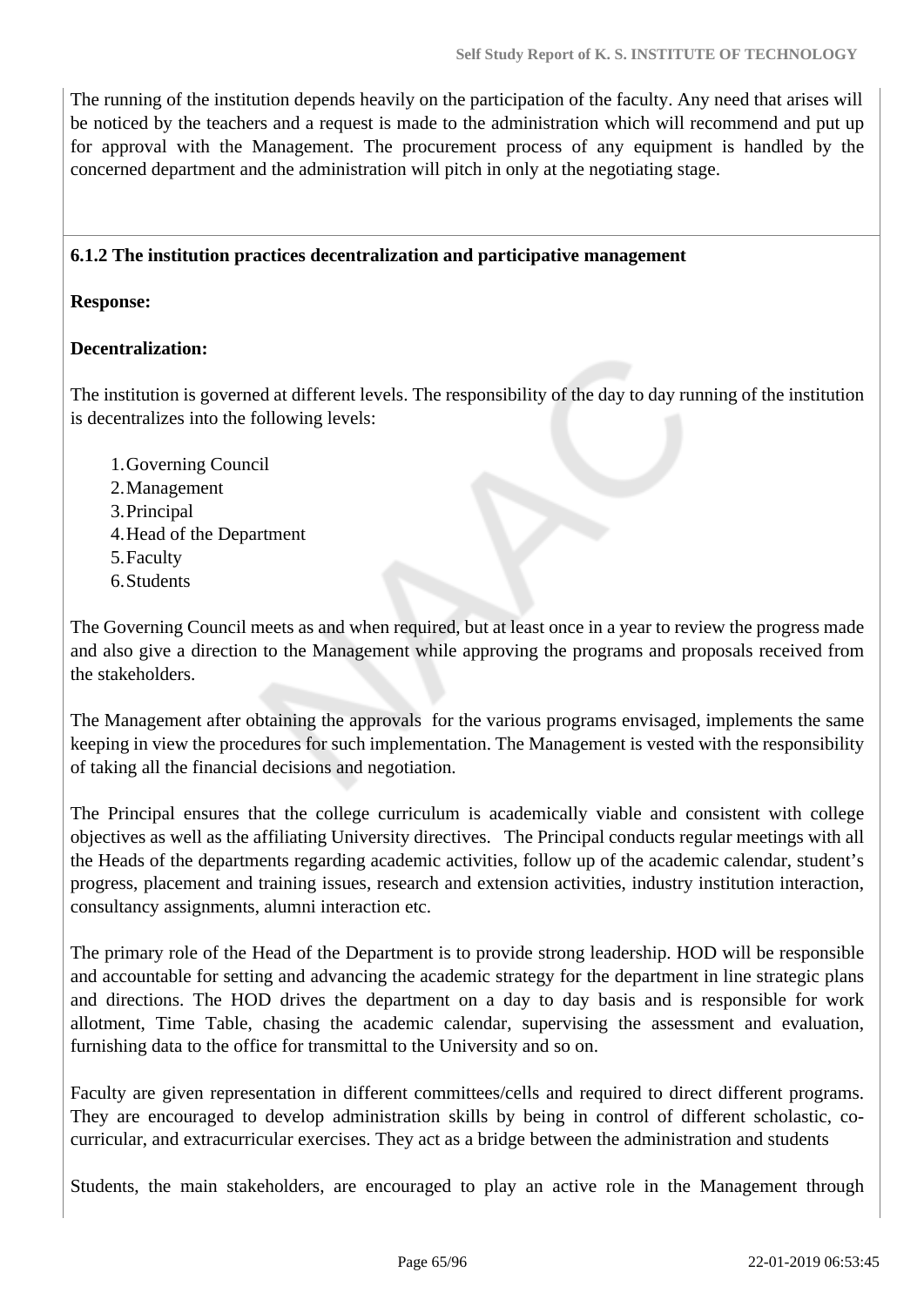The running of the institution depends heavily on the participation of the faculty. Any need that arises will be noticed by the teachers and a request is made to the administration which will recommend and put up for approval with the Management. The procurement process of any equipment is handled by the concerned department and the administration will pitch in only at the negotiating stage.

**6.1.2 The institution practices decentralization and participative management**

**Response:**

**Decentralization:**

The institution is governed at different levels. The responsibility of the day to day running of the institution is decentralizes into the following levels:

1. Governing Council
2. Management
3. Principal
4. Head of the Department
5. Faculty
6. Students

The Governing Council meets as and when required, but at least once in a year to review the progress made and also give a direction to the Management while approving the programs and proposals received from the stakeholders.

The Management after obtaining the approvals for the various programs envisaged, implements the same keeping in view the procedures for such implementation. The Management is vested with the responsibility of taking all the financial decisions and negotiation.

The Principal ensures that the college curriculum is academically viable and consistent with college objectives as well as the affiliating University directives. The Principal conducts regular meetings with all the Heads of the departments regarding academic activities, follow up of the academic calendar, student's progress, placement and training issues, research and extension activities, industry institution interaction, consultancy assignments, alumni interaction etc.

The primary role of the Head of the Department is to provide strong leadership. HOD will be responsible and accountable for setting and advancing the academic strategy for the department in line strategic plans and directions. The HOD drives the department on a day to day basis and is responsible for work allotment, Time Table, chasing the academic calendar, supervising the assessment and evaluation, furnishing data to the office for transmittal to the University and so on.

Faculty are given representation in different committees/cells and required to direct different programs. They are encouraged to develop administration skills by being in control of different scholastic, co-curricular, and extracurricular exercises. They act as a bridge between the administration and students

Students, the main stakeholders, are encouraged to play an active role in the Management through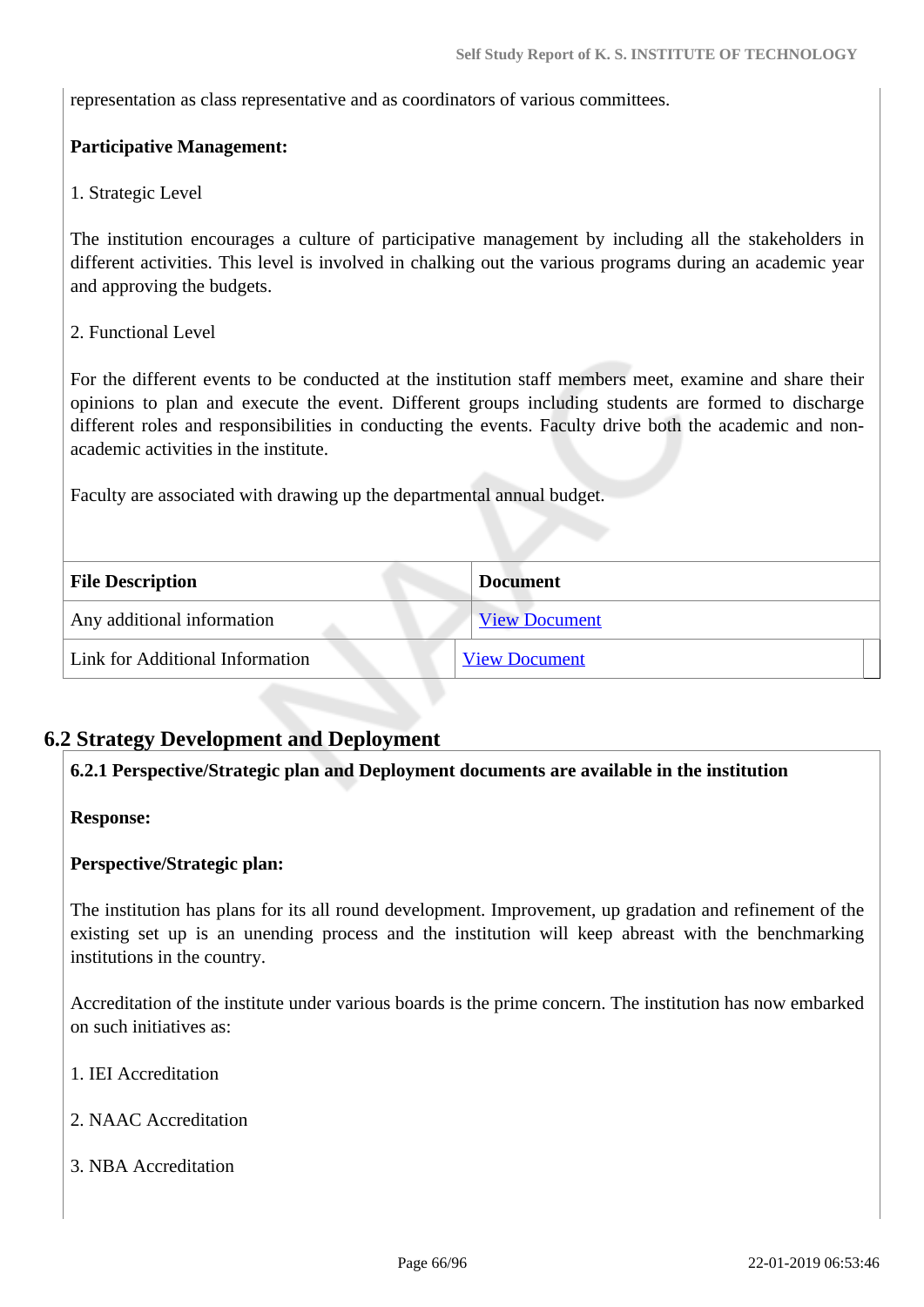representation as class representative and as coordinators of various committees.

**Participative Management:**

1. Strategic Level

The institution encourages a culture of participative management by including all the stakeholders in different activities. This level is involved in chalking out the various programs during an academic year and approving the budgets.

2. Functional Level

For the different events to be conducted at the institution staff members meet, examine and share their opinions to plan and execute the event. Different groups including students are formed to discharge different roles and responsibilities in conducting the events. Faculty drive both the academic and non-academic activities in the institute.

Faculty are associated with drawing up the departmental annual budget.

| File Description | Document |
|---|---|
| Any additional information | View Document |
| Link for Additional Information | View Document |

## 6.2 Strategy Development and Deployment

**6.2.1 Perspective/Strategic plan and Deployment documents are available in the institution**

**Response:**

**Perspective/Strategic plan:**

The institution has plans for its all round development. Improvement, up gradation and refinement of the existing set up is an unending process and the institution will keep abreast with the benchmarking institutions in the country.

Accreditation of the institute under various boards is the prime concern. The institution has now embarked on such initiatives as:

1. IEI Accreditation

2. NAAC Accreditation

3. NBA Accreditation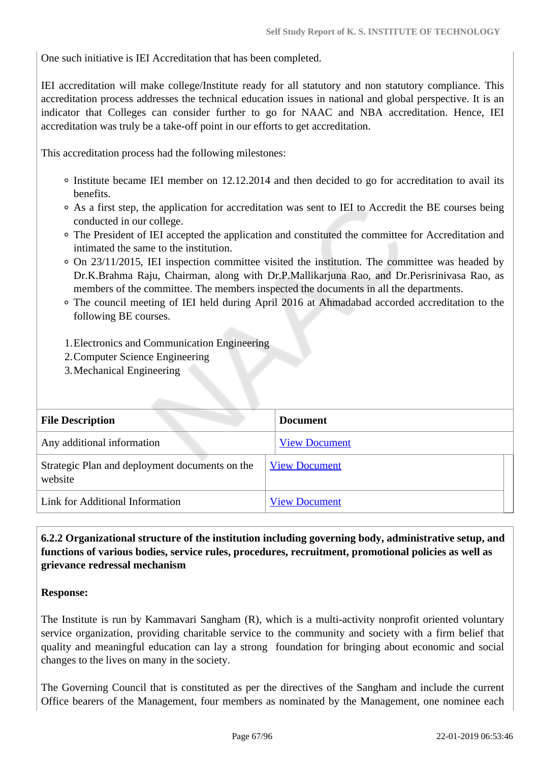One such initiative is IEI Accreditation that has been completed.

IEI accreditation will make college/Institute ready for all statutory and non statutory compliance. This accreditation process addresses the technical education issues in national and global perspective. It is an indicator that Colleges can consider further to go for NAAC and NBA accreditation. Hence, IEI accreditation was truly be a take-off point in our efforts to get accreditation.

This accreditation process had the following milestones:

- Institute became IEI member on 12.12.2014 and then decided to go for accreditation to avail its benefits.
- As a first step, the application for accreditation was sent to IEI to Accredit the BE courses being conducted in our college.
- The President of IEI accepted the application and constituted the committee for Accreditation and intimated the same to the institution.
- On 23/11/2015, IEI inspection committee visited the institution. The committee was headed by Dr.K.Brahma Raju, Chairman, along with Dr.P.Mallikarjuna Rao, and Dr.Perisrinivasa Rao, as members of the committee. The members inspected the documents in all the departments.
- The council meeting of IEI held during April 2016 at Ahmadabad accorded accreditation to the following BE courses.

1. Electronics and Communication Engineering
2. Computer Science Engineering
3. Mechanical Engineering

| File Description | Document |
|---|---|
| Any additional information | View Document |
| Strategic Plan and deployment documents on the website | View Document |
| Link for Additional Information | View Document |

**6.2.2 Organizational structure of the institution including governing body, administrative setup, and functions of various bodies, service rules, procedures, recruitment, promotional policies as well as grievance redressal mechanism**

**Response:**

The Institute is run by Kammavari Sangham (R), which is a multi-activity nonprofit oriented voluntary service organization, providing charitable service to the community and society with a firm belief that quality and meaningful education can lay a strong foundation for bringing about economic and social changes to the lives on many in the society.

The Governing Council that is constituted as per the directives of the Sangham and include the current Office bearers of the Management, four members as nominated by the Management, one nominee each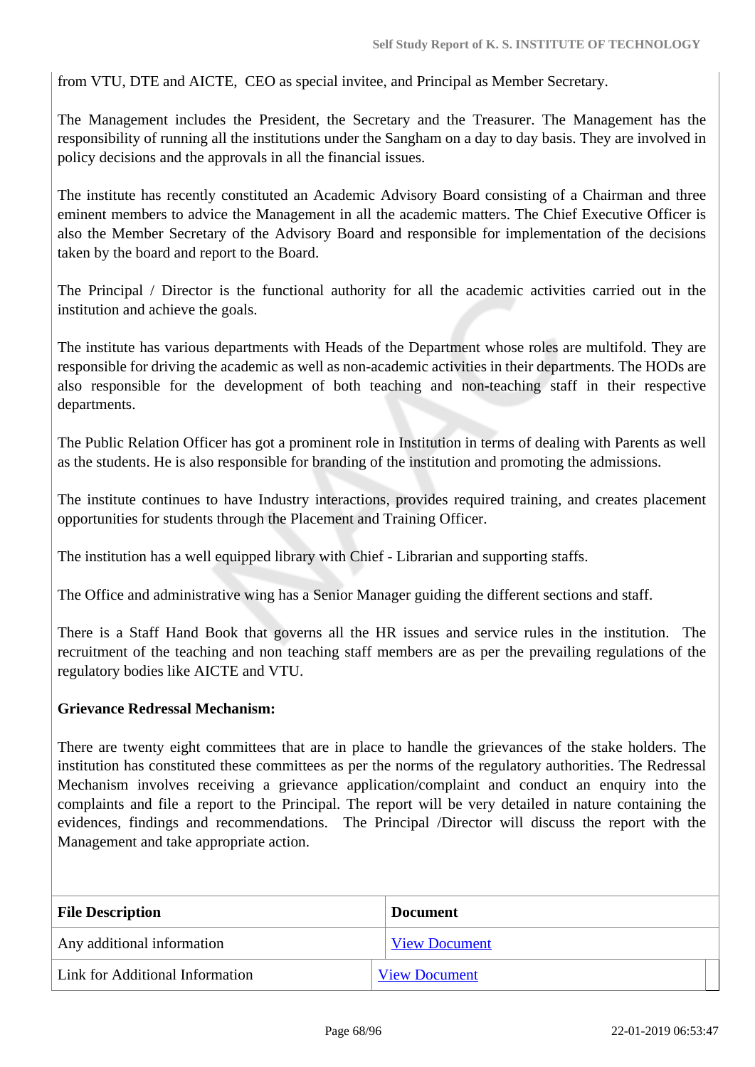from VTU, DTE and AICTE, CEO as special invitee, and Principal as Member Secretary.

The Management includes the President, the Secretary and the Treasurer. The Management has the responsibility of running all the institutions under the Sangham on a day to day basis. They are involved in policy decisions and the approvals in all the financial issues.

The institute has recently constituted an Academic Advisory Board consisting of a Chairman and three eminent members to advice the Management in all the academic matters. The Chief Executive Officer is also the Member Secretary of the Advisory Board and responsible for implementation of the decisions taken by the board and report to the Board.

The Principal / Director is the functional authority for all the academic activities carried out in the institution and achieve the goals.

The institute has various departments with Heads of the Department whose roles are multifold. They are responsible for driving the academic as well as non-academic activities in their departments. The HODs are also responsible for the development of both teaching and non-teaching staff in their respective departments.

The Public Relation Officer has got a prominent role in Institution in terms of dealing with Parents as well as the students. He is also responsible for branding of the institution and promoting the admissions.

The institute continues to have Industry interactions, provides required training, and creates placement opportunities for students through the Placement and Training Officer.

The institution has a well equipped library with Chief - Librarian and supporting staffs.

The Office and administrative wing has a Senior Manager guiding the different sections and staff.

There is a Staff Hand Book that governs all the HR issues and service rules in the institution. The recruitment of the teaching and non teaching staff members are as per the prevailing regulations of the regulatory bodies like AICTE and VTU.

**Grievance Redressal Mechanism:**

There are twenty eight committees that are in place to handle the grievances of the stake holders. The institution has constituted these committees as per the norms of the regulatory authorities. The Redressal Mechanism involves receiving a grievance application/complaint and conduct an enquiry into the complaints and file a report to the Principal. The report will be very detailed in nature containing the evidences, findings and recommendations. The Principal /Director will discuss the report with the Management and take appropriate action.

| File Description | Document |
|---|---|
| Any additional information | View Document |
| Link for Additional Information | View Document |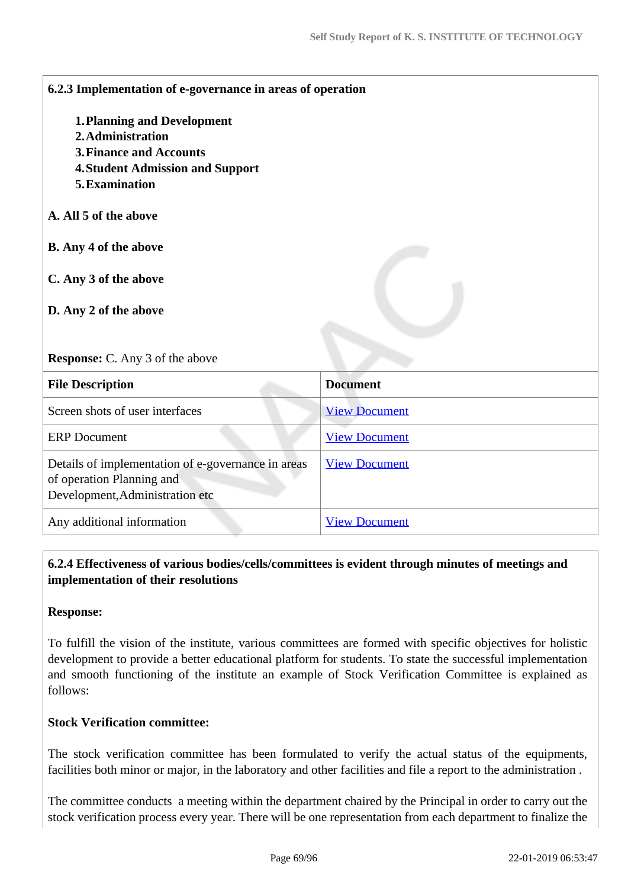**6.2.3 Implementation of e-governance in areas of operation**

1. **Planning and Development**
2. **Administration**
3. **Finance and Accounts**
4. **Student Admission and Support**
5. **Examination**

**A. All 5 of the above**

**B. Any 4 of the above**

**C. Any 3 of the above**

**D. Any 2 of the above**

**Response:** C. Any 3 of the above

| File Description | Document |
|---|---|
| Screen shots of user interfaces | View Document |
| ERP Document | View Document |
| Details of implementation of e-governance in areas of operation Planning and Development,Administration etc | View Document |
| Any additional information | View Document |

**6.2.4 Effectiveness of various bodies/cells/committees is evident through minutes of meetings and implementation of their resolutions**

**Response:**

To fulfill the vision of the institute, various committees are formed with specific objectives for holistic development to provide a better educational platform for students. To state the successful implementation and smooth functioning of the institute an example of Stock Verification Committee is explained as follows:

**Stock Verification committee:**

The stock verification committee has been formulated to verify the actual status of the equipments, facilities both minor or major, in the laboratory and other facilities and file a report to the administration .

The committee conducts a meeting within the department chaired by the Principal in order to carry out the stock verification process every year. There will be one representation from each department to finalize the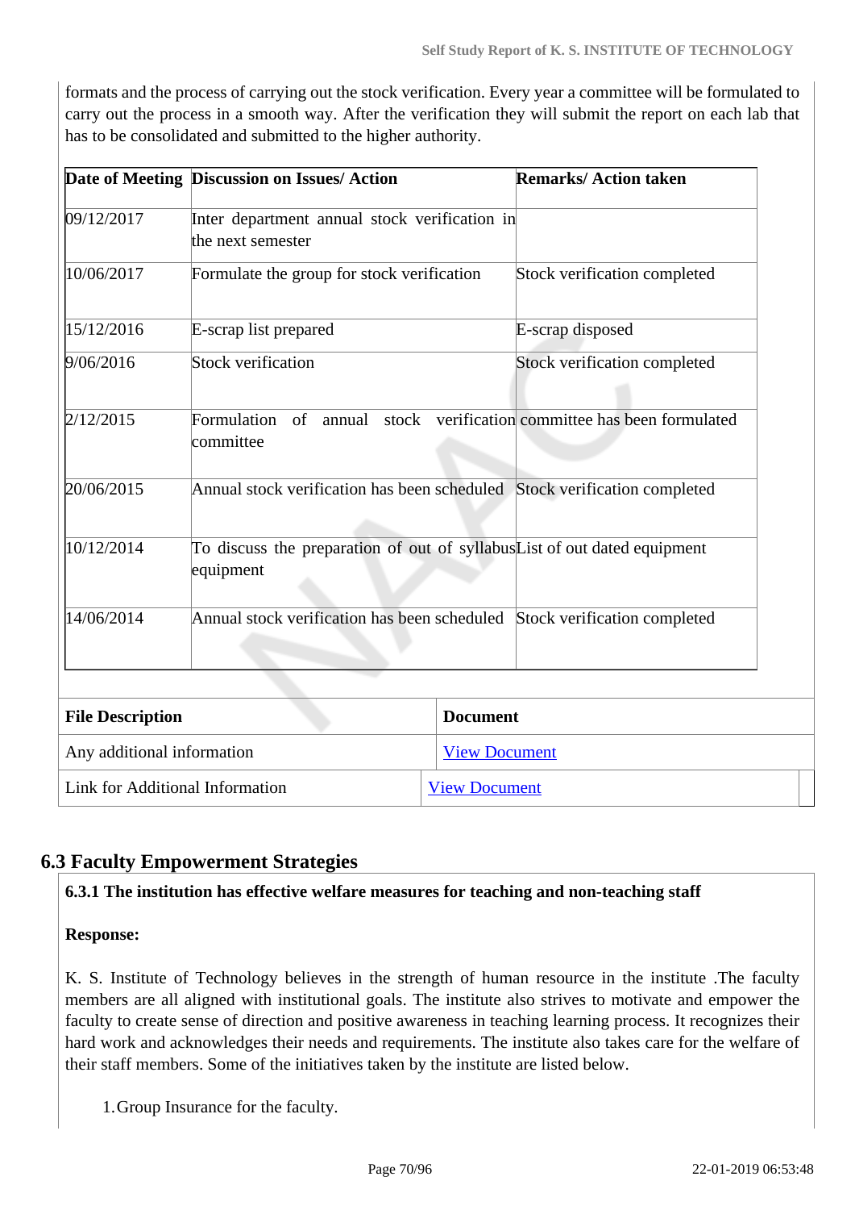formats and the process of carrying out the stock verification. Every year a committee will be formulated to carry out the process in a smooth way. After the verification they will submit the report on each lab that has to be consolidated and submitted to the higher authority.

| Date of Meeting | Discussion on Issues/ Action | Remarks/ Action taken |
|---|---|---|
| 09/12/2017 | Inter department annual stock verification in the next semester | |
| 10/06/2017 | Formulate the group for stock verification | Stock verification completed |
| 15/12/2016 | E-scrap list prepared | E-scrap disposed |
| 9/06/2016 | Stock verification | Stock verification completed |
| 2/12/2015 | Formulation of annual stock verification committee | committee has been formulated |
| 20/06/2015 | Annual stock verification has been scheduled | Stock verification completed |
| 10/12/2014 | To discuss the preparation of out of syllabus equipment | List of out dated equipment |
| 14/06/2014 | Annual stock verification has been scheduled | Stock verification completed |

| File Description | Document |
|---|---|
| Any additional information | View Document |
| Link for Additional Information | View Document |

## 6.3 Faculty Empowerment Strategies

**6.3.1 The institution has effective welfare measures for teaching and non-teaching staff**

**Response:**

K. S. Institute of Technology believes in the strength of human resource in the institute .The faculty members are all aligned with institutional goals. The institute also strives to motivate and empower the faculty to create sense of direction and positive awareness in teaching learning process. It recognizes their hard work and acknowledges their needs and requirements. The institute also takes care for the welfare of their staff members. Some of the initiatives taken by the institute are listed below.

1. Group Insurance for the faculty.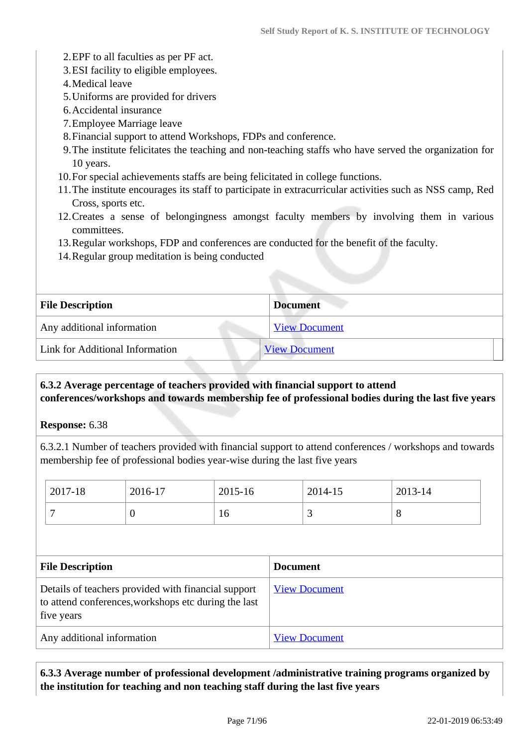2. EPF to all faculties as per PF act.
3. ESI facility to eligible employees.
4. Medical leave
5. Uniforms are provided for drivers
6. Accidental insurance
7. Employee Marriage leave
8. Financial support to attend Workshops, FDPs and conference.
9. The institute felicitates the teaching and non-teaching staffs who have served the organization for 10 years.
10. For special achievements staffs are being felicitated in college functions.
11. The institute encourages its staff to participate in extracurricular activities such as NSS camp, Red Cross, sports etc.
12. Creates a sense of belongingness amongst faculty members by involving them in various committees.
13. Regular workshops, FDP and conferences are conducted for the benefit of the faculty.
14. Regular group meditation is being conducted

| File Description | Document |
|---|---|
| Any additional information | View Document |
| Link for Additional Information | View Document |

**6.3.2 Average percentage of teachers provided with financial support to attend conferences/workshops and towards membership fee of professional bodies during the last five years**

**Response:** 6.38

6.3.2.1 Number of teachers provided with financial support to attend conferences / workshops and towards membership fee of professional bodies year-wise during the last five years

| 2017-18 | 2016-17 | 2015-16 | 2014-15 | 2013-14 |
|---|---|---|---|---|
| 7 | 0 | 16 | 3 | 8 |

| File Description | Document |
|---|---|
| Details of teachers provided with financial support to attend conferences,workshops etc during the last five years | View Document |
| Any additional information | View Document |

**6.3.3 Average number of professional development /administrative training programs organized by the institution for teaching and non teaching staff during the last five years**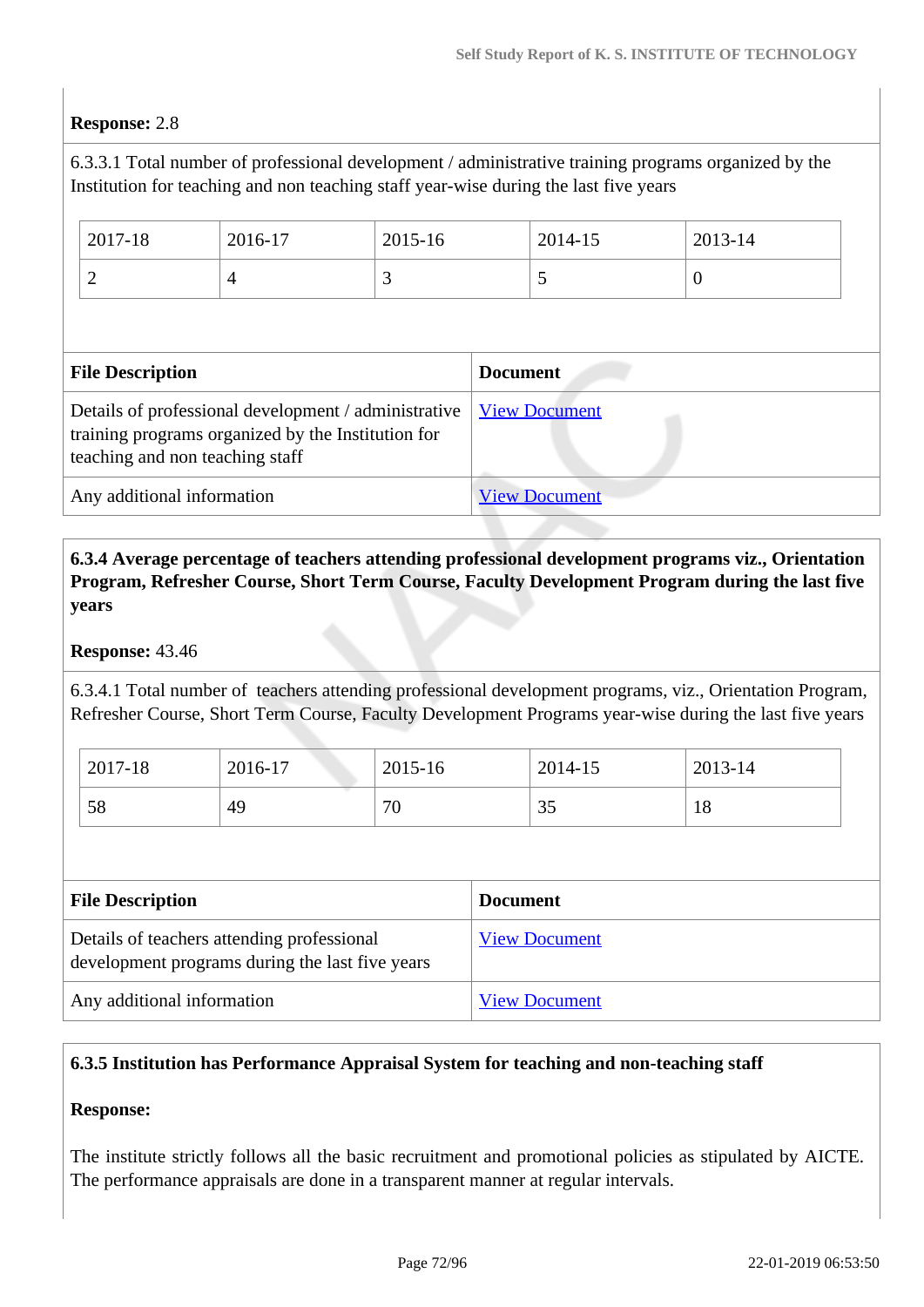**Response:** 2.8

6.3.3.1 Total number of professional development / administrative training programs organized by the Institution for teaching and non teaching staff year-wise during the last five years

| 2017-18 | 2016-17 | 2015-16 | 2014-15 | 2013-14 |
|---|---|---|---|---|
| 2 | 4 | 3 | 5 | 0 |

| File Description | Document |
|---|---|
| Details of professional development / administrative training programs organized by the Institution for teaching and non teaching staff | View Document |
| Any additional information | View Document |

**6.3.4 Average percentage of teachers attending professional development programs viz., Orientation Program, Refresher Course, Short Term Course, Faculty Development Program during the last five years**

**Response:** 43.46

6.3.4.1 Total number of teachers attending professional development programs, viz., Orientation Program, Refresher Course, Short Term Course, Faculty Development Programs year-wise during the last five years

| 2017-18 | 2016-17 | 2015-16 | 2014-15 | 2013-14 |
|---|---|---|---|---|
| 58 | 49 | 70 | 35 | 18 |

| File Description | Document |
|---|---|
| Details of teachers attending professional development programs during the last five years | View Document |
| Any additional information | View Document |

**6.3.5 Institution has Performance Appraisal System for teaching and non-teaching staff**

**Response:**

The institute strictly follows all the basic recruitment and promotional policies as stipulated by AICTE. The performance appraisals are done in a transparent manner at regular intervals.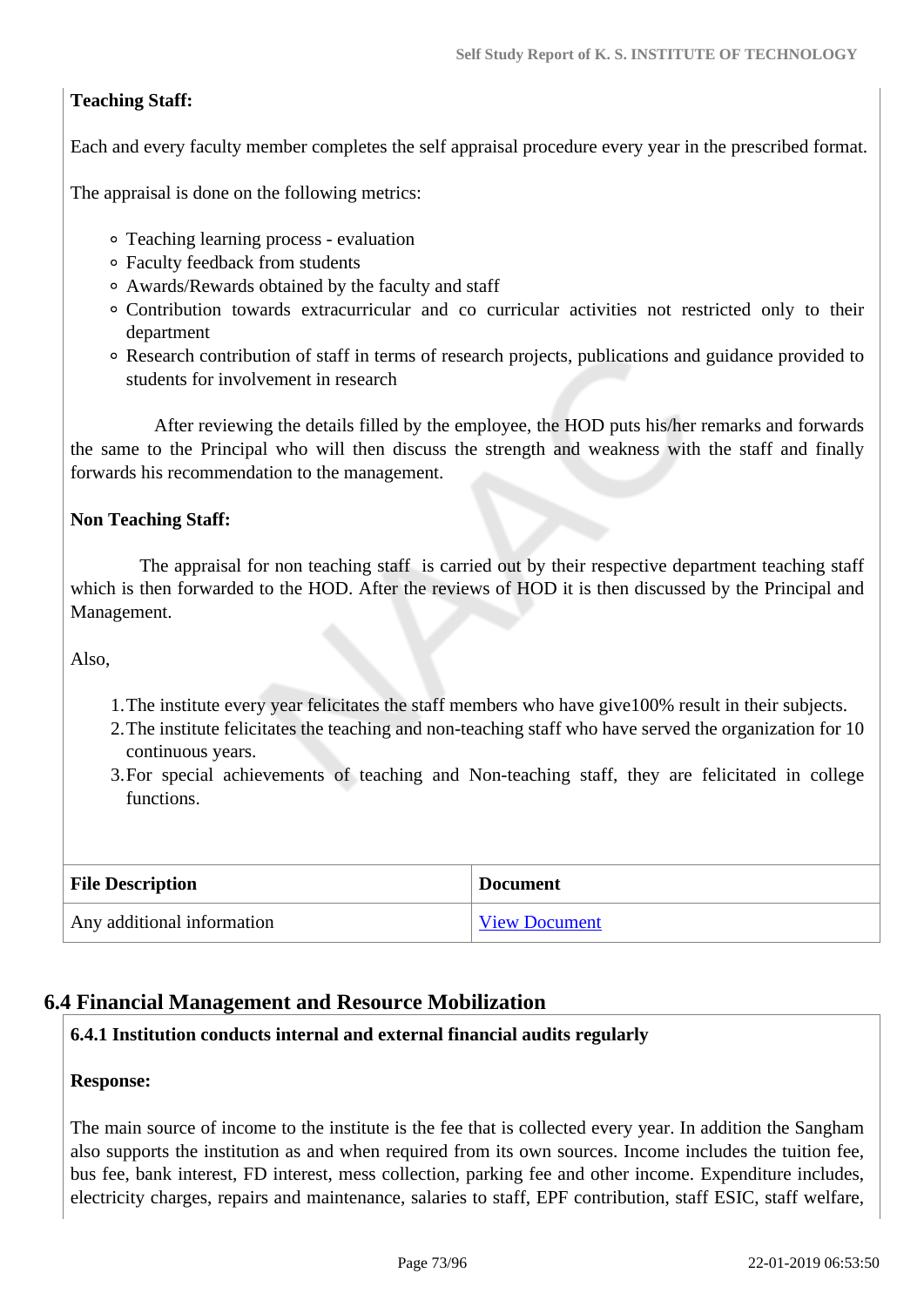**Teaching Staff:**

Each and every faculty member completes the self appraisal procedure every year in the prescribed format.

The appraisal is done on the following metrics:

- Teaching learning process - evaluation
- Faculty feedback from students
- Awards/Rewards obtained by the faculty and staff
- Contribution towards extracurricular and co curricular activities not restricted only to their department
- Research contribution of staff in terms of research projects, publications and guidance provided to students for involvement in research

After reviewing the details filled by the employee, the HOD puts his/her remarks and forwards the same to the Principal who will then discuss the strength and weakness with the staff and finally forwards his recommendation to the management.

**Non Teaching Staff:**

The appraisal for non teaching staff is carried out by their respective department teaching staff which is then forwarded to the HOD. After the reviews of HOD it is then discussed by the Principal and Management.

Also,

1. The institute every year felicitates the staff members who have give100% result in their subjects.
2. The institute felicitates the teaching and non-teaching staff who have served the organization for 10 continuous years.
3. For special achievements of teaching and Non-teaching staff, they are felicitated in college functions.

| File Description | Document |
|---|---|
| Any additional information | View Document |

## 6.4 Financial Management and Resource Mobilization

**6.4.1 Institution conducts internal and external financial audits regularly**

**Response:**

The main source of income to the institute is the fee that is collected every year. In addition the Sangham also supports the institution as and when required from its own sources. Income includes the tuition fee, bus fee, bank interest, FD interest, mess collection, parking fee and other income. Expenditure includes, electricity charges, repairs and maintenance, salaries to staff, EPF contribution, staff ESIC, staff welfare,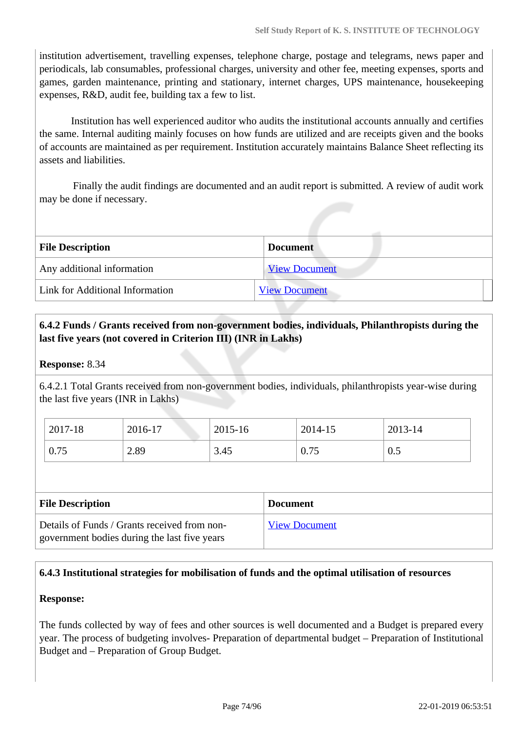institution advertisement, travelling expenses, telephone charge, postage and telegrams, news paper and periodicals, lab consumables, professional charges, university and other fee, meeting expenses, sports and games, garden maintenance, printing and stationary, internet charges, UPS maintenance, housekeeping expenses, R&D, audit fee, building tax a few to list.

Institution has well experienced auditor who audits the institutional accounts annually and certifies the same. Internal auditing mainly focuses on how funds are utilized and are receipts given and the books of accounts are maintained as per requirement. Institution accurately maintains Balance Sheet reflecting its assets and liabilities.

Finally the audit findings are documented and an audit report is submitted. A review of audit work may be done if necessary.

| File Description | Document |
|---|---|
| Any additional information | View Document |
| Link for Additional Information | View Document |

**6.4.2 Funds / Grants received from non-government bodies, individuals, Philanthropists during the last five years (not covered in Criterion III) (INR in Lakhs)**

**Response:** 8.34

6.4.2.1 Total Grants received from non-government bodies, individuals, philanthropists year-wise during the last five years (INR in Lakhs)

| 2017-18 | 2016-17 | 2015-16 | 2014-15 | 2013-14 |
|---|---|---|---|---|
| 0.75 | 2.89 | 3.45 | 0.75 | 0.5 |

| File Description | Document |
|---|---|
| Details of Funds / Grants received from non-government bodies during the last five years | View Document |

**6.4.3 Institutional strategies for mobilisation of funds and the optimal utilisation of resources**

**Response:**

The funds collected by way of fees and other sources is well documented and a Budget is prepared every year. The process of budgeting involves- Preparation of departmental budget – Preparation of Institutional Budget and – Preparation of Group Budget.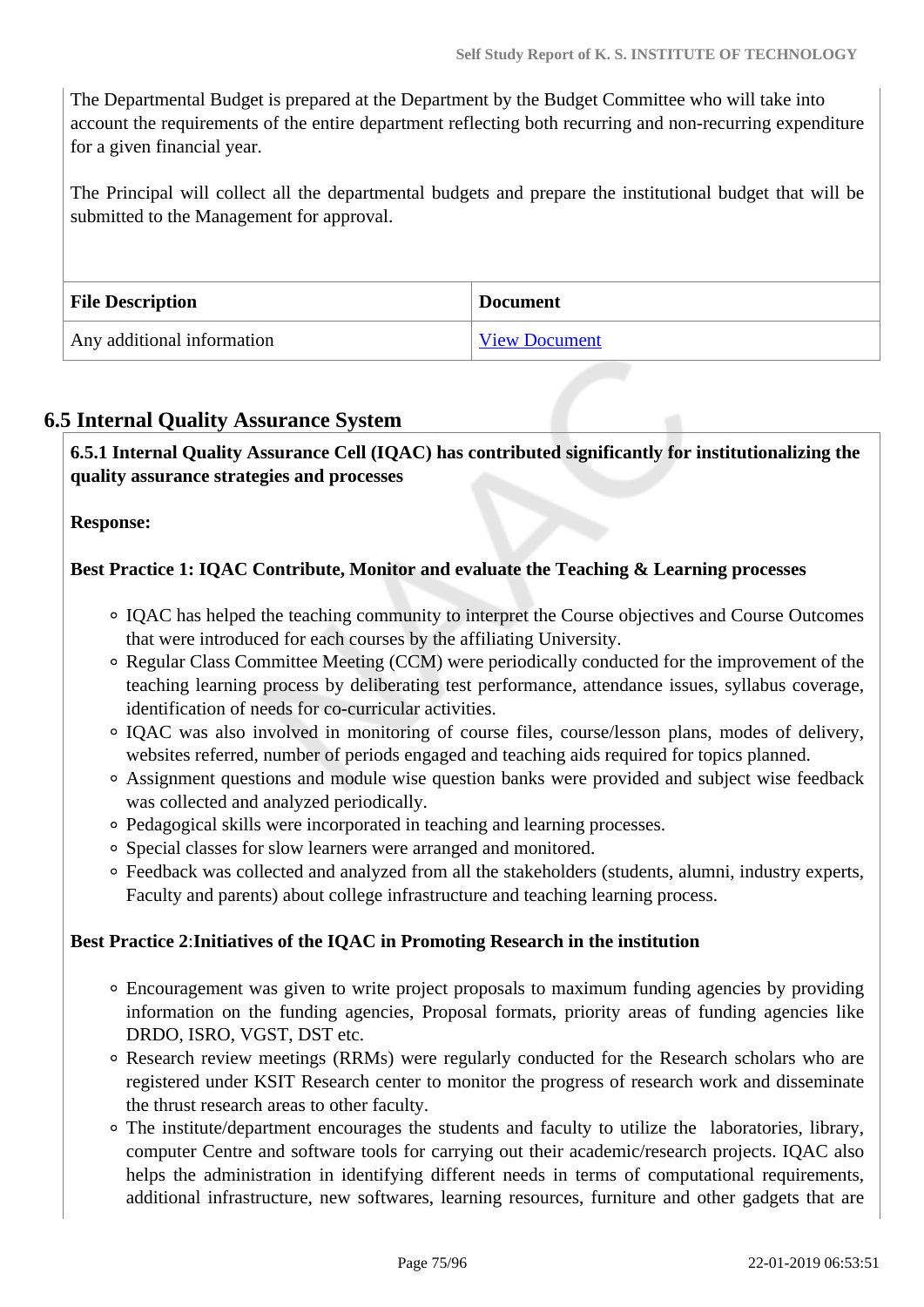The Departmental Budget is prepared at the Department by the Budget Committee who will take into account the requirements of the entire department reflecting both recurring and non-recurring expenditure for a given financial year.

The Principal will collect all the departmental budgets and prepare the institutional budget that will be submitted to the Management for approval.

| File Description | Document |
| --- | --- |
| Any additional information | View Document |

## 6.5 Internal Quality Assurance System

**6.5.1 Internal Quality Assurance Cell (IQAC) has contributed significantly for institutionalizing the quality assurance strategies and processes**

**Response:**

**Best Practice 1: IQAC Contribute, Monitor and evaluate the Teaching & Learning processes**

- IQAC has helped the teaching community to interpret the Course objectives and Course Outcomes that were introduced for each courses by the affiliating University.
- Regular Class Committee Meeting (CCM) were periodically conducted for the improvement of the teaching learning process by deliberating test performance, attendance issues, syllabus coverage, identification of needs for co-curricular activities.
- IQAC was also involved in monitoring of course files, course/lesson plans, modes of delivery, websites referred, number of periods engaged and teaching aids required for topics planned.
- Assignment questions and module wise question banks were provided and subject wise feedback was collected and analyzed periodically.
- Pedagogical skills were incorporated in teaching and learning processes.
- Special classes for slow learners were arranged and monitored.
- Feedback was collected and analyzed from all the stakeholders (students, alumni, industry experts, Faculty and parents) about college infrastructure and teaching learning process.

**Best Practice 2**:**Initiatives of the IQAC in Promoting Research in the institution**

- Encouragement was given to write project proposals to maximum funding agencies by providing information on the funding agencies, Proposal formats, priority areas of funding agencies like DRDO, ISRO, VGST, DST etc.
- Research review meetings (RRMs) were regularly conducted for the Research scholars who are registered under KSIT Research center to monitor the progress of research work and disseminate the thrust research areas to other faculty.
- The institute/department encourages the students and faculty to utilize the laboratories, library, computer Centre and software tools for carrying out their academic/research projects. IQAC also helps the administration in identifying different needs in terms of computational requirements, additional infrastructure, new softwares, learning resources, furniture and other gadgets that are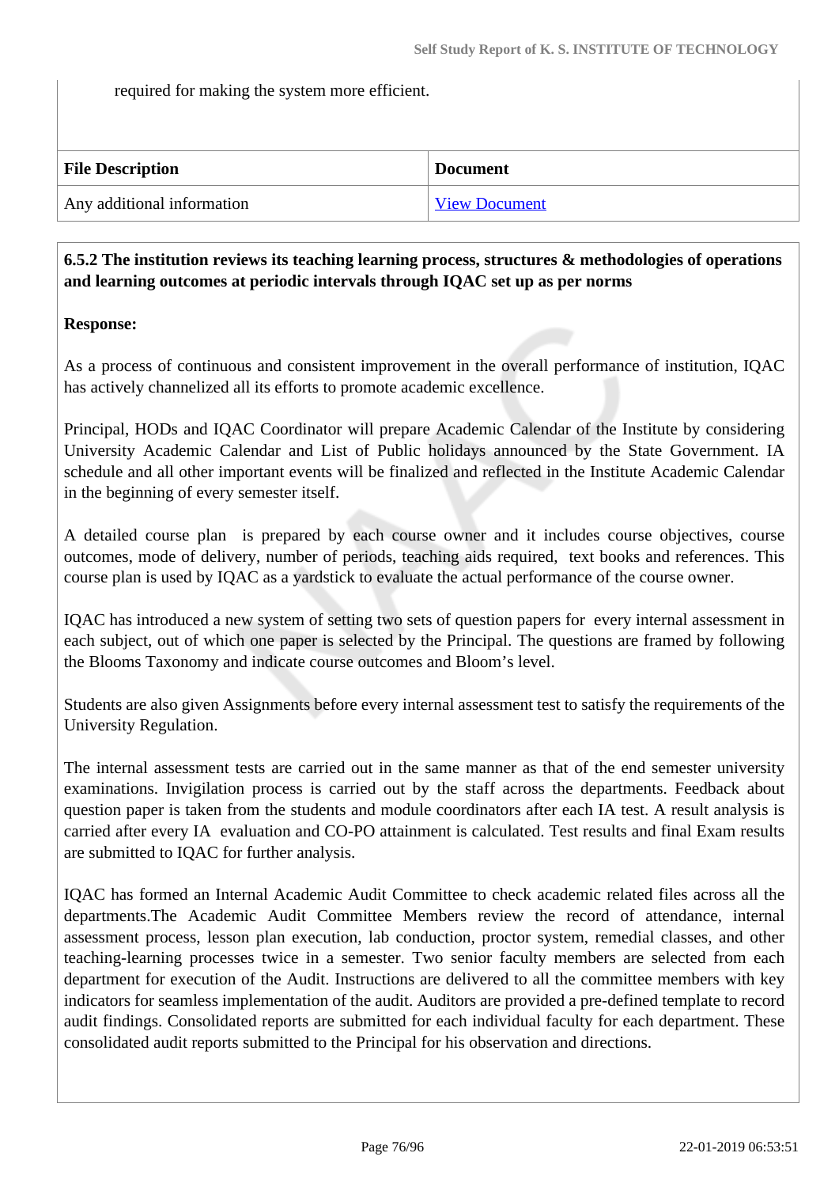required for making the system more efficient.

| File Description | Document |
| --- | --- |
| Any additional information | View Document |

**6.5.2 The institution reviews its teaching learning process, structures & methodologies of operations and learning outcomes at periodic intervals through IQAC set up as per norms**

**Response:**

As a process of continuous and consistent improvement in the overall performance of institution, IQAC has actively channelized all its efforts to promote academic excellence.

Principal, HODs and IQAC Coordinator will prepare Academic Calendar of the Institute by considering University Academic Calendar and List of Public holidays announced by the State Government. IA schedule and all other important events will be finalized and reflected in the Institute Academic Calendar in the beginning of every semester itself.

A detailed course plan is prepared by each course owner and it includes course objectives, course outcomes, mode of delivery, number of periods, teaching aids required, text books and references. This course plan is used by IQAC as a yardstick to evaluate the actual performance of the course owner.

IQAC has introduced a new system of setting two sets of question papers for every internal assessment in each subject, out of which one paper is selected by the Principal. The questions are framed by following the Blooms Taxonomy and indicate course outcomes and Bloom's level.

Students are also given Assignments before every internal assessment test to satisfy the requirements of the University Regulation.

The internal assessment tests are carried out in the same manner as that of the end semester university examinations. Invigilation process is carried out by the staff across the departments. Feedback about question paper is taken from the students and module coordinators after each IA test. A result analysis is carried after every IA evaluation and CO-PO attainment is calculated. Test results and final Exam results are submitted to IQAC for further analysis.

IQAC has formed an Internal Academic Audit Committee to check academic related files across all the departments.The Academic Audit Committee Members review the record of attendance, internal assessment process, lesson plan execution, lab conduction, proctor system, remedial classes, and other teaching-learning processes twice in a semester. Two senior faculty members are selected from each department for execution of the Audit. Instructions are delivered to all the committee members with key indicators for seamless implementation of the audit. Auditors are provided a pre-defined template to record audit findings. Consolidated reports are submitted for each individual faculty for each department. These consolidated audit reports submitted to the Principal for his observation and directions.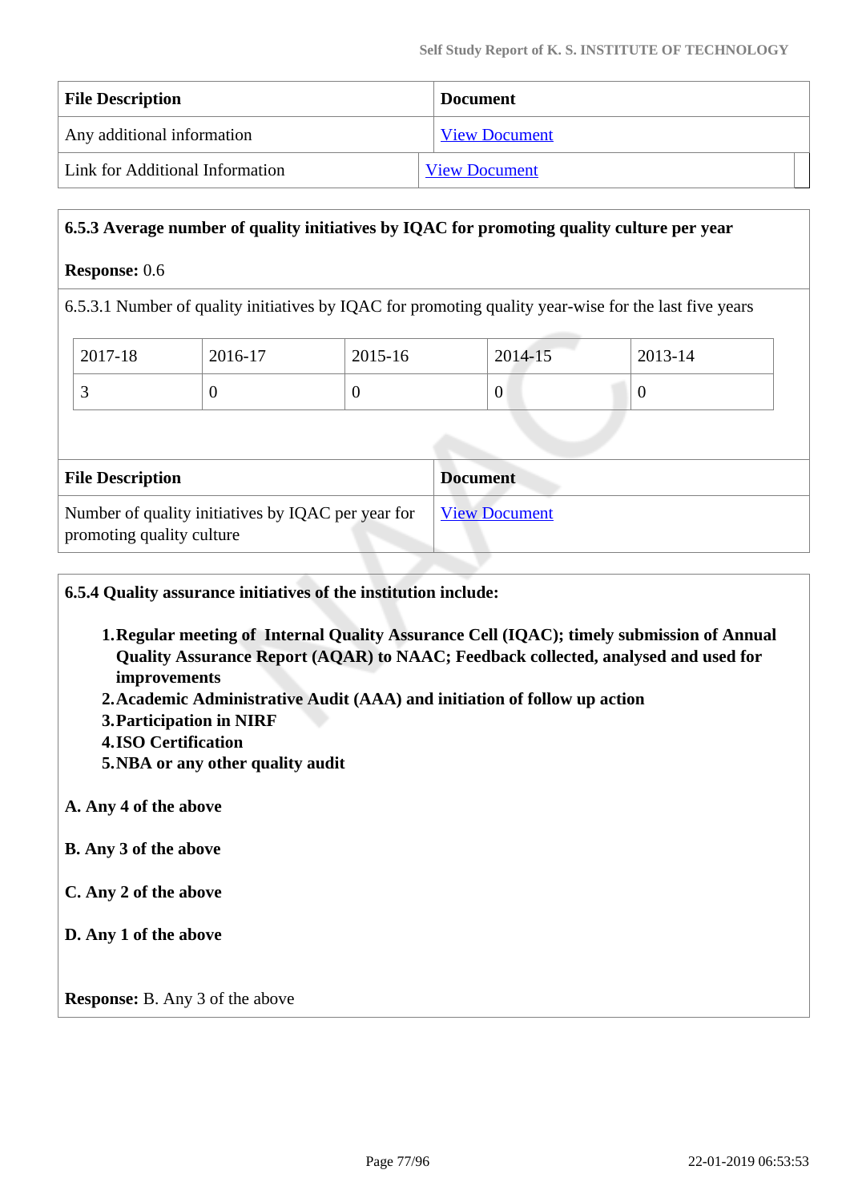| File Description | Document |
| --- | --- |
| Any additional information | View Document |
| Link for Additional Information | View Document |

**6.5.3 Average number of quality initiatives by IQAC for promoting quality culture per year**

**Response:** 0.6

6.5.3.1 Number of quality initiatives by IQAC for promoting quality year-wise for the last five years

| 2017-18 | 2016-17 | 2015-16 | 2014-15 | 2013-14 |
| --- | --- | --- | --- | --- |
| 3 | 0 | 0 | 0 | 0 |

| File Description | Document |
| --- | --- |
| Number of quality initiatives by IQAC per year for promoting quality culture | View Document |

**6.5.4 Quality assurance initiatives of the institution include:**

1. **Regular meeting of Internal Quality Assurance Cell (IQAC); timely submission of Annual Quality Assurance Report (AQAR) to NAAC; Feedback collected, analysed and used for improvements**
2. **Academic Administrative Audit (AAA) and initiation of follow up action**
3. **Participation in NIRF**
4. **ISO Certification**
5. **NBA or any other quality audit**

**A. Any 4 of the above**

**B. Any 3 of the above**

**C. Any 2 of the above**

**D. Any 1 of the above**

**Response:** B. Any 3 of the above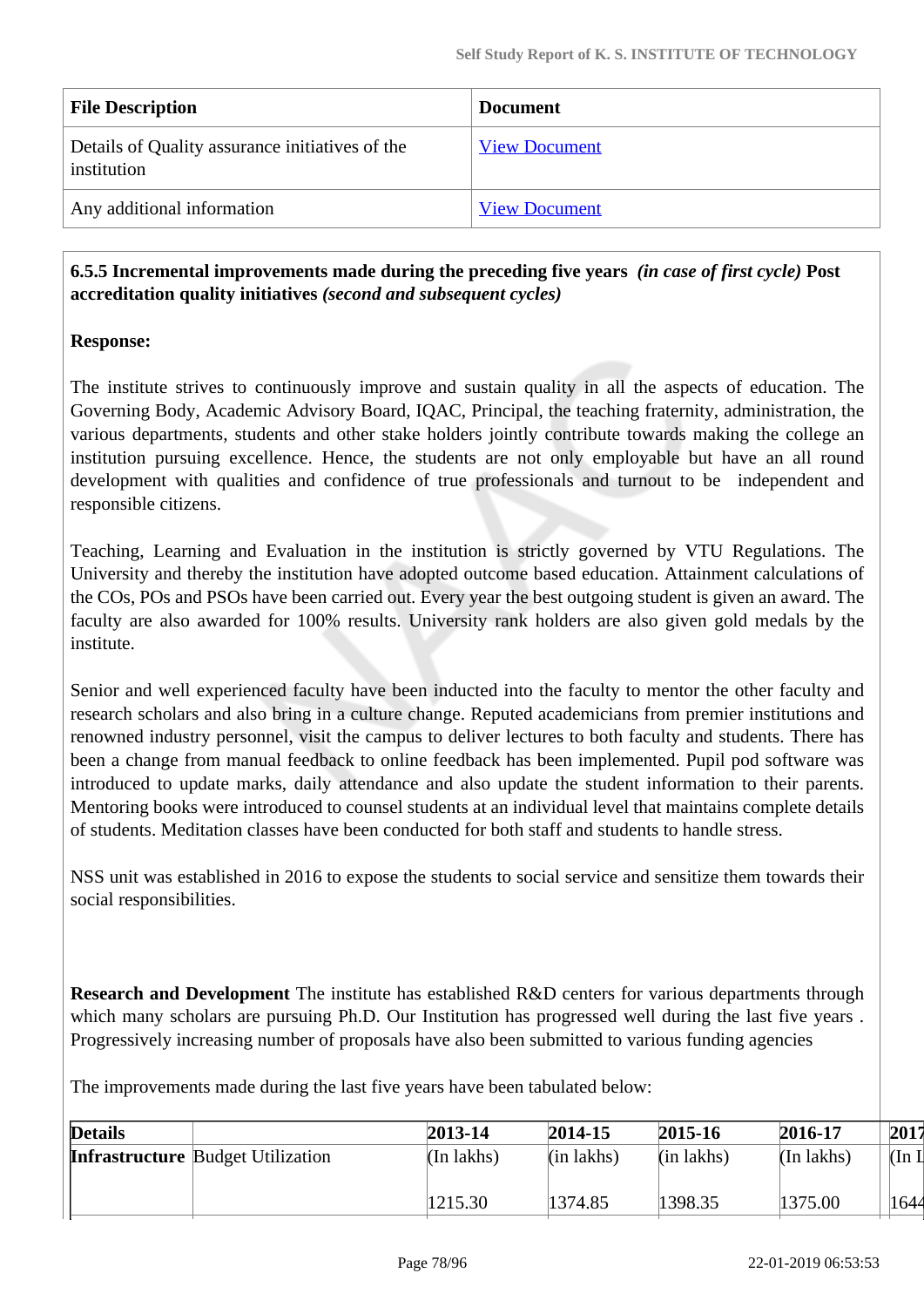| File Description | Document |
|---|---|
| Details of Quality assurance initiatives of the institution | View Document |
| Any additional information | View Document |

**6.5.5 Incremental improvements made during the preceding five years** ***(in case of first cycle)*** **Post accreditation quality initiatives** ***(second and subsequent cycles)***

**Response:**

The institute strives to continuously improve and sustain quality in all the aspects of education. The Governing Body, Academic Advisory Board, IQAC, Principal, the teaching fraternity, administration, the various departments, students and other stake holders jointly contribute towards making the college an institution pursuing excellence. Hence, the students are not only employable but have an all round development with qualities and confidence of true professionals and turnout to be independent and responsible citizens.

Teaching, Learning and Evaluation in the institution is strictly governed by VTU Regulations. The University and thereby the institution have adopted outcome based education. Attainment calculations of the COs, POs and PSOs have been carried out. Every year the best outgoing student is given an award. The faculty are also awarded for 100% results. University rank holders are also given gold medals by the institute.

Senior and well experienced faculty have been inducted into the faculty to mentor the other faculty and research scholars and also bring in a culture change. Reputed academicians from premier institutions and renowned industry personnel, visit the campus to deliver lectures to both faculty and students. There has been a change from manual feedback to online feedback has been implemented. Pupil pod software was introduced to update marks, daily attendance and also update the student information to their parents. Mentoring books were introduced to counsel students at an individual level that maintains complete details of students. Meditation classes have been conducted for both staff and students to handle stress.

NSS unit was established in 2016 to expose the students to social service and sensitize them towards their social responsibilities.

**Research and Development** The institute has established R&D centers for various departments through which many scholars are pursuing Ph.D. Our Institution has progressed well during the last five years . Progressively increasing number of proposals have also been submitted to various funding agencies

The improvements made during the last five years have been tabulated below:

| Details | | 2013-14 | 2014-15 | 2015-16 | 2016-17 | 2017 |
|---|---|---|---|---|---|---|
| Infrastructure | Budget Utilization | (In lakhs)<br><br>1215.30 | (in lakhs)<br><br>1374.85 | (in lakhs)<br><br>1398.35 | (In lakhs)<br><br>1375.00 | (In L<br><br>1644 |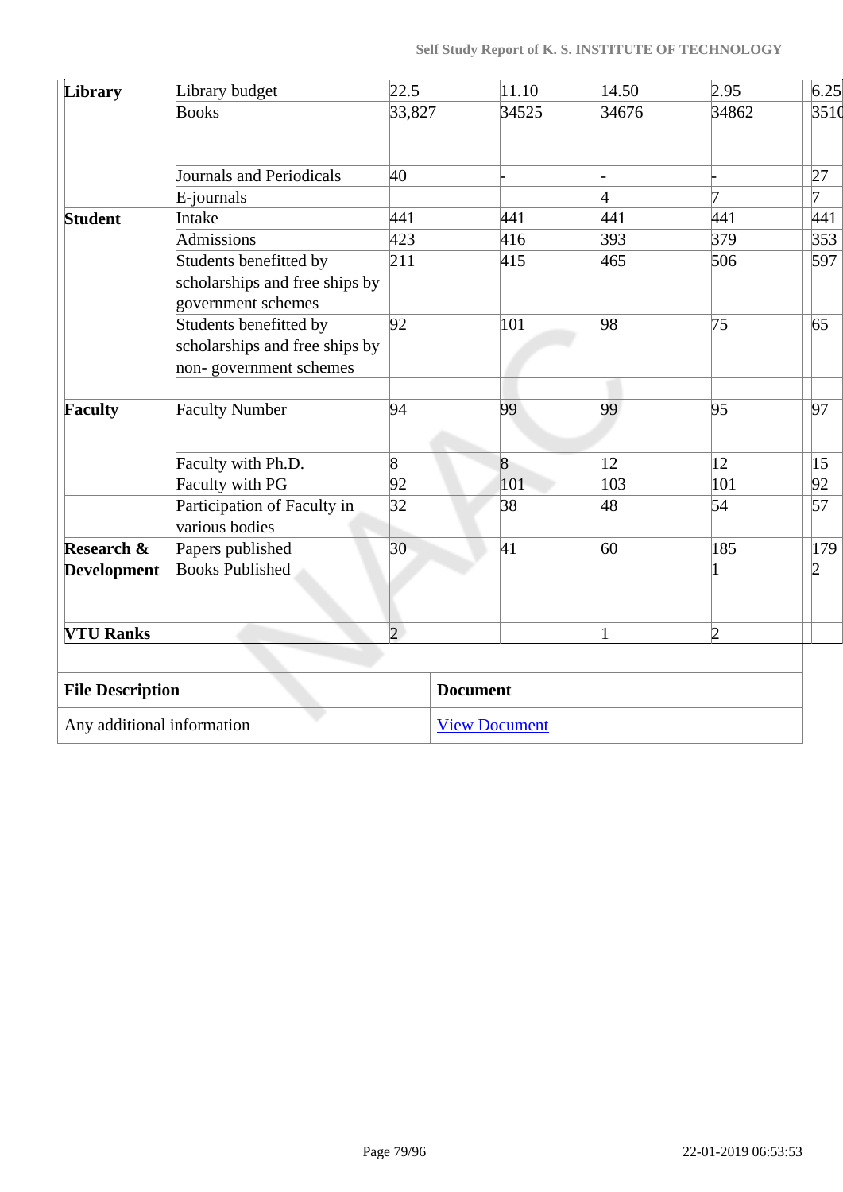| Library | Library budget | 22.5 | 11.10 | 14.50 | 2.95 | 6.25 |
|---|---|---|---|---|---|---|
| | Books | 33,827 | 34525 | 34676 | 34862 | 3510 |
| | Journals and Periodicals | 40 | - | - | - | 27 |
| | E-journals | | | 4 | 7 | 7 |
| **Student** | Intake | 441 | 441 | 441 | 441 | 441 |
| | Admissions | 423 | 416 | 393 | 379 | 353 |
| | Students benefitted by scholarships and free ships by government schemes | 211 | 415 | 465 | 506 | 597 |
| | Students benefitted by scholarships and free ships by non- government schemes | 92 | 101 | 98 | 75 | 65 |
| | | | | | | |
| **Faculty** | Faculty Number | 94 | 99 | 99 | 95 | 97 |
| | Faculty with Ph.D. | 8 | 8 | 12 | 12 | 15 |
| | Faculty with PG | 92 | 101 | 103 | 101 | 92 |
| | Participation of Faculty in various bodies | 32 | 38 | 48 | 54 | 57 |
| **Research & Development** | Papers published | 30 | 41 | 60 | 185 | 179 |
| | Books Published | | | | 1 | 2 |
| **VTU Ranks** | | 2 | | 1 | 2 | |

| File Description | Document |
|---|---|
| Any additional information | View Document |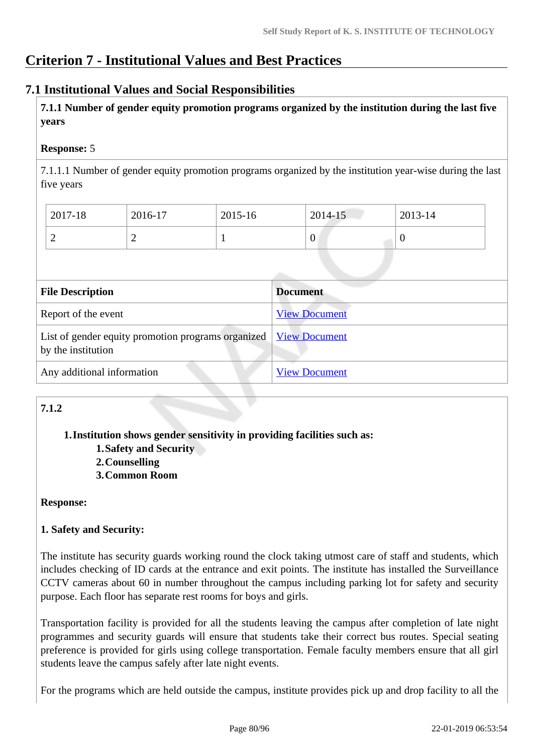# Criterion 7 - Institutional Values and Best Practices

## 7.1 Institutional Values and Social Responsibilities

**7.1.1 Number of gender equity promotion programs organized by the institution during the last five years**

**Response:** 5

7.1.1.1 Number of gender equity promotion programs organized by the institution year-wise during the last five years

| 2017-18 | 2016-17 | 2015-16 | 2014-15 | 2013-14 |
|---|---|---|---|---|
| 2 | 2 | 1 | 0 | 0 |

| File Description | Document |
|---|---|
| Report of the event | View Document |
| List of gender equity promotion programs organized by the institution | View Document |
| Any additional information | View Document |

**7.1.2**

1. **Institution shows gender sensitivity in providing facilities such as:**
   1. **Safety and Security**
   2. **Counselling**
   3. **Common Room**

**Response:**

**1. Safety and Security:**

The institute has security guards working round the clock taking utmost care of staff and students, which includes checking of ID cards at the entrance and exit points. The institute has installed the Surveillance CCTV cameras about 60 in number throughout the campus including parking lot for safety and security purpose. Each floor has separate rest rooms for boys and girls.

Transportation facility is provided for all the students leaving the campus after completion of late night programmes and security guards will ensure that students take their correct bus routes. Special seating preference is provided for girls using college transportation. Female faculty members ensure that all girl students leave the campus safely after late night events.

For the programs which are held outside the campus, institute provides pick up and drop facility to all the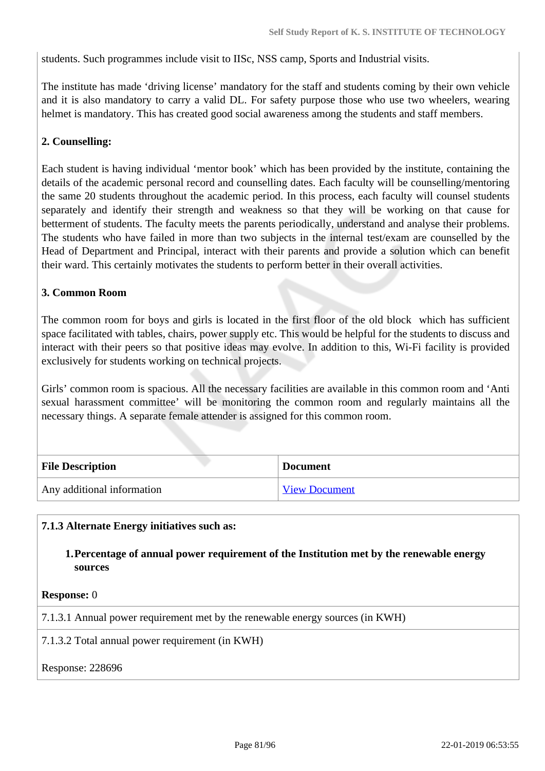students. Such programmes include visit to IISc, NSS camp, Sports and Industrial visits.

The institute has made 'driving license' mandatory for the staff and students coming by their own vehicle and it is also mandatory to carry a valid DL. For safety purpose those who use two wheelers, wearing helmet is mandatory. This has created good social awareness among the students and staff members.

**2. Counselling:**

Each student is having individual 'mentor book' which has been provided by the institute, containing the details of the academic personal record and counselling dates. Each faculty will be counselling/mentoring the same 20 students throughout the academic period. In this process, each faculty will counsel students separately and identify their strength and weakness so that they will be working on that cause for betterment of students. The faculty meets the parents periodically, understand and analyse their problems. The students who have failed in more than two subjects in the internal test/exam are counselled by the Head of Department and Principal, interact with their parents and provide a solution which can benefit their ward. This certainly motivates the students to perform better in their overall activities.

**3. Common Room**

The common room for boys and girls is located in the first floor of the old block which has sufficient space facilitated with tables, chairs, power supply etc. This would be helpful for the students to discuss and interact with their peers so that positive ideas may evolve. In addition to this, Wi-Fi facility is provided exclusively for students working on technical projects.

Girls' common room is spacious. All the necessary facilities are available in this common room and 'Anti sexual harassment committee' will be monitoring the common room and regularly maintains all the necessary things. A separate female attender is assigned for this common room.

| File Description | Document |
|---|---|
| Any additional information | View Document |

**7.1.3 Alternate Energy initiatives such as:**

1. **Percentage of annual power requirement of the Institution met by the renewable energy sources**

**Response:** 0

7.1.3.1 Annual power requirement met by the renewable energy sources (in KWH)

7.1.3.2 Total annual power requirement (in KWH)

Response: 228696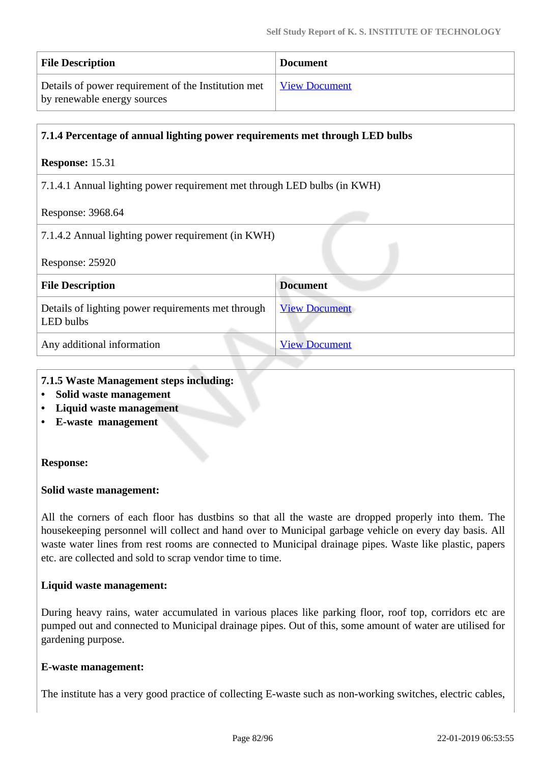| File Description | Document |
|---|---|
| Details of power requirement of the Institution met by renewable energy sources | View Document |

**7.1.4 Percentage of annual lighting power requirements met through LED bulbs**

**Response:** 15.31

7.1.4.1 Annual lighting power requirement met through LED bulbs (in KWH)

Response: 3968.64

7.1.4.2 Annual lighting power requirement (in KWH)

Response: 25920

| File Description | Document |
|---|---|
| Details of lighting power requirements met through LED bulbs | View Document |
| Any additional information | View Document |

**7.1.5 Waste Management steps including:**

- **Solid waste management**
- **Liquid waste management**
- **E-waste management**

**Response:**

**Solid waste management:**

All the corners of each floor has dustbins so that all the waste are dropped properly into them. The housekeeping personnel will collect and hand over to Municipal garbage vehicle on every day basis. All waste water lines from rest rooms are connected to Municipal drainage pipes. Waste like plastic, papers etc. are collected and sold to scrap vendor time to time.

**Liquid waste management:**

During heavy rains, water accumulated in various places like parking floor, roof top, corridors etc are pumped out and connected to Municipal drainage pipes. Out of this, some amount of water are utilised for gardening purpose.

**E-waste management:**

The institute has a very good practice of collecting E-waste such as non-working switches, electric cables,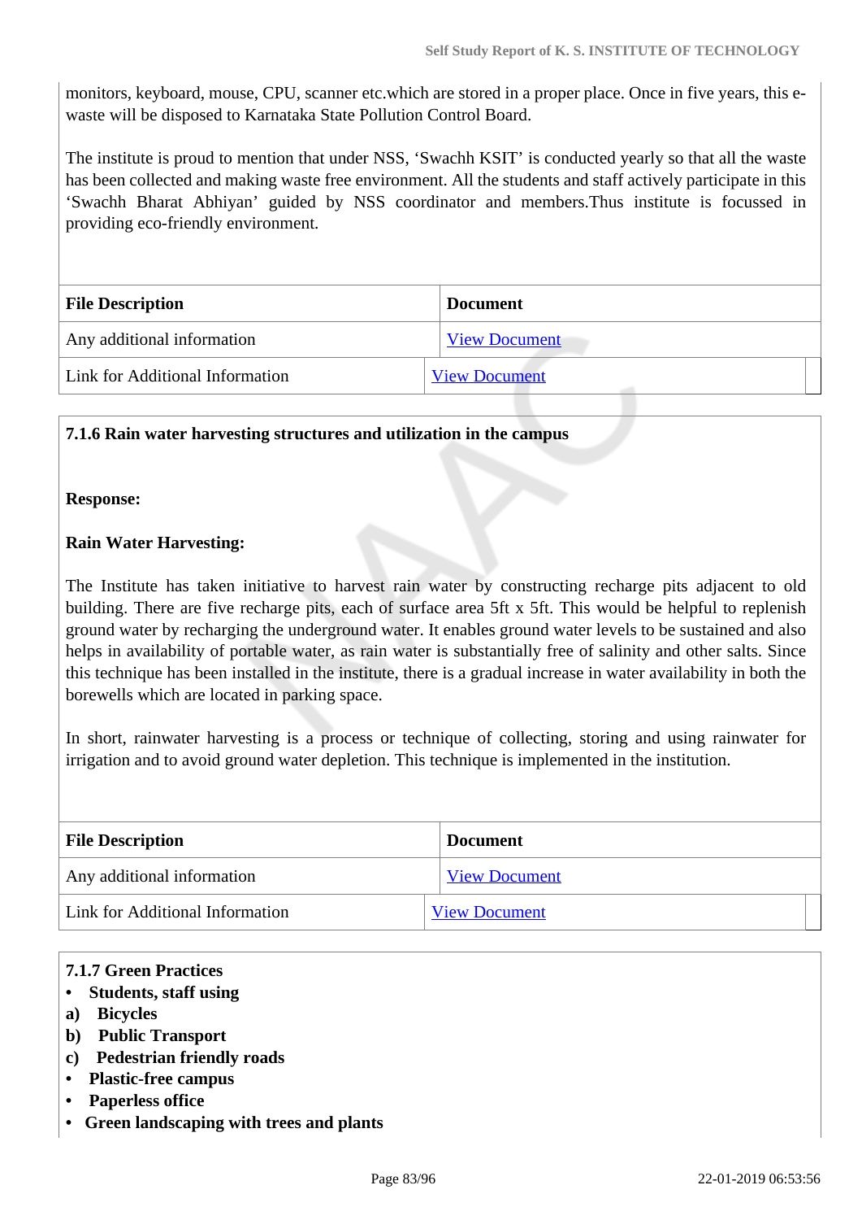monitors, keyboard, mouse, CPU, scanner etc.which are stored in a proper place. Once in five years, this e-waste will be disposed to Karnataka State Pollution Control Board.

The institute is proud to mention that under NSS, 'Swachh KSIT' is conducted yearly so that all the waste has been collected and making waste free environment. All the students and staff actively participate in this 'Swachh Bharat Abhiyan' guided by NSS coordinator and members.Thus institute is focussed in providing eco-friendly environment.

| File Description | Document |
|---|---|
| Any additional information | View Document |
| Link for Additional Information | View Document |

**7.1.6 Rain water harvesting structures and utilization in the campus**

**Response:**

**Rain Water Harvesting:**

The Institute has taken initiative to harvest rain water by constructing recharge pits adjacent to old building. There are five recharge pits, each of surface area 5ft x 5ft. This would be helpful to replenish ground water by recharging the underground water. It enables ground water levels to be sustained and also helps in availability of portable water, as rain water is substantially free of salinity and other salts. Since this technique has been installed in the institute, there is a gradual increase in water availability in both the borewells which are located in parking space.

In short, rainwater harvesting is a process or technique of collecting, storing and using rainwater for irrigation and to avoid ground water depletion. This technique is implemented in the institution.

| File Description | Document |
|---|---|
| Any additional information | View Document |
| Link for Additional Information | View Document |

**7.1.7 Green Practices**

- **Students, staff using**
  - **a) Bicycles**
  - **b) Public Transport**
  - **c) Pedestrian friendly roads**
- **Plastic-free campus**
- **Paperless office**
- **Green landscaping with trees and plants**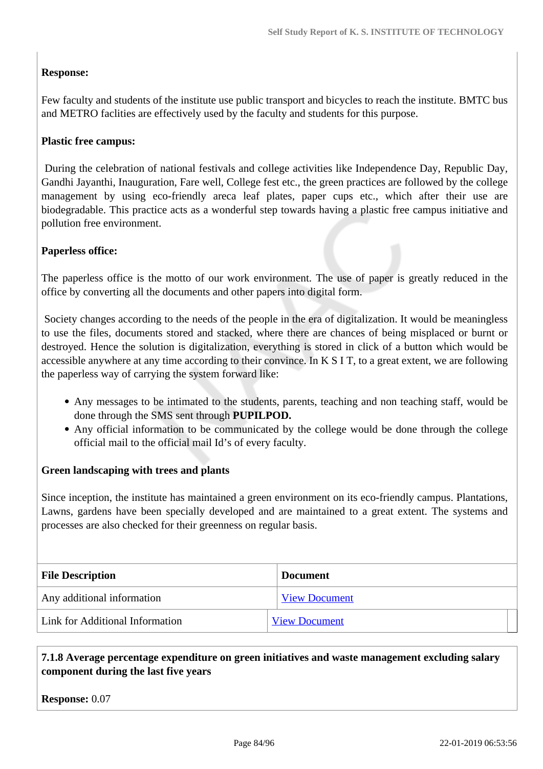**Response:**

Few faculty and students of the institute use public transport and bicycles to reach the institute. BMTC bus and METRO faclities are effectively used by the faculty and students for this purpose.

**Plastic free campus:**

During the celebration of national festivals and college activities like Independence Day, Republic Day, Gandhi Jayanthi, Inauguration, Fare well, College fest etc., the green practices are followed by the college management by using eco-friendly areca leaf plates, paper cups etc., which after their use are biodegradable. This practice acts as a wonderful step towards having a plastic free campus initiative and pollution free environment.

**Paperless office:**

The paperless office is the motto of our work environment. The use of paper is greatly reduced in the office by converting all the documents and other papers into digital form.

Society changes according to the needs of the people in the era of digitalization. It would be meaningless to use the files, documents stored and stacked, where there are chances of being misplaced or burnt or destroyed. Hence the solution is digitalization, everything is stored in click of a button which would be accessible anywhere at any time according to their convince. In K S I T, to a great extent, we are following the paperless way of carrying the system forward like:

- Any messages to be intimated to the students, parents, teaching and non teaching staff, would be done through the SMS sent through **PUPILPOD.**
- Any official information to be communicated by the college would be done through the college official mail to the official mail Id's of every faculty.

**Green landscaping with trees and plants**

Since inception, the institute has maintained a green environment on its eco-friendly campus. Plantations, Lawns, gardens have been specially developed and are maintained to a great extent. The systems and processes are also checked for their greenness on regular basis.

| File Description | Document |
|---|---|
| Any additional information | View Document |
| Link for Additional Information | View Document |

**7.1.8 Average percentage expenditure on green initiatives and waste management excluding salary component during the last five years**

**Response:** 0.07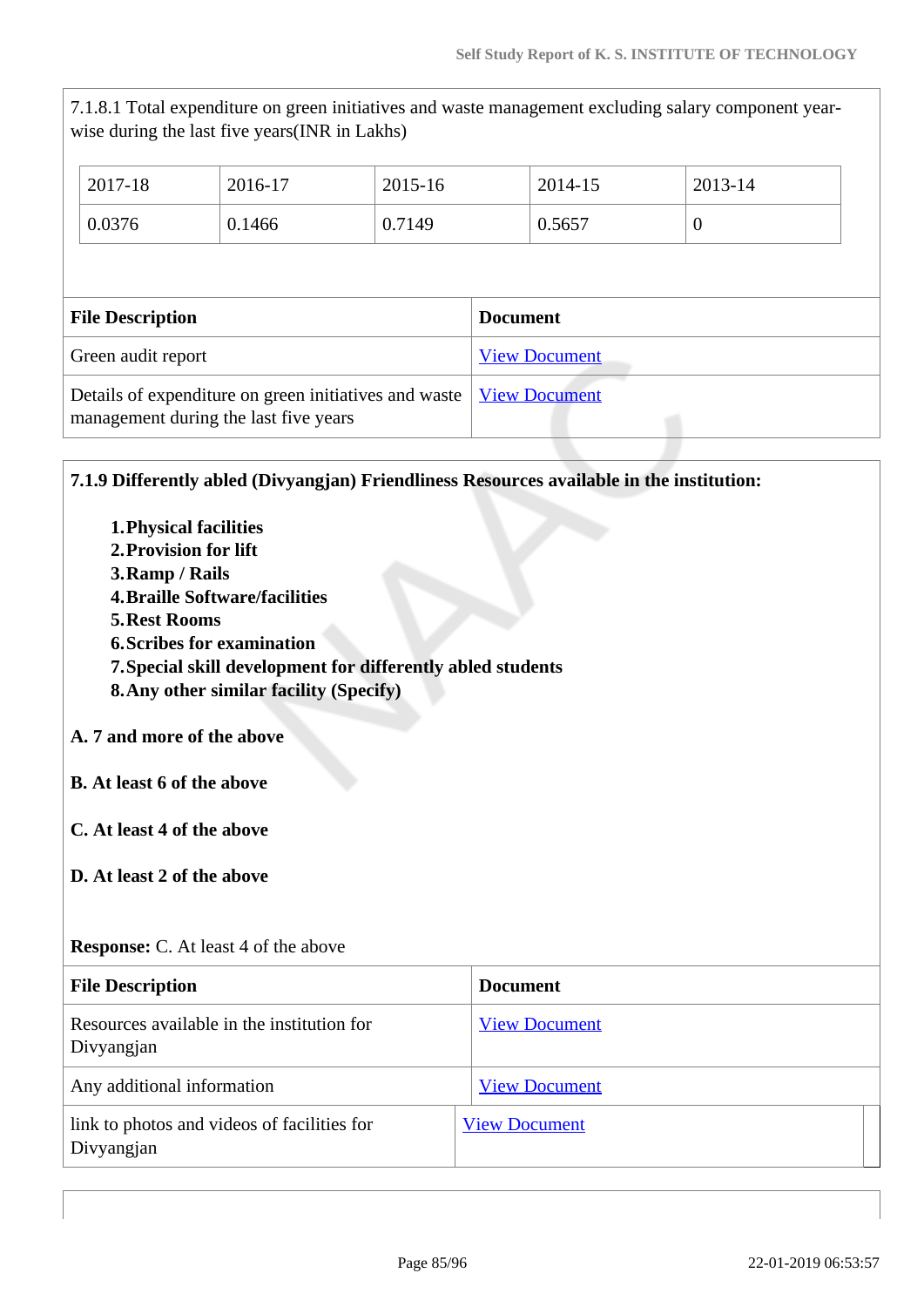7.1.8.1 Total expenditure on green initiatives and waste management excluding salary component year-wise during the last five years(INR in Lakhs)

| 2017-18 | 2016-17 | 2015-16 | 2014-15 | 2013-14 |
|---|---|---|---|---|
| 0.0376 | 0.1466 | 0.7149 | 0.5657 | 0 |

| File Description | Document |
|---|---|
| Green audit report | View Document |
| Details of expenditure on green initiatives and waste management during the last five years | View Document |

**7.1.9 Differently abled (Divyangjan) Friendliness Resources available in the institution:**

1. **Physical facilities**
2. **Provision for lift**
3. **Ramp / Rails**
4. **Braille Software/facilities**
5. **Rest Rooms**
6. **Scribes for examination**
7. **Special skill development for differently abled students**
8. **Any other similar facility (Specify)**

**A. 7 and more of the above**

**B. At least 6 of the above**

**C. At least 4 of the above**

**D. At least 2 of the above**

**Response:** C. At least 4 of the above

| File Description | Document |
|---|---|
| Resources available in the institution for Divyangjan | View Document |
| Any additional information | View Document |
| link to photos and videos of facilities for Divyangjan | View Document |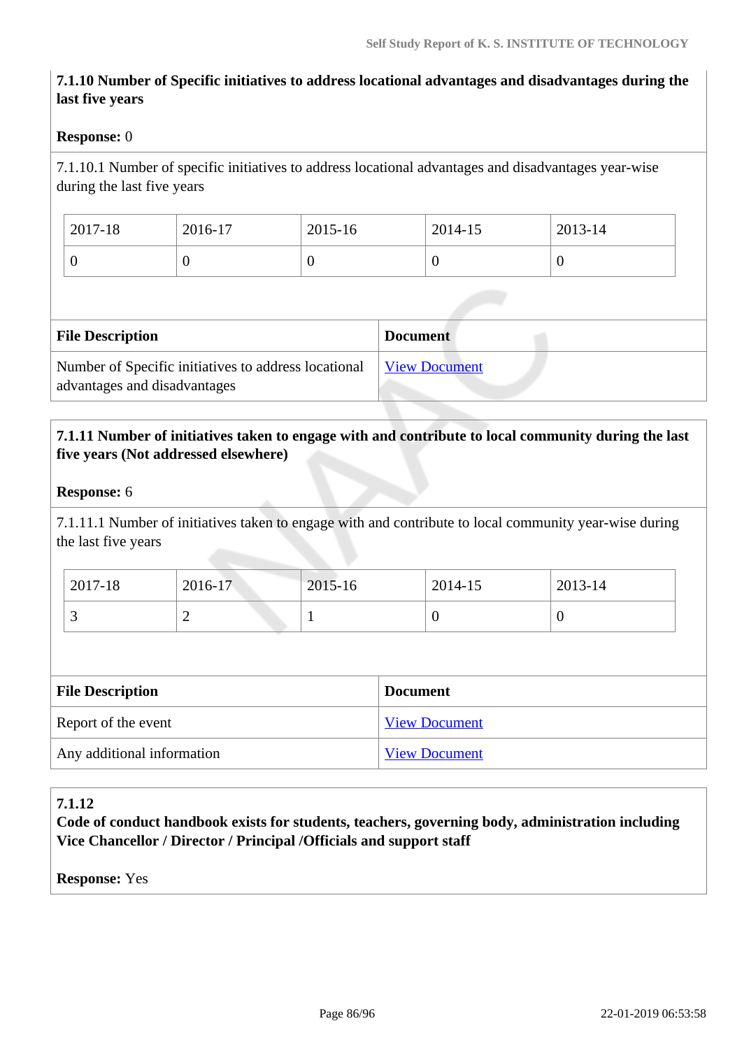**7.1.10 Number of Specific initiatives to address locational advantages and disadvantages during the last five years**

**Response:** 0

7.1.10.1 Number of specific initiatives to address locational advantages and disadvantages year-wise during the last five years

| 2017-18 | 2016-17 | 2015-16 | 2014-15 | 2013-14 |
|---|---|---|---|---|
| 0 | 0 | 0 | 0 | 0 |

| File Description | Document |
|---|---|
| Number of Specific initiatives to address locational advantages and disadvantages | View Document |

**7.1.11 Number of initiatives taken to engage with and contribute to local community during the last five years (Not addressed elsewhere)**

**Response:** 6

7.1.11.1 Number of initiatives taken to engage with and contribute to local community year-wise during the last five years

| 2017-18 | 2016-17 | 2015-16 | 2014-15 | 2013-14 |
|---|---|---|---|---|
| 3 | 2 | 1 | 0 | 0 |

| File Description | Document |
|---|---|
| Report of the event | View Document |
| Any additional information | View Document |

**7.1.12**
**Code of conduct handbook exists for students, teachers, governing body, administration including Vice Chancellor / Director / Principal /Officials and support staff**

**Response:** Yes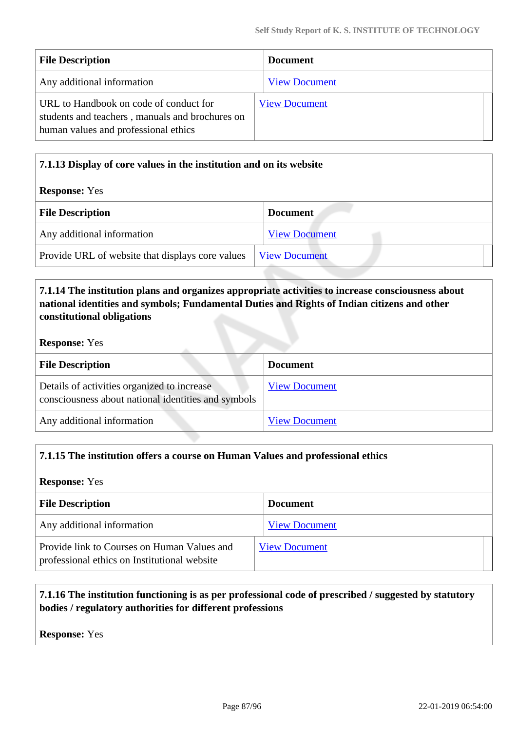| File Description | Document |
|---|---|
| Any additional information | View Document |
| URL to Handbook on code of conduct for students and teachers , manuals and brochures on human values and professional ethics | View Document |

**7.1.13 Display of core values in the institution and on its website**

**Response:** Yes

| File Description | Document |
|---|---|
| Any additional information | View Document |
| Provide URL of website that displays core values | View Document |

**7.1.14 The institution plans and organizes appropriate activities to increase consciousness about national identities and symbols; Fundamental Duties and Rights of Indian citizens and other constitutional obligations**

**Response:** Yes

| File Description | Document |
|---|---|
| Details of activities organized to increase consciousness about national identities and symbols | View Document |
| Any additional information | View Document |

**7.1.15 The institution offers a course on Human Values and professional ethics**

**Response:** Yes

| File Description | Document |
|---|---|
| Any additional information | View Document |
| Provide link to Courses on Human Values and professional ethics on Institutional website | View Document |

**7.1.16 The institution functioning is as per professional code of prescribed / suggested by statutory bodies / regulatory authorities for different professions**

**Response:** Yes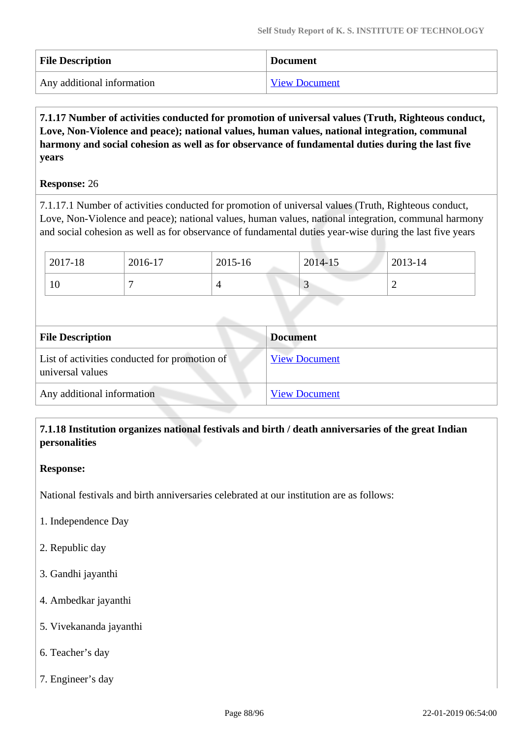| File Description | Document |
| --- | --- |
| Any additional information | View Document |

**7.1.17 Number of activities conducted for promotion of universal values (Truth, Righteous conduct, Love, Non-Violence and peace); national values, human values, national integration, communal harmony and social cohesion as well as for observance of fundamental duties during the last five years**

**Response:** 26

7.1.17.1 Number of activities conducted for promotion of universal values (Truth, Righteous conduct, Love, Non-Violence and peace); national values, human values, national integration, communal harmony and social cohesion as well as for observance of fundamental duties year-wise during the last five years

| 2017-18 | 2016-17 | 2015-16 | 2014-15 | 2013-14 |
| --- | --- | --- | --- | --- |
| 10 | 7 | 4 | 3 | 2 |

| File Description | Document |
| --- | --- |
| List of activities conducted for promotion of universal values | View Document |
| Any additional information | View Document |

**7.1.18 Institution organizes national festivals and birth / death anniversaries of the great Indian personalities**

**Response:**

National festivals and birth anniversaries celebrated at our institution are as follows:

1. Independence Day

2. Republic day

3. Gandhi jayanthi

4. Ambedkar jayanthi

5. Vivekananda jayanthi

6. Teacher's day

7. Engineer's day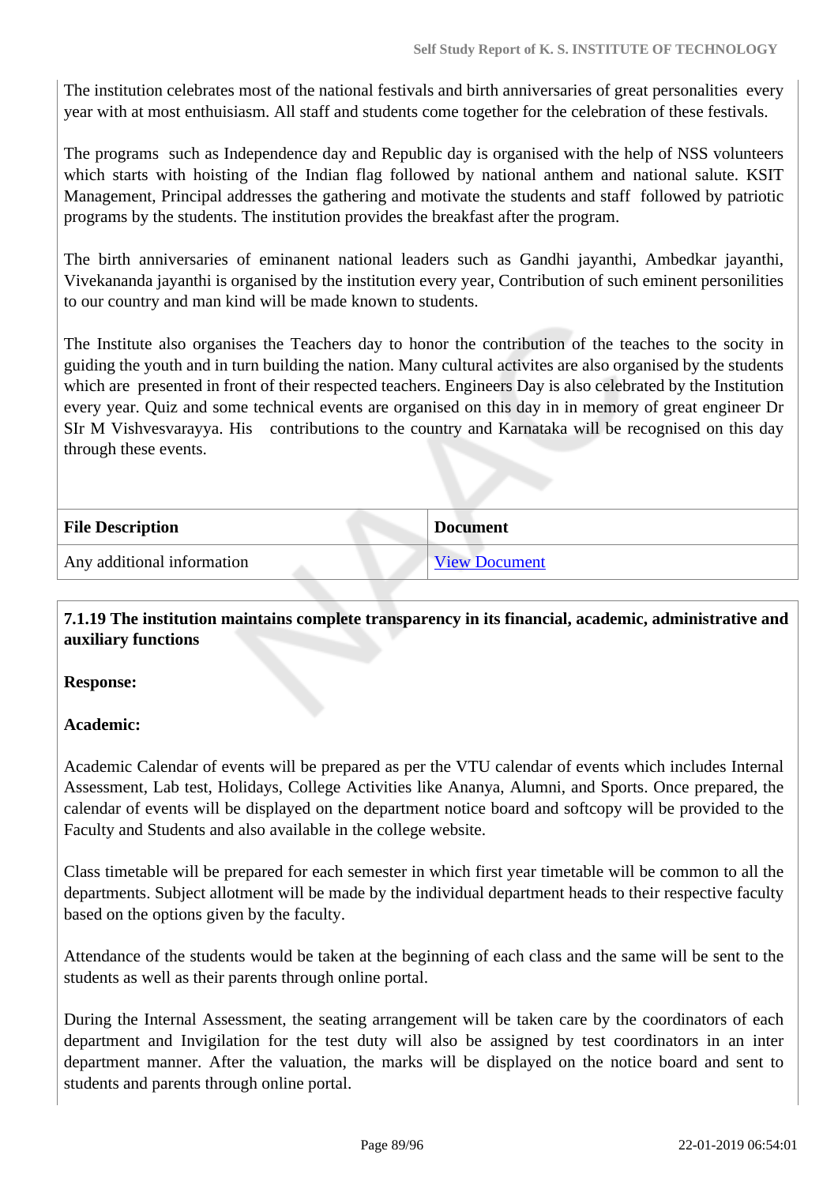The institution celebrates most of the national festivals and birth anniversaries of great personalities every year with at most enthuisiasm. All staff and students come together for the celebration of these festivals.

The programs such as Independence day and Republic day is organised with the help of NSS volunteers which starts with hoisting of the Indian flag followed by national anthem and national salute. KSIT Management, Principal addresses the gathering and motivate the students and staff followed by patriotic programs by the students. The institution provides the breakfast after the program.

The birth anniversaries of eminanent national leaders such as Gandhi jayanthi, Ambedkar jayanthi, Vivekananda jayanthi is organised by the institution every year, Contribution of such eminent personilities to our country and man kind will be made known to students.

The Institute also organises the Teachers day to honor the contribution of the teaches to the socity in guiding the youth and in turn building the nation. Many cultural activites are also organised by the students which are presented in front of their respected teachers. Engineers Day is also celebrated by the Institution every year. Quiz and some technical events are organised on this day in in memory of great engineer Dr SIr M Vishvesvarayya. His contributions to the country and Karnataka will be recognised on this day through these events.

| File Description | Document |
| --- | --- |
| Any additional information | View Document |

**7.1.19 The institution maintains complete transparency in its financial, academic, administrative and auxiliary functions**

**Response:**

**Academic:**

Academic Calendar of events will be prepared as per the VTU calendar of events which includes Internal Assessment, Lab test, Holidays, College Activities like Ananya, Alumni, and Sports. Once prepared, the calendar of events will be displayed on the department notice board and softcopy will be provided to the Faculty and Students and also available in the college website.

Class timetable will be prepared for each semester in which first year timetable will be common to all the departments. Subject allotment will be made by the individual department heads to their respective faculty based on the options given by the faculty.

Attendance of the students would be taken at the beginning of each class and the same will be sent to the students as well as their parents through online portal.

During the Internal Assessment, the seating arrangement will be taken care by the coordinators of each department and Invigilation for the test duty will also be assigned by test coordinators in an inter department manner. After the valuation, the marks will be displayed on the notice board and sent to students and parents through online portal.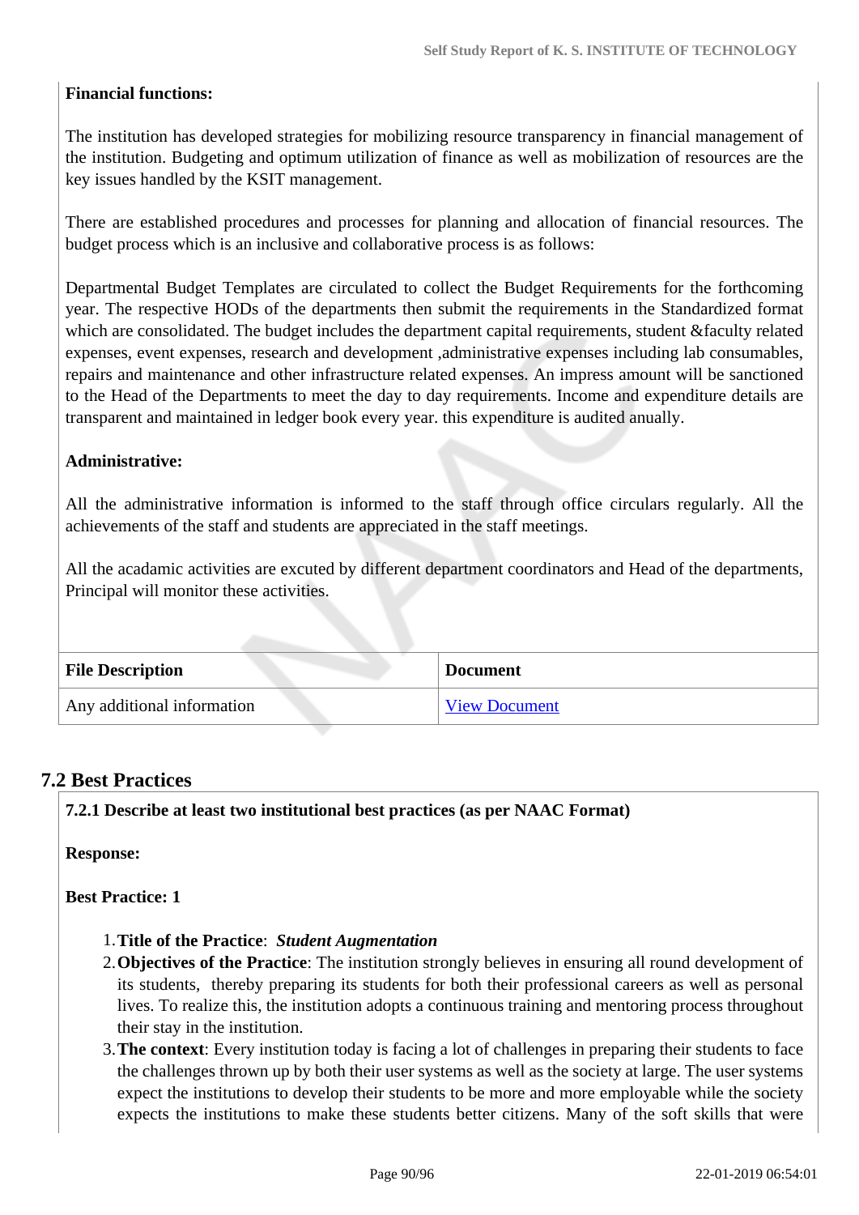**Financial functions:**

The institution has developed strategies for mobilizing resource transparency in financial management of the institution. Budgeting and optimum utilization of finance as well as mobilization of resources are the key issues handled by the KSIT management.

There are established procedures and processes for planning and allocation of financial resources. The budget process which is an inclusive and collaborative process is as follows:

Departmental Budget Templates are circulated to collect the Budget Requirements for the forthcoming year. The respective HODs of the departments then submit the requirements in the Standardized format which are consolidated. The budget includes the department capital requirements, student &faculty related expenses, event expenses, research and development ,administrative expenses including lab consumables, repairs and maintenance and other infrastructure related expenses. An impress amount will be sanctioned to the Head of the Departments to meet the day to day requirements. Income and expenditure details are transparent and maintained in ledger book every year. this expenditure is audited anually.

**Administrative:**

All the administrative information is informed to the staff through office circulars regularly. All the achievements of the staff and students are appreciated in the staff meetings.

All the acadamic activities are excuted by different department coordinators and Head of the departments, Principal will monitor these activities.

| File Description | Document |
|---|---|
| Any additional information | View Document |

## 7.2 Best Practices

**7.2.1 Describe at least two institutional best practices (as per NAAC Format)**

**Response:**

**Best Practice: 1**

1. **Title of the Practice**: ***Student Augmentation***
2. **Objectives of the Practice**: The institution strongly believes in ensuring all round development of its students, thereby preparing its students for both their professional careers as well as personal lives. To realize this, the institution adopts a continuous training and mentoring process throughout their stay in the institution.
3. **The context**: Every institution today is facing a lot of challenges in preparing their students to face the challenges thrown up by both their user systems as well as the society at large. The user systems expect the institutions to develop their students to be more and more employable while the society expects the institutions to make these students better citizens. Many of the soft skills that were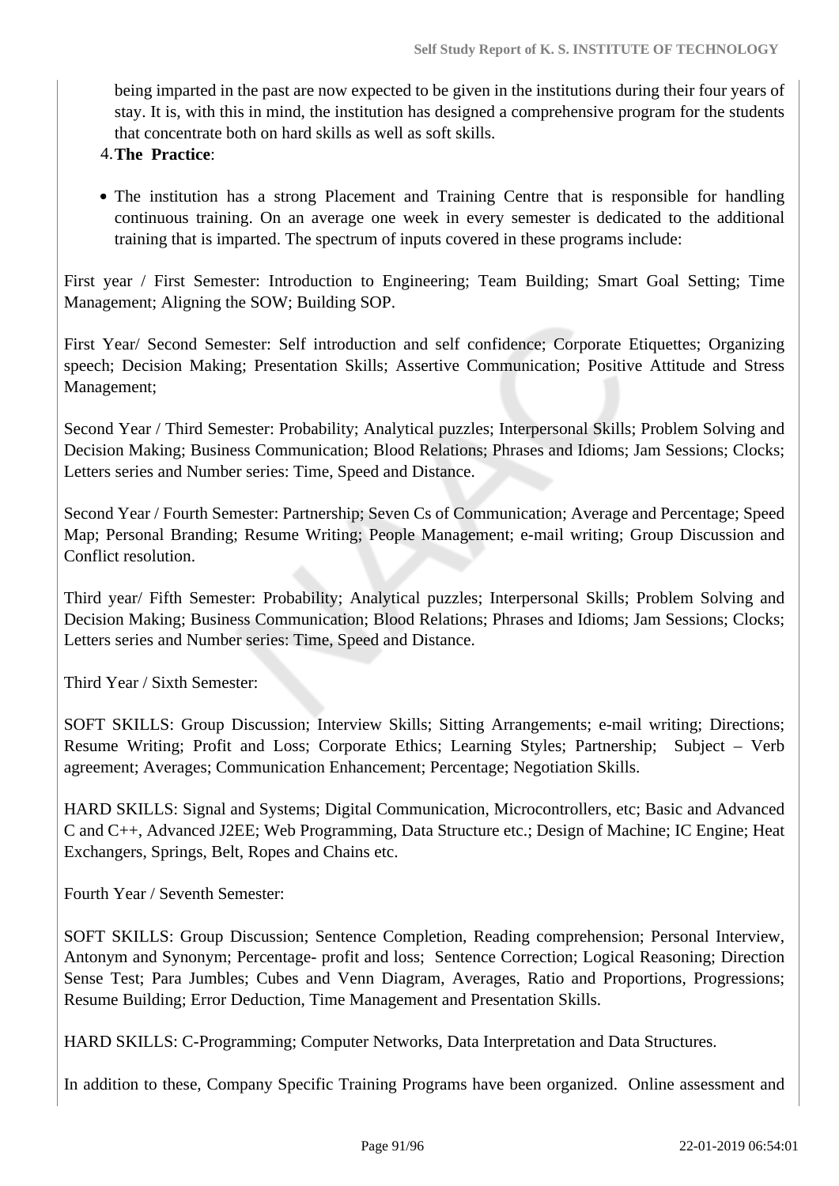being imparted in the past are now expected to be given in the institutions during their four years of stay. It is, with this in mind, the institution has designed a comprehensive program for the students that concentrate both on hard skills as well as soft skills.

4. **The Practice**:

- The institution has a strong Placement and Training Centre that is responsible for handling continuous training. On an average one week in every semester is dedicated to the additional training that is imparted. The spectrum of inputs covered in these programs include:

First year / First Semester: Introduction to Engineering; Team Building; Smart Goal Setting; Time Management; Aligning the SOW; Building SOP.

First Year/ Second Semester: Self introduction and self confidence; Corporate Etiquettes; Organizing speech; Decision Making; Presentation Skills; Assertive Communication; Positive Attitude and Stress Management;

Second Year / Third Semester: Probability; Analytical puzzles; Interpersonal Skills; Problem Solving and Decision Making; Business Communication; Blood Relations; Phrases and Idioms; Jam Sessions; Clocks; Letters series and Number series: Time, Speed and Distance.

Second Year / Fourth Semester: Partnership; Seven Cs of Communication; Average and Percentage; Speed Map; Personal Branding; Resume Writing; People Management; e-mail writing; Group Discussion and Conflict resolution.

Third year/ Fifth Semester: Probability; Analytical puzzles; Interpersonal Skills; Problem Solving and Decision Making; Business Communication; Blood Relations; Phrases and Idioms; Jam Sessions; Clocks; Letters series and Number series: Time, Speed and Distance.

Third Year / Sixth Semester:

SOFT SKILLS: Group Discussion; Interview Skills; Sitting Arrangements; e-mail writing; Directions; Resume Writing; Profit and Loss; Corporate Ethics; Learning Styles; Partnership; Subject – Verb agreement; Averages; Communication Enhancement; Percentage; Negotiation Skills.

HARD SKILLS: Signal and Systems; Digital Communication, Microcontrollers, etc; Basic and Advanced C and C++, Advanced J2EE; Web Programming, Data Structure etc.; Design of Machine; IC Engine; Heat Exchangers, Springs, Belt, Ropes and Chains etc.

Fourth Year / Seventh Semester:

SOFT SKILLS: Group Discussion; Sentence Completion, Reading comprehension; Personal Interview, Antonym and Synonym; Percentage- profit and loss; Sentence Correction; Logical Reasoning; Direction Sense Test; Para Jumbles; Cubes and Venn Diagram, Averages, Ratio and Proportions, Progressions; Resume Building; Error Deduction, Time Management and Presentation Skills.

HARD SKILLS: C-Programming; Computer Networks, Data Interpretation and Data Structures.

In addition to these, Company Specific Training Programs have been organized. Online assessment and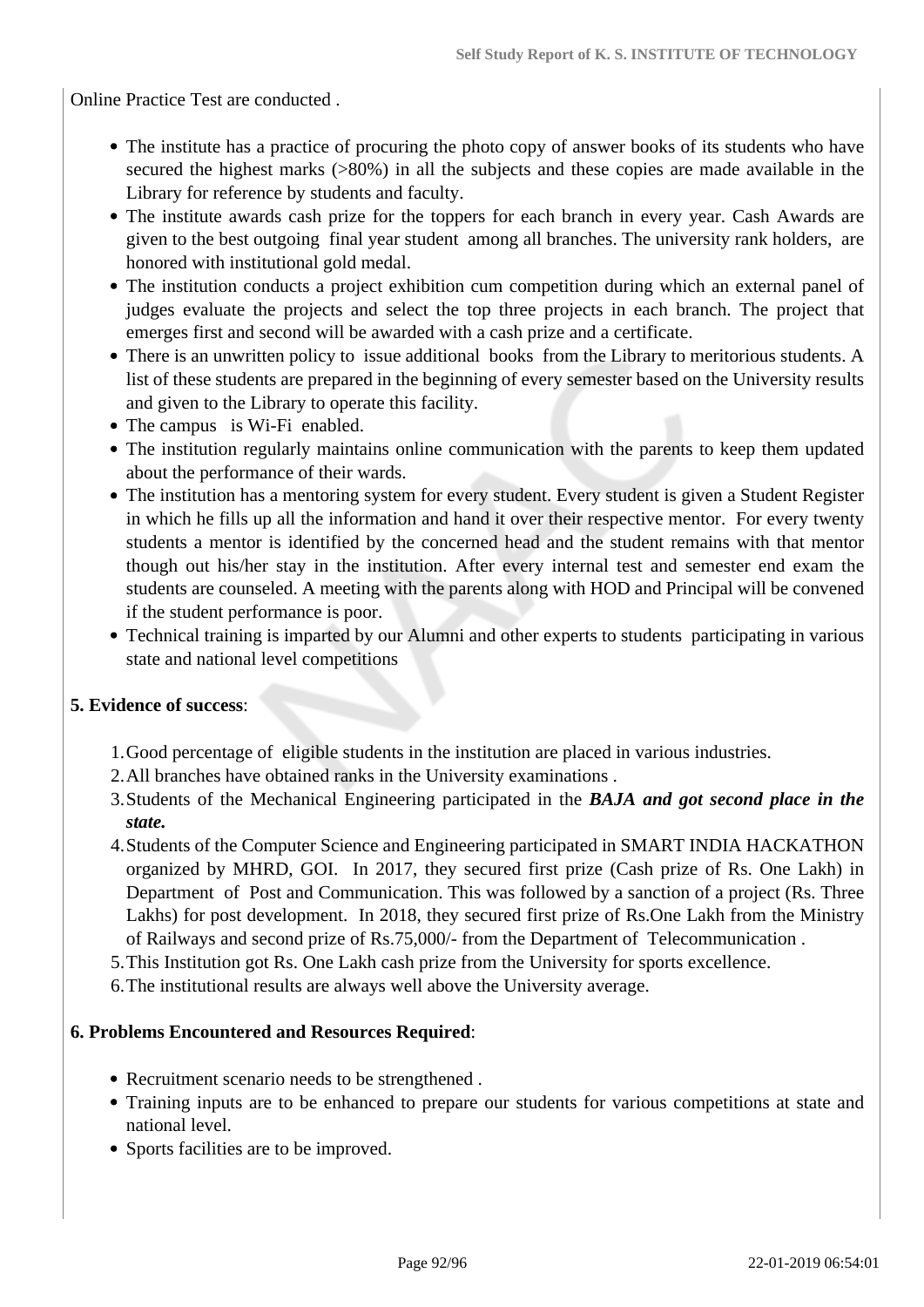Online Practice Test are conducted .

- The institute has a practice of procuring the photo copy of answer books of its students who have secured the highest marks (>80%) in all the subjects and these copies are made available in the Library for reference by students and faculty.
- The institute awards cash prize for the toppers for each branch in every year. Cash Awards are given to the best outgoing final year student among all branches. The university rank holders, are honored with institutional gold medal.
- The institution conducts a project exhibition cum competition during which an external panel of judges evaluate the projects and select the top three projects in each branch. The project that emerges first and second will be awarded with a cash prize and a certificate.
- There is an unwritten policy to issue additional books from the Library to meritorious students. A list of these students are prepared in the beginning of every semester based on the University results and given to the Library to operate this facility.
- The campus is Wi-Fi enabled.
- The institution regularly maintains online communication with the parents to keep them updated about the performance of their wards.
- The institution has a mentoring system for every student. Every student is given a Student Register in which he fills up all the information and hand it over their respective mentor. For every twenty students a mentor is identified by the concerned head and the student remains with that mentor though out his/her stay in the institution. After every internal test and semester end exam the students are counseled. A meeting with the parents along with HOD and Principal will be convened if the student performance is poor.
- Technical training is imparted by our Alumni and other experts to students participating in various state and national level competitions

**5. Evidence of success**:

1. Good percentage of eligible students in the institution are placed in various industries.
2. All branches have obtained ranks in the University examinations .
3. Students of the Mechanical Engineering participated in the ***BAJA and got second place in the state.***
4. Students of the Computer Science and Engineering participated in SMART INDIA HACKATHON organized by MHRD, GOI. In 2017, they secured first prize (Cash prize of Rs. One Lakh) in Department of Post and Communication. This was followed by a sanction of a project (Rs. Three Lakhs) for post development. In 2018, they secured first prize of Rs.One Lakh from the Ministry of Railways and second prize of Rs.75,000/- from the Department of Telecommunication .
5. This Institution got Rs. One Lakh cash prize from the University for sports excellence.
6. The institutional results are always well above the University average.

**6. Problems Encountered and Resources Required**:

- Recruitment scenario needs to be strengthened .
- Training inputs are to be enhanced to prepare our students for various competitions at state and national level.
- Sports facilities are to be improved.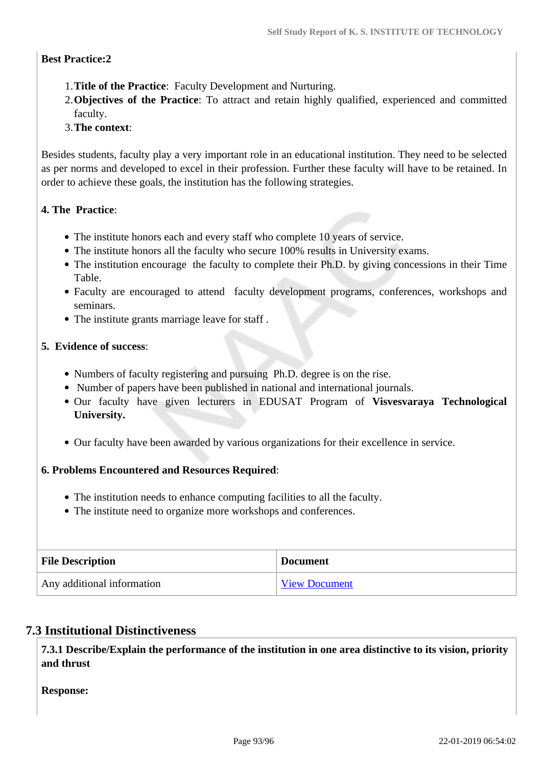**Best Practice:2**

1. **Title of the Practice**: Faculty Development and Nurturing.
2. **Objectives of the Practice**: To attract and retain highly qualified, experienced and committed faculty.
3. **The context**:

Besides students, faculty play a very important role in an educational institution. They need to be selected as per norms and developed to excel in their profession. Further these faculty will have to be retained. In order to achieve these goals, the institution has the following strategies.

**4. The Practice**:

- The institute honors each and every staff who complete 10 years of service.
- The institute honors all the faculty who secure 100% results in University exams.
- The institution encourage the faculty to complete their Ph.D. by giving concessions in their Time Table.
- Faculty are encouraged to attend faculty development programs, conferences, workshops and seminars.
- The institute grants marriage leave for staff .

**5. Evidence of success**:

- Numbers of faculty registering and pursuing Ph.D. degree is on the rise.
- Number of papers have been published in national and international journals.
- Our faculty have given lecturers in EDUSAT Program of **Visvesvaraya Technological University.**
- Our faculty have been awarded by various organizations for their excellence in service.

**6. Problems Encountered and Resources Required**:

- The institution needs to enhance computing facilities to all the faculty.
- The institute need to organize more workshops and conferences.

| File Description | Document |
|---|---|
| Any additional information | View Document |

## 7.3 Institutional Distinctiveness

**7.3.1 Describe/Explain the performance of the institution in one area distinctive to its vision, priority and thrust**

**Response:**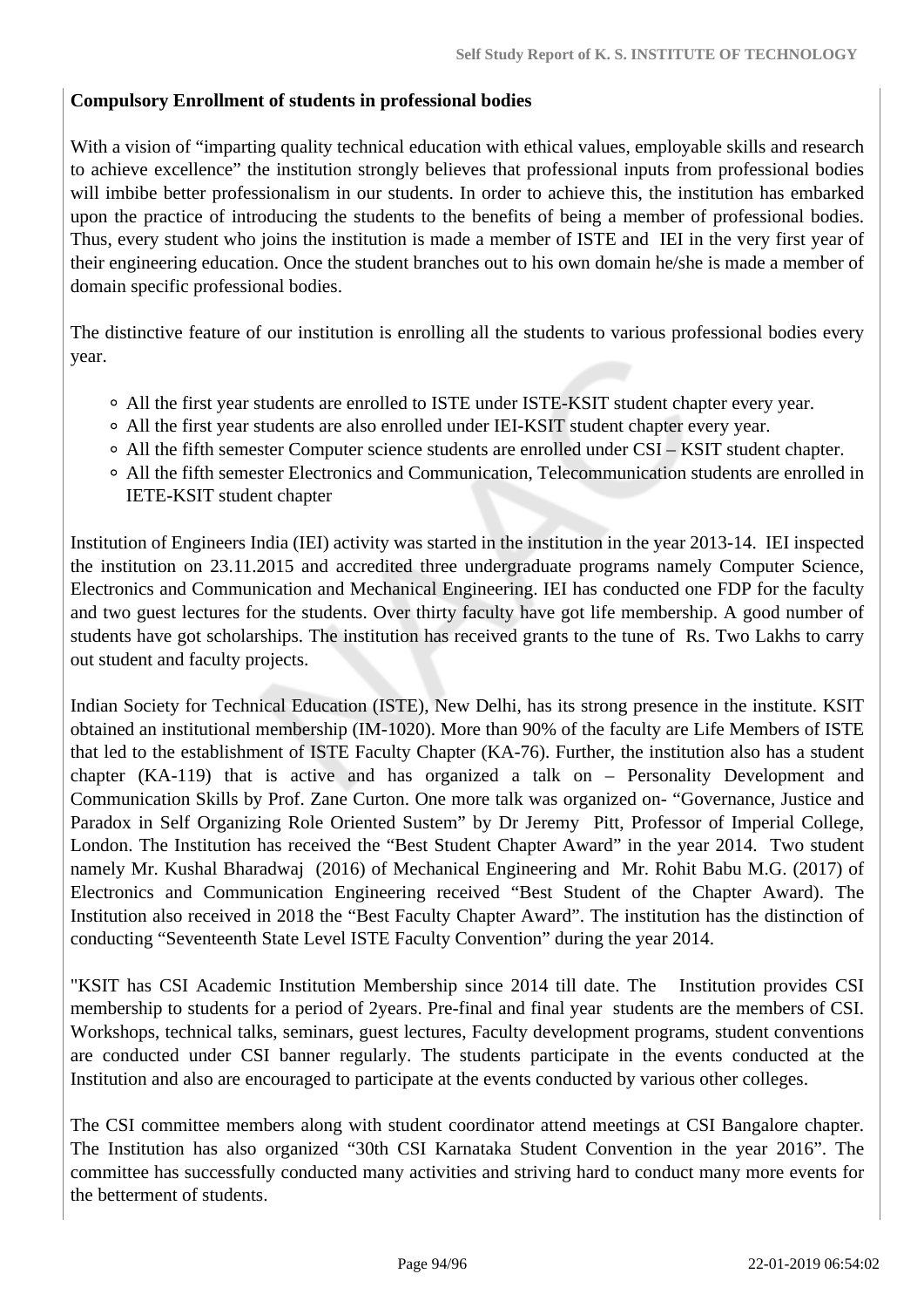**Compulsory Enrollment of students in professional bodies**

With a vision of "imparting quality technical education with ethical values, employable skills and research to achieve excellence" the institution strongly believes that professional inputs from professional bodies will imbibe better professionalism in our students. In order to achieve this, the institution has embarked upon the practice of introducing the students to the benefits of being a member of professional bodies. Thus, every student who joins the institution is made a member of ISTE and IEI in the very first year of their engineering education. Once the student branches out to his own domain he/she is made a member of domain specific professional bodies.

The distinctive feature of our institution is enrolling all the students to various professional bodies every year.

- All the first year students are enrolled to ISTE under ISTE-KSIT student chapter every year.
- All the first year students are also enrolled under IEI-KSIT student chapter every year.
- All the fifth semester Computer science students are enrolled under CSI – KSIT student chapter.
- All the fifth semester Electronics and Communication, Telecommunication students are enrolled in IETE-KSIT student chapter

Institution of Engineers India (IEI) activity was started in the institution in the year 2013-14. IEI inspected the institution on 23.11.2015 and accredited three undergraduate programs namely Computer Science, Electronics and Communication and Mechanical Engineering. IEI has conducted one FDP for the faculty and two guest lectures for the students. Over thirty faculty have got life membership. A good number of students have got scholarships. The institution has received grants to the tune of Rs. Two Lakhs to carry out student and faculty projects.

Indian Society for Technical Education (ISTE), New Delhi, has its strong presence in the institute. KSIT obtained an institutional membership (IM-1020). More than 90% of the faculty are Life Members of ISTE that led to the establishment of ISTE Faculty Chapter (KA-76). Further, the institution also has a student chapter (KA-119) that is active and has organized a talk on – Personality Development and Communication Skills by Prof. Zane Curton. One more talk was organized on- "Governance, Justice and Paradox in Self Organizing Role Oriented Sustem" by Dr Jeremy Pitt, Professor of Imperial College, London. The Institution has received the "Best Student Chapter Award" in the year 2014. Two student namely Mr. Kushal Bharadwaj (2016) of Mechanical Engineering and Mr. Rohit Babu M.G. (2017) of Electronics and Communication Engineering received "Best Student of the Chapter Award). The Institution also received in 2018 the "Best Faculty Chapter Award". The institution has the distinction of conducting "Seventeenth State Level ISTE Faculty Convention" during the year 2014.

"KSIT has CSI Academic Institution Membership since 2014 till date. The Institution provides CSI membership to students for a period of 2years. Pre-final and final year students are the members of CSI. Workshops, technical talks, seminars, guest lectures, Faculty development programs, student conventions are conducted under CSI banner regularly. The students participate in the events conducted at the Institution and also are encouraged to participate at the events conducted by various other colleges.

The CSI committee members along with student coordinator attend meetings at CSI Bangalore chapter. The Institution has also organized "30th CSI Karnataka Student Convention in the year 2016". The committee has successfully conducted many activities and striving hard to conduct many more events for the betterment of students.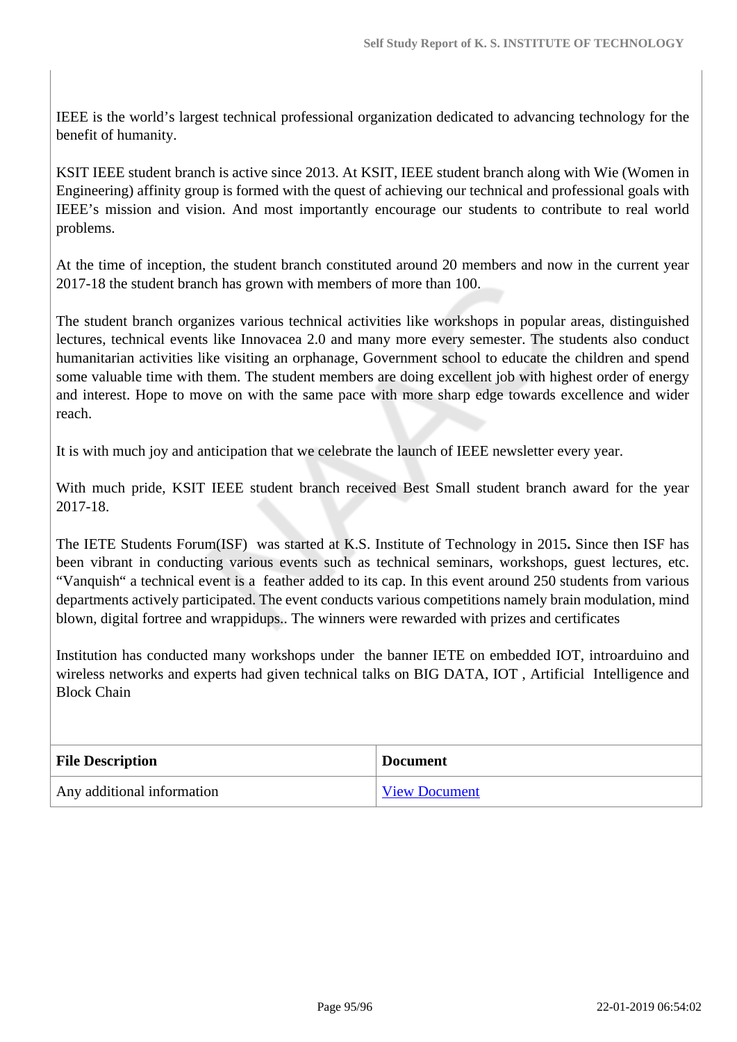IEEE is the world's largest technical professional organization dedicated to advancing technology for the benefit of humanity.

KSIT IEEE student branch is active since 2013. At KSIT, IEEE student branch along with Wie (Women in Engineering) affinity group is formed with the quest of achieving our technical and professional goals with IEEE's mission and vision. And most importantly encourage our students to contribute to real world problems.

At the time of inception, the student branch constituted around 20 members and now in the current year 2017-18 the student branch has grown with members of more than 100.

The student branch organizes various technical activities like workshops in popular areas, distinguished lectures, technical events like Innovacea 2.0 and many more every semester. The students also conduct humanitarian activities like visiting an orphanage, Government school to educate the children and spend some valuable time with them. The student members are doing excellent job with highest order of energy and interest. Hope to move on with the same pace with more sharp edge towards excellence and wider reach.

It is with much joy and anticipation that we celebrate the launch of IEEE newsletter every year.

With much pride, KSIT IEEE student branch received Best Small student branch award for the year 2017-18.

The IETE Students Forum(ISF) was started at K.S. Institute of Technology in 2015**.** Since then ISF has been vibrant in conducting various events such as technical seminars, workshops, guest lectures, etc. "Vanquish" a technical event is a feather added to its cap. In this event around 250 students from various departments actively participated. The event conducts various competitions namely brain modulation, mind blown, digital fortree and wrappidups.. The winners were rewarded with prizes and certificates

Institution has conducted many workshops under the banner IETE on embedded IOT, introarduino and wireless networks and experts had given technical talks on BIG DATA, IOT , Artificial Intelligence and Block Chain

| File Description | Document |
|---|---|
| Any additional information | View Document |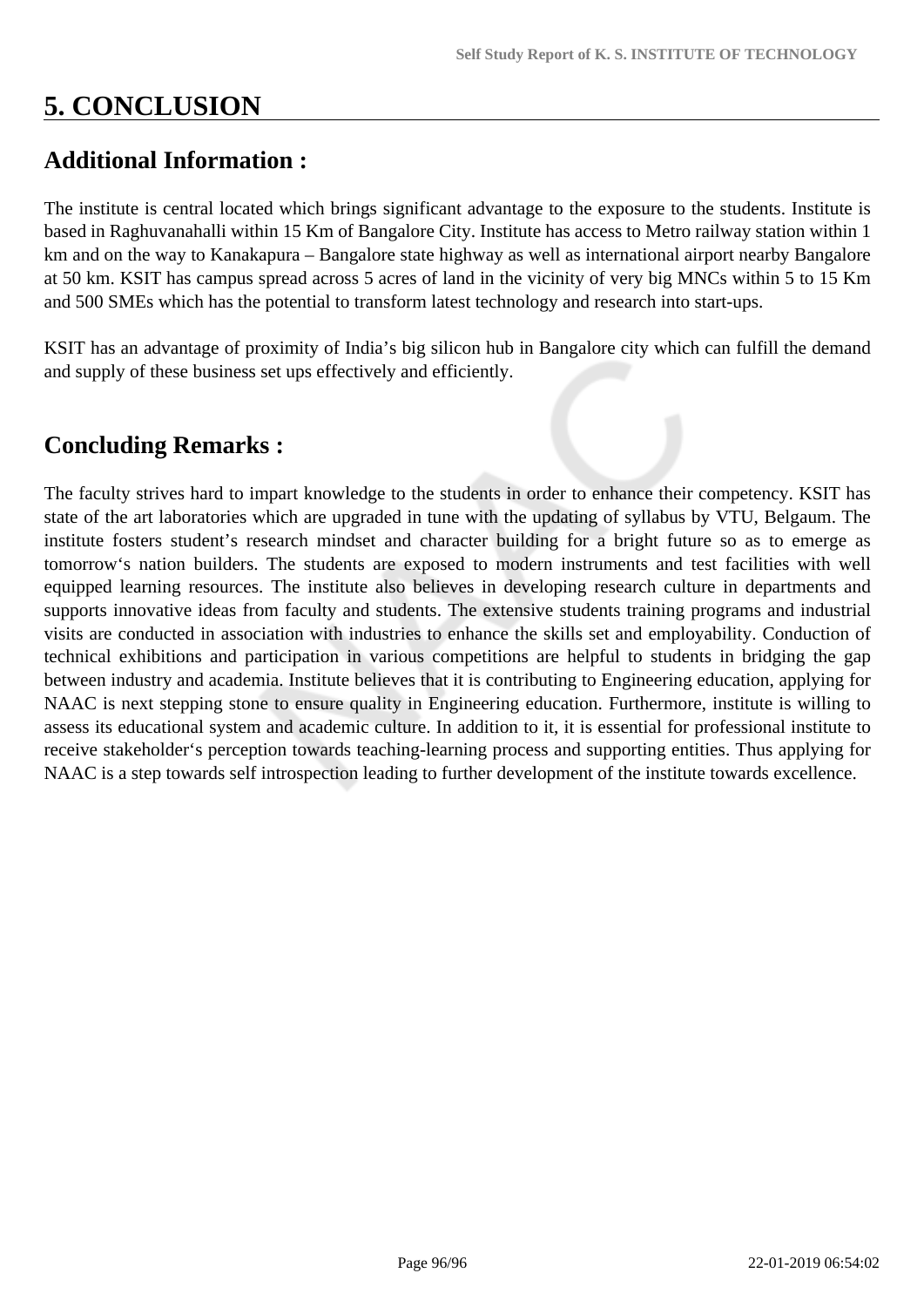# 5. CONCLUSION

## Additional Information :

The institute is central located which brings significant advantage to the exposure to the students. Institute is based in Raghuvanahalli within 15 Km of Bangalore City. Institute has access to Metro railway station within 1 km and on the way to Kanakapura – Bangalore state highway as well as international airport nearby Bangalore at 50 km. KSIT has campus spread across 5 acres of land in the vicinity of very big MNCs within 5 to 15 Km and 500 SMEs which has the potential to transform latest technology and research into start-ups.

KSIT has an advantage of proximity of India's big silicon hub in Bangalore city which can fulfill the demand and supply of these business set ups effectively and efficiently.

## Concluding Remarks :

The faculty strives hard to impart knowledge to the students in order to enhance their competency. KSIT has state of the art laboratories which are upgraded in tune with the updating of syllabus by VTU, Belgaum. The institute fosters student's research mindset and character building for a bright future so as to emerge as tomorrow's nation builders. The students are exposed to modern instruments and test facilities with well equipped learning resources. The institute also believes in developing research culture in departments and supports innovative ideas from faculty and students. The extensive students training programs and industrial visits are conducted in association with industries to enhance the skills set and employability. Conduction of technical exhibitions and participation in various competitions are helpful to students in bridging the gap between industry and academia. Institute believes that it is contributing to Engineering education, applying for NAAC is next stepping stone to ensure quality in Engineering education. Furthermore, institute is willing to assess its educational system and academic culture. In addition to it, it is essential for professional institute to receive stakeholder's perception towards teaching-learning process and supporting entities. Thus applying for NAAC is a step towards self introspection leading to further development of the institute towards excellence.